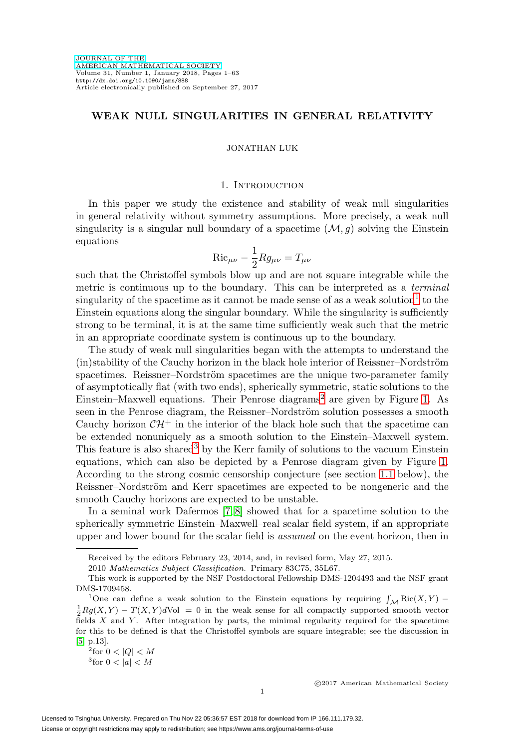# WEAK NULL SINGULARITIES IN GENERAL RELATIVITY

JONATHAN LUK

## 1. Introduction

In this paper we study the existence and stability of weak null singularities in general relativity without symmetry assumptions. More precisely, a weak null singularity is a singular null boundary of a spacetime $(\mathcal{M}, g)$ solving the Einstein equations

$$\mathrm{Ric}_{\mu\nu} - \frac{1}{2} R g_{\mu\nu} = T_{\mu\nu}$$

such that the Christoffel symbols blow up and are not square integrable while the metric is continuous up to the boundary. This can be interpreted as a *terminal* singularity of the spacetime as it cannot be made sense of as a weak solution[1] to the Einstein equations along the singular boundary. While the singularity is sufficiently strong to be terminal, it is at the same time sufficiently weak such that the metric in an appropriate coordinate system is continuous up to the boundary.

The study of weak null singularities began with the attempts to understand the (in)stability of the Cauchy horizon in the black hole interior of Reissner–Nordström spacetimes. Reissner–Nordström spacetimes are the unique two-parameter family of asymptotically flat (with two ends), spherically symmetric, static solutions to the Einstein–Maxwell equations. Their Penrose diagrams[2] are given by Figure 1. As seen in the Penrose diagram, the Reissner–Nordström solution possesses a smooth Cauchy horizon $\mathcal{CH}^+$ in the interior of the black hole such that the spacetime can be extended nonuniquely as a smooth solution to the Einstein–Maxwell system. This feature is also shared[3] by the Kerr family of solutions to the vacuum Einstein equations, which can also be depicted by a Penrose diagram given by Figure 1. According to the strong cosmic censorship conjecture (see section 1.1 below), the Reissner–Nordström and Kerr spacetimes are expected to be nongeneric and the smooth Cauchy horizons are expected to be unstable.

In a seminal work Dafermos [7, 8] showed that for a spacetime solution to the spherically symmetric Einstein–Maxwell–real scalar field system, if an appropriate upper and lower bound for the scalar field is *assumed* on the event horizon, then in

---

Received by the editors February 23, 2014, and, in revised form, May 27, 2015.

2010 *Mathematics Subject Classification.* Primary 83C75, 35L67.

This work is supported by the NSF Postdoctoral Fellowship DMS-1204493 and the NSF grant DMS-1709458.

[1] One can define a weak solution to the Einstein equations by requiring $\int_{\mathcal{M}} \mathrm{Ric}(X,Y) - \frac{1}{2} R g(X,Y) - T(X,Y) d\mathrm{Vol} = 0$ in the weak sense for all compactly supported smooth vector fields $X$ and $Y$. After integration by parts, the minimal regularity required for the spacetime for this to be defined is that the Christoffel symbols are square integrable; see the discussion in [5, p.13].

[2] for $0 < |Q| < M$

[3] for $0 < |a| < M$

©2017 American Mathematical Society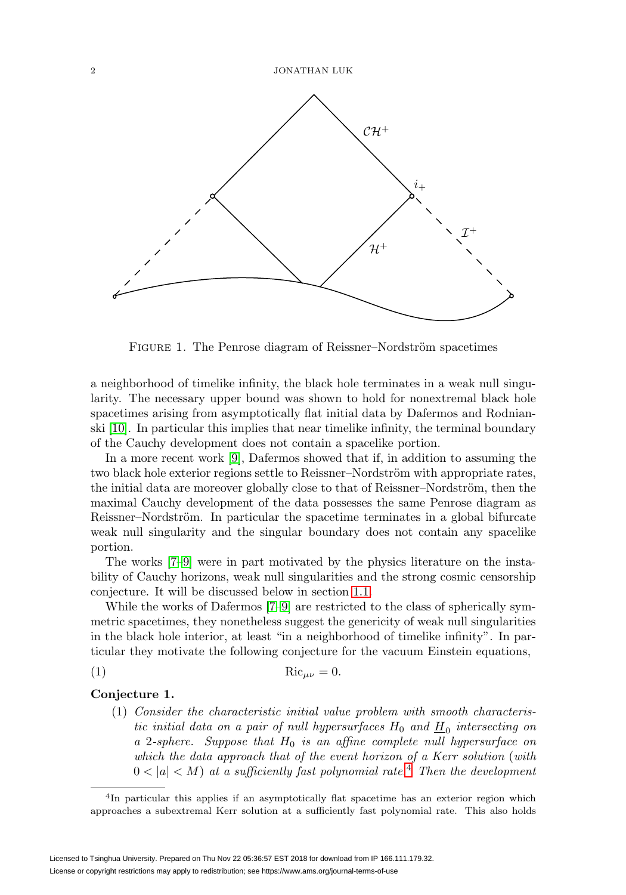FIGURE 1. The Penrose diagram of Reissner–Nordström spacetimes

a neighborhood of timelike infinity, the black hole terminates in a weak null singularity. The necessary upper bound was shown to hold for nonextremal black hole spacetimes arising from asymptotically flat initial data by Dafermos and Rodnianski [10]. In particular this implies that near timelike infinity, the terminal boundary of the Cauchy development does not contain a spacelike portion.

In a more recent work [9], Dafermos showed that if, in addition to assuming the two black hole exterior regions settle to Reissner–Nordström with appropriate rates, the initial data are moreover globally close to that of Reissner–Nordström, then the maximal Cauchy development of the data possesses the same Penrose diagram as Reissner–Nordström. In particular the spacetime terminates in a global bifurcate weak null singularity and the singular boundary does not contain any spacelike portion.

The works [7–9] were in part motivated by the physics literature on the instability of Cauchy horizons, weak null singularities and the strong cosmic censorship conjecture. It will be discussed below in section 1.1.

While the works of Dafermos [7–9] are restricted to the class of spherically symmetric spacetimes, they nonetheless suggest the genericity of weak null singularities in the black hole interior, at least "in a neighborhood of timelike infinity". In particular they motivate the following conjecture for the vacuum Einstein equations,

$$\mathrm{Ric}_{\mu\nu} = 0. \tag{1}$$

**Conjecture 1.**

(1) *Consider the characteristic initial value problem with smooth characteristic initial data on a pair of null hypersurfaces $H_0$ and $\underline{H}_0$ intersecting on a 2-sphere. Suppose that $H_0$ is an affine complete null hypersurface on which the data approach that of the event horizon of a Kerr solution (with $0 < |a| < M$) at a sufficiently fast polynomial rate.*[4] *Then the development*

[4]In particular this applies if an asymptotically flat spacetime has an exterior region which approaches a subextremal Kerr solution at a sufficiently fast polynomial rate. This also holds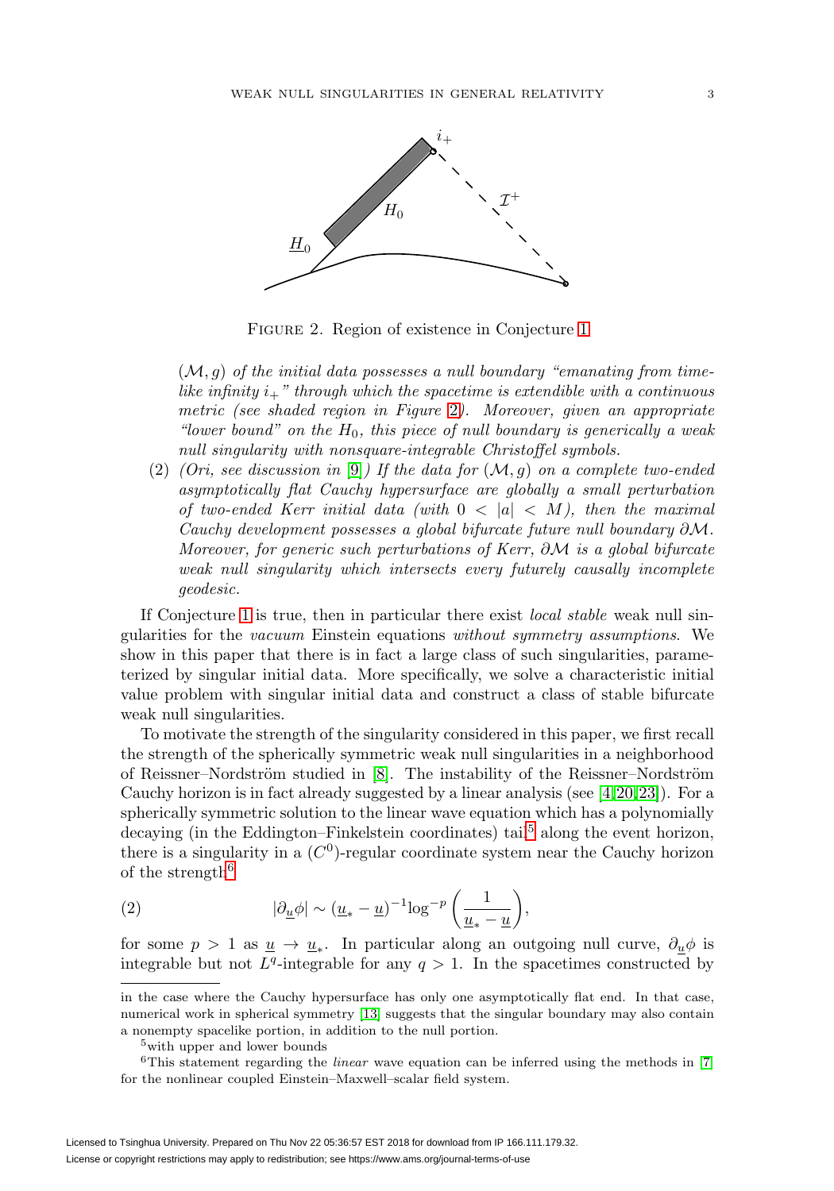FIGURE 2. Region of existence in Conjecture 1

*$(\mathcal{M}, g)$ of the initial data possesses a null boundary "emanating from timelike infinity $i_+$" through which the spacetime is extendible with a continuous metric (see shaded region in Figure 2). Moreover, given an appropriate "lower bound" on the $H_0$, this piece of null boundary is generically a weak null singularity with nonsquare-integrable Christoffel symbols.*

(2) *(Ori, see discussion in [9]) If the data for $(\mathcal{M}, g)$ on a complete two-ended asymptotically flat Cauchy hypersurface are globally a small perturbation of two-ended Kerr initial data (with $0 < |a| < M$), then the maximal Cauchy development possesses a global bifurcate future null boundary $\partial\mathcal{M}$. Moreover, for generic such perturbations of Kerr, $\partial\mathcal{M}$ is a global bifurcate weak null singularity which intersects every futurely causally incomplete geodesic.*

If Conjecture 1 is true, then in particular there exist *local stable* weak null singularities for the *vacuum* Einstein equations *without symmetry assumptions*. We show in this paper that there is in fact a large class of such singularities, parameterized by singular initial data. More specifically, we solve a characteristic initial value problem with singular initial data and construct a class of stable bifurcate weak null singularities.

To motivate the strength of the singularity considered in this paper, we first recall the strength of the spherically symmetric weak null singularities in a neighborhood of Reissner–Nordström studied in [8]. The instability of the Reissner–Nordström Cauchy horizon is in fact already suggested by a linear analysis (see [4, 20, 23]). For a spherically symmetric solution to the linear wave equation which has a polynomially decaying (in the Eddington–Finkelstein coordinates) tail[5] along the event horizon, there is a singularity in a ($C^0$)-regular coordinate system near the Cauchy horizon of the strength[6]

$$|\partial_{\underline{u}}\phi| \sim (\underline{u}_* - \underline{u})^{-1}\log^{-p}\left(\frac{1}{\underline{u}_* - \underline{u}}\right), \tag{2}$$

for some $p > 1$ as $\underline{u} \to \underline{u}_*$. In particular along an outgoing null curve, $\partial_{\underline{u}}\phi$ is integrable but not $L^q$-integrable for any $q > 1$. In the spacetimes constructed by

---

in the case where the Cauchy hypersurface has only one asymptotically flat end. In that case, numerical work in spherical symmetry [13] suggests that the singular boundary may also contain a nonempty spacelike portion, in addition to the null portion.

[5] with upper and lower bounds

[6] This statement regarding the *linear* wave equation can be inferred using the methods in [7] for the nonlinear coupled Einstein–Maxwell–scalar field system.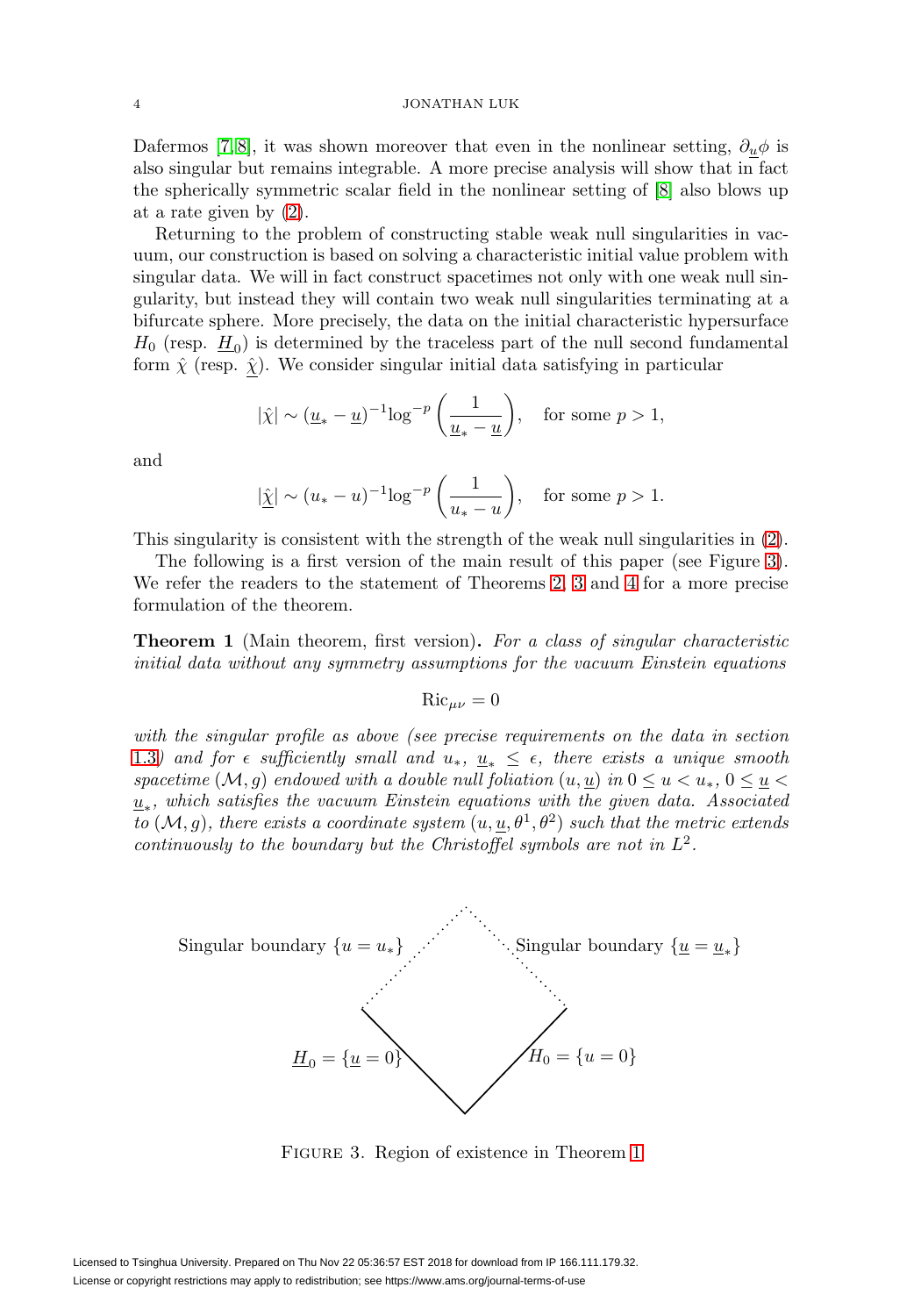Dafermos [7, 8], it was shown moreover that even in the nonlinear setting, $\partial_{\underline{u}}\phi$ is also singular but remains integrable. A more precise analysis will show that in fact the spherically symmetric scalar field in the nonlinear setting of [8] also blows up at a rate given by (2).

Returning to the problem of constructing stable weak null singularities in vacuum, our construction is based on solving a characteristic initial value problem with singular data. We will in fact construct spacetimes not only with one weak null singularity, but instead they will contain two weak null singularities terminating at a bifurcate sphere. More precisely, the data on the initial characteristic hypersurface $H_0$ (resp. $\underline{H}_0$) is determined by the traceless part of the null second fundamental form $\hat{\chi}$ (resp. $\hat{\underline{\chi}}$). We consider singular initial data satisfying in particular

$$|\hat{\chi}| \sim (\underline{u}_* - \underline{u})^{-1}\log^{-p}\left(\frac{1}{\underline{u}_* - \underline{u}}\right), \quad \text{for some } p > 1,$$

and

$$|\hat{\underline{\chi}}| \sim (u_* - u)^{-1}\log^{-p}\left(\frac{1}{u_* - u}\right), \quad \text{for some } p > 1.$$

This singularity is consistent with the strength of the weak null singularities in (2).

The following is a first version of the main result of this paper (see Figure 3). We refer the readers to the statement of Theorems 2, 3 and 4 for a more precise formulation of the theorem.

**Theorem 1** (Main theorem, first version)**.** *For a class of singular characteristic initial data without any symmetry assumptions for the vacuum Einstein equations*

$$\mathrm{Ric}_{\mu\nu} = 0$$

*with the singular profile as above (see precise requirements on the data in section 1.3) and for $\epsilon$ sufficiently small and $u_*$, $\underline{u}_* \leq \epsilon$, there exists a unique smooth spacetime $(\mathcal{M}, g)$ endowed with a double null foliation $(u, \underline{u})$ in $0 \leq u < u_*$, $0 \leq \underline{u} < \underline{u}_*$, which satisfies the vacuum Einstein equations with the given data. Associated to $(\mathcal{M}, g)$, there exists a coordinate system $(u, \underline{u}, \theta^1, \theta^2)$ such that the metric extends continuously to the boundary but the Christoffel symbols are not in $L^2$.*

Singular boundary $\{u = u_*\}$

Singular boundary $\{\underline{u} = \underline{u}_*\}$

$\underline{H}_0 = \{\underline{u} = 0\}$

$H_0 = \{u = 0\}$

FIGURE 3. Region of existence in Theorem 1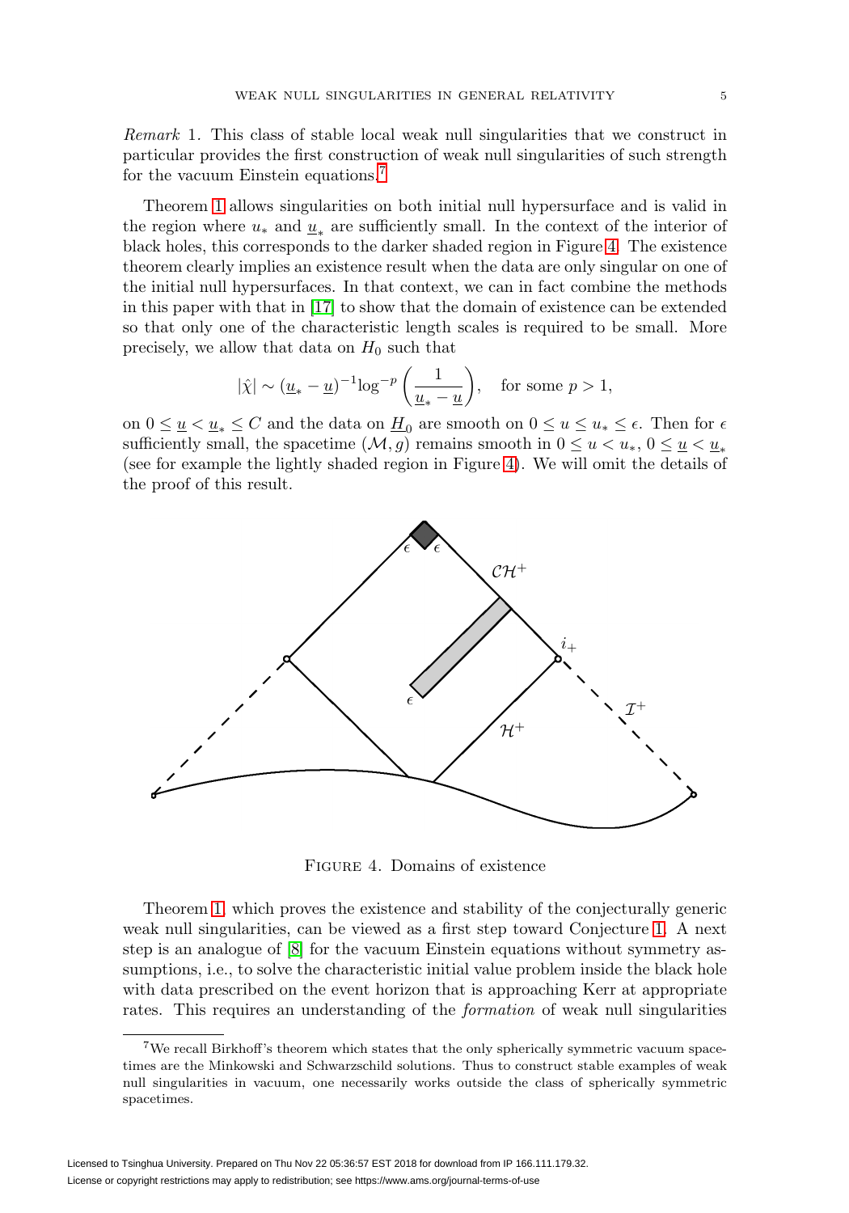*Remark* 1. This class of stable local weak null singularities that we construct in particular provides the first construction of weak null singularities of such strength for the vacuum Einstein equations.[7]

Theorem 1 allows singularities on both initial null hypersurface and is valid in the region where $u_*$ and $\underline{u}_*$ are sufficiently small. In the context of the interior of black holes, this corresponds to the darker shaded region in Figure 4. The existence theorem clearly implies an existence result when the data are only singular on one of the initial null hypersurfaces. In that context, we can in fact combine the methods in this paper with that in [17] to show that the domain of existence can be extended so that only one of the characteristic length scales is required to be small. More precisely, we allow that data on $H_0$ such that

$$|\hat{\chi}| \sim (\underline{u}_* - \underline{u})^{-1} \log^{-p}\left(\frac{1}{\underline{u}_* - \underline{u}}\right), \quad \text{for some } p > 1,$$

on $0 \leq \underline{u} < \underline{u}_* \leq C$ and the data on $\underline{H}_0$ are smooth on $0 \leq u \leq u_* \leq \epsilon$. Then for $\epsilon$ sufficiently small, the spacetime $(\mathcal{M}, g)$ remains smooth in $0 \leq u < u_*$, $0 \leq \underline{u} < \underline{u}_*$ (see for example the lightly shaded region in Figure 4). We will omit the details of the proof of this result.

FIGURE 4. Domains of existence

Theorem 1, which proves the existence and stability of the conjecturally generic weak null singularities, can be viewed as a first step toward Conjecture 1. A next step is an analogue of [8] for the vacuum Einstein equations without symmetry assumptions, i.e., to solve the characteristic initial value problem inside the black hole with data prescribed on the event horizon that is approaching Kerr at appropriate rates. This requires an understanding of the *formation* of weak null singularities

[7] We recall Birkhoff's theorem which states that the only spherically symmetric vacuum spacetimes are the Minkowski and Schwarzschild solutions. Thus to construct stable examples of weak null singularities in vacuum, one necessarily works outside the class of spherically symmetric spacetimes.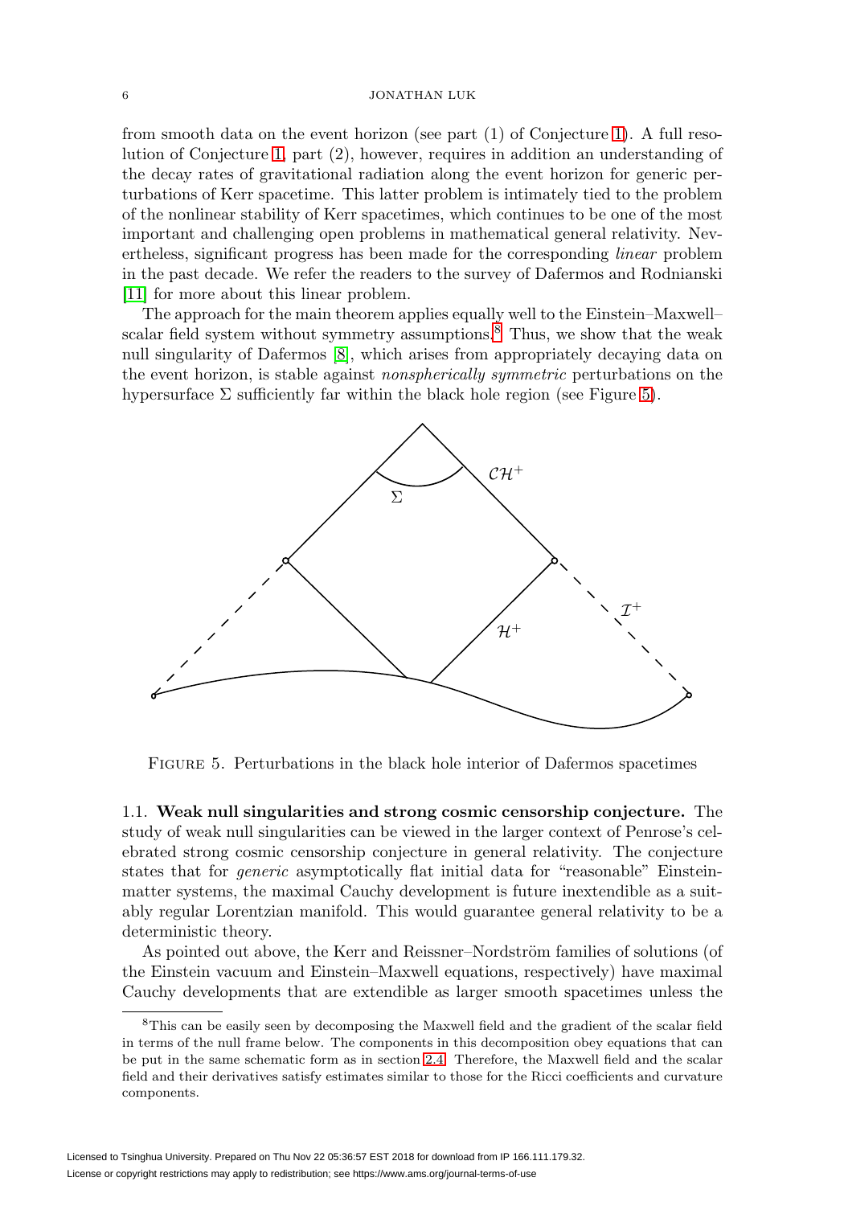from smooth data on the event horizon (see part (1) of Conjecture 1). A full resolution of Conjecture 1, part (2), however, requires in addition an understanding of the decay rates of gravitational radiation along the event horizon for generic perturbations of Kerr spacetime. This latter problem is intimately tied to the problem of the nonlinear stability of Kerr spacetimes, which continues to be one of the most important and challenging open problems in mathematical general relativity. Nevertheless, significant progress has been made for the corresponding *linear* problem in the past decade. We refer the readers to the survey of Dafermos and Rodnianski [11] for more about this linear problem.

The approach for the main theorem applies equally well to the Einstein–Maxwell–scalar field system without symmetry assumptions.[8] Thus, we show that the weak null singularity of Dafermos [8], which arises from appropriately decaying data on the event horizon, is stable against *nonspherically symmetric* perturbations on the hypersurface $\Sigma$ sufficiently far within the black hole region (see Figure 5).

FIGURE 5. Perturbations in the black hole interior of Dafermos spacetimes

### 1.1. Weak null singularities and strong cosmic censorship conjecture.

The study of weak null singularities can be viewed in the larger context of Penrose's celebrated strong cosmic censorship conjecture in general relativity. The conjecture states that for *generic* asymptotically flat initial data for "reasonable" Einstein-matter systems, the maximal Cauchy development is future inextendible as a suitably regular Lorentzian manifold. This would guarantee general relativity to be a deterministic theory.

As pointed out above, the Kerr and Reissner–Nordström families of solutions (of the Einstein vacuum and Einstein–Maxwell equations, respectively) have maximal Cauchy developments that are extendible as larger smooth spacetimes unless the

[8] This can be easily seen by decomposing the Maxwell field and the gradient of the scalar field in terms of the null frame below. The components in this decomposition obey equations that can be put in the same schematic form as in section 2.4. Therefore, the Maxwell field and the scalar field and their derivatives satisfy estimates similar to those for the Ricci coefficients and curvature components.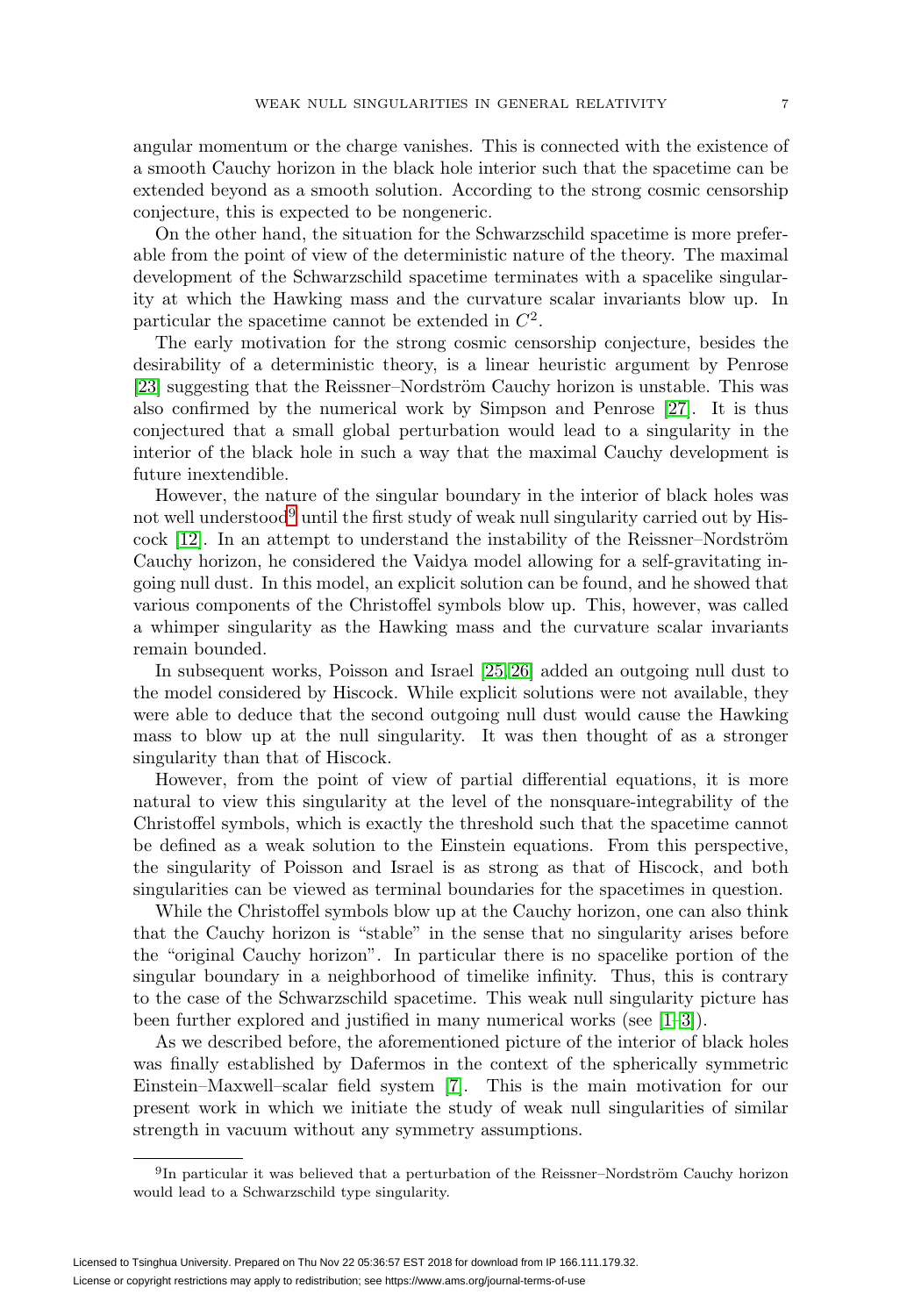angular momentum or the charge vanishes. This is connected with the existence of a smooth Cauchy horizon in the black hole interior such that the spacetime can be extended beyond as a smooth solution. According to the strong cosmic censorship conjecture, this is expected to be nongeneric.

On the other hand, the situation for the Schwarzschild spacetime is more preferable from the point of view of the deterministic nature of the theory. The maximal development of the Schwarzschild spacetime terminates with a spacelike singularity at which the Hawking mass and the curvature scalar invariants blow up. In particular the spacetime cannot be extended in $C^2$.

The early motivation for the strong cosmic censorship conjecture, besides the desirability of a deterministic theory, is a linear heuristic argument by Penrose [23] suggesting that the Reissner–Nordström Cauchy horizon is unstable. This was also confirmed by the numerical work by Simpson and Penrose [27]. It is thus conjectured that a small global perturbation would lead to a singularity in the interior of the black hole in such a way that the maximal Cauchy development is future inextendible.

However, the nature of the singular boundary in the interior of black holes was not well understood[9] until the first study of weak null singularity carried out by Hiscock [12]. In an attempt to understand the instability of the Reissner–Nordström Cauchy horizon, he considered the Vaidya model allowing for a self-gravitating ingoing null dust. In this model, an explicit solution can be found, and he showed that various components of the Christoffel symbols blow up. This, however, was called a whimper singularity as the Hawking mass and the curvature scalar invariants remain bounded.

In subsequent works, Poisson and Israel [25, 26] added an outgoing null dust to the model considered by Hiscock. While explicit solutions were not available, they were able to deduce that the second outgoing null dust would cause the Hawking mass to blow up at the null singularity. It was then thought of as a stronger singularity than that of Hiscock.

However, from the point of view of partial differential equations, it is more natural to view this singularity at the level of the nonsquare-integrability of the Christoffel symbols, which is exactly the threshold such that the spacetime cannot be defined as a weak solution to the Einstein equations. From this perspective, the singularity of Poisson and Israel is as strong as that of Hiscock, and both singularities can be viewed as terminal boundaries for the spacetimes in question.

While the Christoffel symbols blow up at the Cauchy horizon, one can also think that the Cauchy horizon is "stable" in the sense that no singularity arises before the "original Cauchy horizon". In particular there is no spacelike portion of the singular boundary in a neighborhood of timelike infinity. Thus, this is contrary to the case of the Schwarzschild spacetime. This weak null singularity picture has been further explored and justified in many numerical works (see [1–3]).

As we described before, the aforementioned picture of the interior of black holes was finally established by Dafermos in the context of the spherically symmetric Einstein–Maxwell–scalar field system [7]. This is the main motivation for our present work in which we initiate the study of weak null singularities of similar strength in vacuum without any symmetry assumptions.

[9] In particular it was believed that a perturbation of the Reissner–Nordström Cauchy horizon would lead to a Schwarzschild type singularity.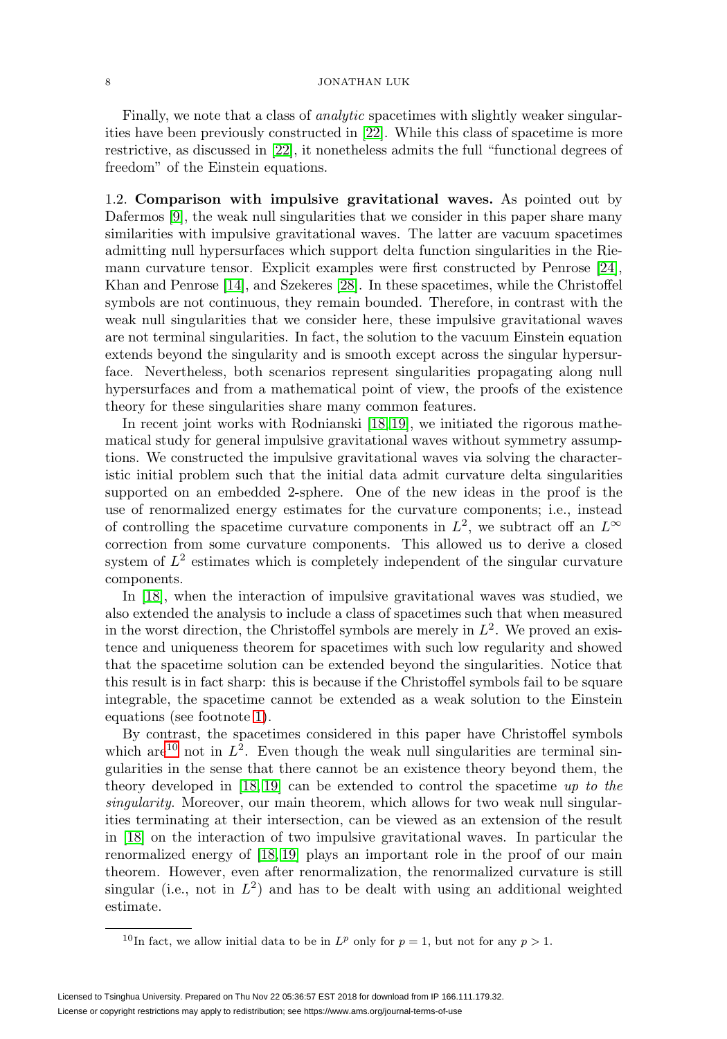Finally, we note that a class of *analytic* spacetimes with slightly weaker singularities have been previously constructed in [22]. While this class of spacetime is more restrictive, as discussed in [22], it nonetheless admits the full "functional degrees of freedom" of the Einstein equations.

### 1.2. Comparison with impulsive gravitational waves.

As pointed out by Dafermos [9], the weak null singularities that we consider in this paper share many similarities with impulsive gravitational waves. The latter are vacuum spacetimes admitting null hypersurfaces which support delta function singularities in the Riemann curvature tensor. Explicit examples were first constructed by Penrose [24], Khan and Penrose [14], and Szekeres [28]. In these spacetimes, while the Christoffel symbols are not continuous, they remain bounded. Therefore, in contrast with the weak null singularities that we consider here, these impulsive gravitational waves are not terminal singularities. In fact, the solution to the vacuum Einstein equation extends beyond the singularity and is smooth except across the singular hypersurface. Nevertheless, both scenarios represent singularities propagating along null hypersurfaces and from a mathematical point of view, the proofs of the existence theory for these singularities share many common features.

In recent joint works with Rodnianski [18, 19], we initiated the rigorous mathematical study for general impulsive gravitational waves without symmetry assumptions. We constructed the impulsive gravitational waves via solving the characteristic initial problem such that the initial data admit curvature delta singularities supported on an embedded 2-sphere. One of the new ideas in the proof is the use of renormalized energy estimates for the curvature components; i.e., instead of controlling the spacetime curvature components in $L^2$, we subtract off an $L^\infty$ correction from some curvature components. This allowed us to derive a closed system of $L^2$ estimates which is completely independent of the singular curvature components.

In [18], when the interaction of impulsive gravitational waves was studied, we also extended the analysis to include a class of spacetimes such that when measured in the worst direction, the Christoffel symbols are merely in $L^2$. We proved an existence and uniqueness theorem for spacetimes with such low regularity and showed that the spacetime solution can be extended beyond the singularities. Notice that this result is in fact sharp: this is because if the Christoffel symbols fail to be square integrable, the spacetime cannot be extended as a weak solution to the Einstein equations (see footnote 1).

By contrast, the spacetimes considered in this paper have Christoffel symbols which are[10] not in $L^2$. Even though the weak null singularities are terminal singularities in the sense that there cannot be an existence theory beyond them, the theory developed in [18, 19] can be extended to control the spacetime *up to the singularity*. Moreover, our main theorem, which allows for two weak null singularities terminating at their intersection, can be viewed as an extension of the result in [18] on the interaction of two impulsive gravitational waves. In particular the renormalized energy of [18, 19] plays an important role in the proof of our main theorem. However, even after renormalization, the renormalized curvature is still singular (i.e., not in $L^2$) and has to be dealt with using an additional weighted estimate.

[10] In fact, we allow initial data to be in $L^p$ only for $p = 1$, but not for any $p > 1$.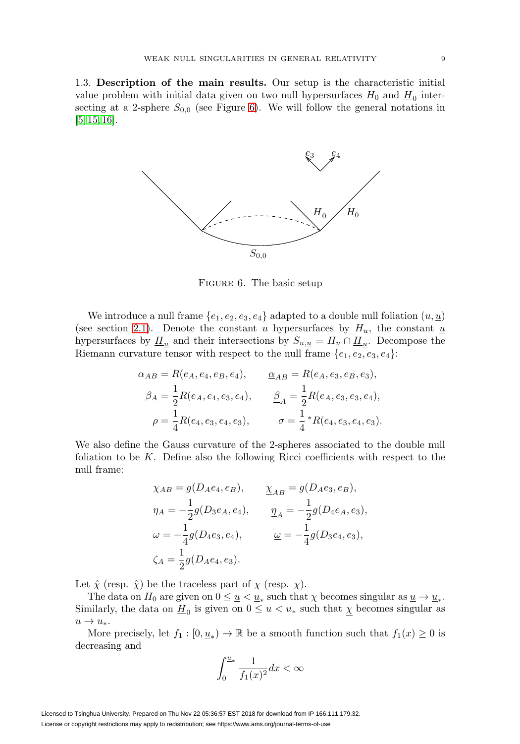1.3. **Description of the main results.** Our setup is the characteristic initial value problem with initial data given on two null hypersurfaces $H_0$ and $\underline{H}_0$ intersecting at a 2-sphere $S_{0,0}$ (see Figure 6). We will follow the general notations in [5, 15, 16].

Figure 6. The basic setup

We introduce a null frame $\{e_1, e_2, e_3, e_4\}$ adapted to a double null foliation $(u, \underline{u})$ (see section 2.1). Denote the constant $u$ hypersurfaces by $H_u$, the constant $\underline{u}$ hypersurfaces by $\underline{H}_{\underline{u}}$ and their intersections by $S_{u,\underline{u}} = H_u \cap \underline{H}_{\underline{u}}$. Decompose the Riemann curvature tensor with respect to the null frame $\{e_1, e_2, e_3, e_4\}$:

$$\alpha_{AB} = R(e_A, e_4, e_B, e_4), \qquad \underline{\alpha}_{AB} = R(e_A, e_3, e_B, e_3),$$

$$\beta_A = \frac{1}{2} R(e_A, e_4, e_3, e_4), \qquad \underline{\beta}_A = \frac{1}{2} R(e_A, e_3, e_3, e_4),$$

$$\rho = \frac{1}{4} R(e_4, e_3, e_4, e_3), \qquad \sigma = \frac{1}{4} {}^*R(e_4, e_3, e_4, e_3).$$

We also define the Gauss curvature of the 2-spheres associated to the double null foliation to be $K$. Define also the following Ricci coefficients with respect to the null frame:

$$\chi_{AB} = g(D_A e_4, e_B), \qquad \underline{\chi}_{AB} = g(D_A e_3, e_B),$$

$$\eta_A = -\frac{1}{2} g(D_3 e_A, e_4), \qquad \underline{\eta}_A = -\frac{1}{2} g(D_4 e_A, e_3),$$

$$\omega = -\frac{1}{4} g(D_4 e_3, e_4), \qquad \underline{\omega} = -\frac{1}{4} g(D_3 e_4, e_3),$$

$$\zeta_A = \frac{1}{2} g(D_A e_4, e_3).$$

Let $\hat{\chi}$ (resp. $\hat{\underline{\chi}}$) be the traceless part of $\chi$ (resp. $\underline{\chi}$).

The data on $H_0$ are given on $0 \leq \underline{u} < \underline{u}_*$ such that $\chi$ becomes singular as $\underline{u} \to \underline{u}_*$. Similarly, the data on $\underline{H}_0$ is given on $0 \leq u < u_*$ such that $\underline{\chi}$ becomes singular as $u \to u_*$.

More precisely, let $f_1 : [0, \underline{u}_*) \to \mathbb{R}$ be a smooth function such that $f_1(x) \geq 0$ is decreasing and

$$\int_0^{\underline{u}_*} \frac{1}{f_1(x)^2} dx < \infty$$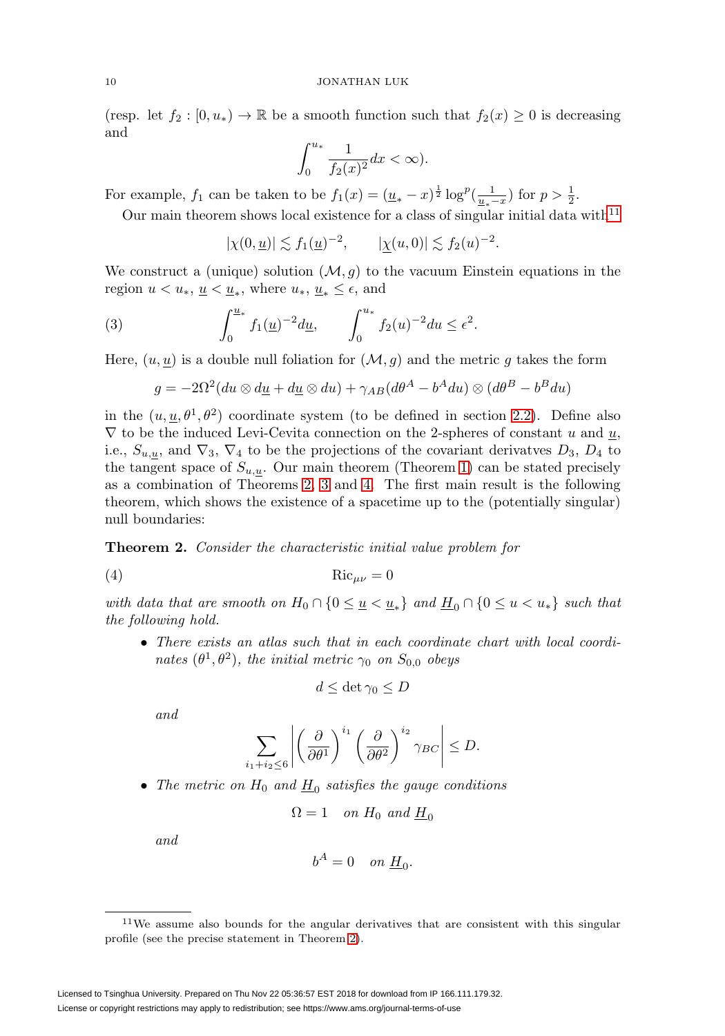(resp. let $f_2 : [0, u_*) \to \mathbb{R}$ be a smooth function such that $f_2(x) \geq 0$ is decreasing and

$$\int_0^{u_*} \frac{1}{f_2(x)^2} dx < \infty).$$

For example, $f_1$ can be taken to be $f_1(x) = (\underline{u}_* - x)^{\frac{1}{2}} \log^p(\frac{1}{\underline{u}_* - x})$ for $p > \frac{1}{2}$.

Our main theorem shows local existence for a class of singular initial data with[11]

$$|\chi(0, \underline{u})| \lesssim f_1(\underline{u})^{-2}, \qquad |\underline{\chi}(u, 0)| \lesssim f_2(u)^{-2}.$$

We construct a (unique) solution $(\mathcal{M}, g)$ to the vacuum Einstein equations in the region $u < u_*$, $\underline{u} < \underline{u}_*$, where $u_*$, $\underline{u}_* \leq \epsilon$, and

$$\int_0^{\underline{u}_*} f_1(\underline{u})^{-2} d\underline{u}, \qquad \int_0^{u_*} f_2(u)^{-2} du \leq \epsilon^2. \tag{3}$$

Here, $(u, \underline{u})$ is a double null foliation for $(\mathcal{M}, g)$ and the metric $g$ takes the form

$$g = -2\Omega^2(du \otimes d\underline{u} + d\underline{u} \otimes du) + \gamma_{AB}(d\theta^A - b^A du) \otimes (d\theta^B - b^B du)$$

in the $(u, \underline{u}, \theta^1, \theta^2)$ coordinate system (to be defined in section 2.2). Define also $\nabla$ to be the induced Levi-Cevita connection on the 2-spheres of constant $u$ and $\underline{u}$, i.e., $S_{u,\underline{u}}$, and $\nabla_3$, $\nabla_4$ to be the projections of the covariant derivatves $D_3$, $D_4$ to the tangent space of $S_{u,\underline{u}}$. Our main theorem (Theorem 1) can be stated precisely as a combination of Theorems 2, 3 and 4. The first main result is the following theorem, which shows the existence of a spacetime up to the (potentially singular) null boundaries:

**Theorem 2.** *Consider the characteristic initial value problem for*

$$\mathrm{Ric}_{\mu\nu} = 0 \tag{4}$$

*with data that are smooth on $H_0 \cap \{0 \leq \underline{u} < \underline{u}_*\}$ and $\underline{H}_0 \cap \{0 \leq u < u_*\}$ such that the following hold.*

- *There exists an atlas such that in each coordinate chart with local coordinates $(\theta^1, \theta^2)$, the initial metric $\gamma_0$ on $S_{0,0}$ obeys*

$$d \leq \det \gamma_0 \leq D$$

*and*

$$\sum_{i_1 + i_2 \leq 6} \left| \left(\frac{\partial}{\partial \theta^1}\right)^{i_1} \left(\frac{\partial}{\partial \theta^2}\right)^{i_2} \gamma_{BC} \right| \leq D.$$

- *The metric on $H_0$ and $\underline{H}_0$ satisfies the gauge conditions*

$$\Omega = 1 \quad \text{on } H_0 \text{ and } \underline{H}_0$$

*and*

$$b^A = 0 \quad \text{on } \underline{H}_0.$$

[11] We assume also bounds for the angular derivatives that are consistent with this singular profile (see the precise statement in Theorem 2).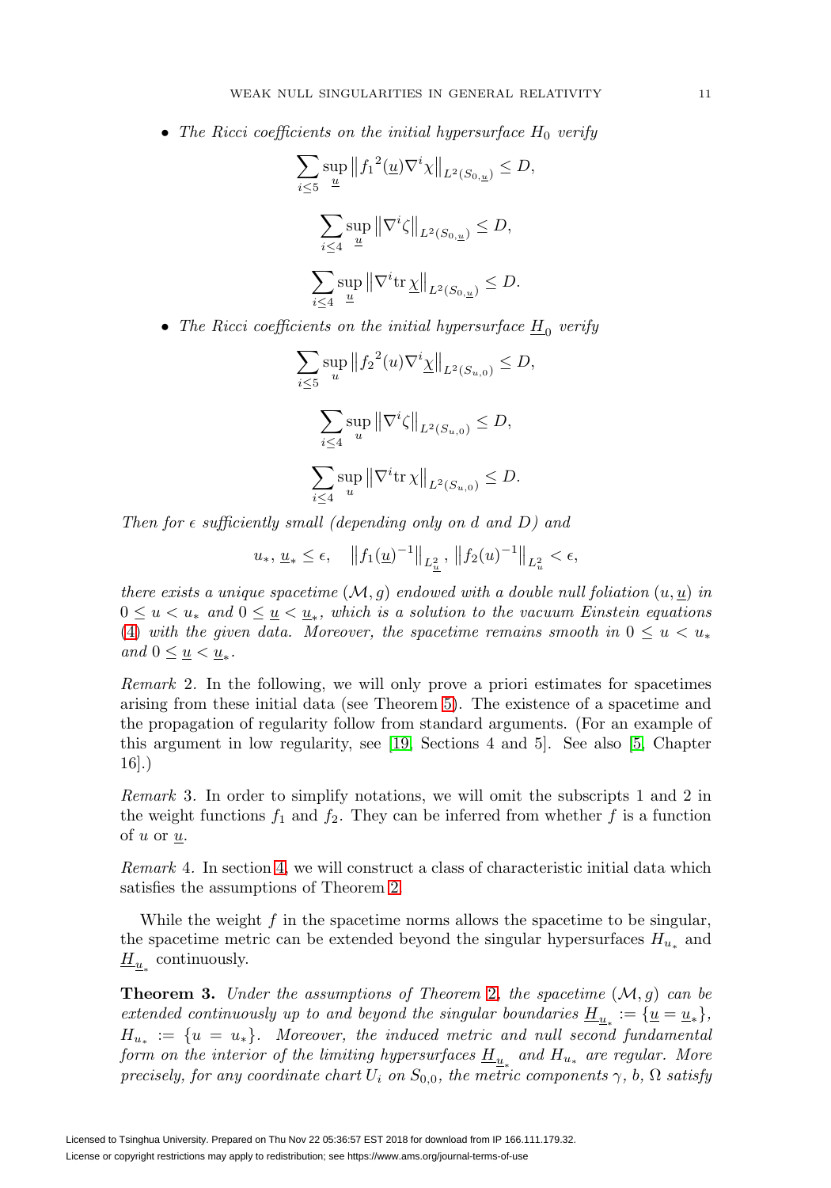- *The Ricci coefficients on the initial hypersurface* $H_0$ *verify*

$$\sum_{i\leq 5} \sup_{\underline{u}} \left\| {f_1}^2(\underline{u}) \nabla^i \chi \right\|_{L^2(S_{0,\underline{u}})} \leq D,$$

$$\sum_{i\leq 4} \sup_{\underline{u}} \left\| \nabla^i \zeta \right\|_{L^2(S_{0,\underline{u}})} \leq D,$$

$$\sum_{i\leq 4} \sup_{\underline{u}} \left\| \nabla^i \mathrm{tr}\, \underline{\chi} \right\|_{L^2(S_{0,\underline{u}})} \leq D.$$

- *The Ricci coefficients on the initial hypersurface* $\underline{H}_0$ *verify*

$$\sum_{i\leq 5} \sup_{u} \left\| {f_2}^2(u) \nabla^i \underline{\chi} \right\|_{L^2(S_{u,0})} \leq D,$$

$$\sum_{i\leq 4} \sup_{u} \left\| \nabla^i \zeta \right\|_{L^2(S_{u,0})} \leq D,$$

$$\sum_{i\leq 4} \sup_{u} \left\| \nabla^i \mathrm{tr}\, \chi \right\|_{L^2(S_{u,0})} \leq D.$$

*Then for* $\epsilon$ *sufficiently small (depending only on* $d$ *and* $D$*) and*

$$u_*,\, \underline{u}_* \leq \epsilon, \quad \left\| f_1(\underline{u})^{-1} \right\|_{L^2_{\underline{u}}}, \left\| f_2(u)^{-1} \right\|_{L^2_u} < \epsilon,$$

*there exists a unique spacetime* $(\mathcal{M}, g)$ *endowed with a double null foliation* $(u, \underline{u})$ *in* $0 \leq u < u_*$ *and* $0 \leq \underline{u} < \underline{u}_*$*, which is a solution to the vacuum Einstein equations* (4) *with the given data. Moreover, the spacetime remains smooth in* $0 \leq u < u_*$ *and* $0 \leq \underline{u} < \underline{u}_*$.

*Remark* 2. In the following, we will only prove a priori estimates for spacetimes arising from these initial data (see Theorem 5). The existence of a spacetime and the propagation of regularity follow from standard arguments. (For an example of this argument in low regularity, see [19, Sections 4 and 5]. See also [5, Chapter 16].)

*Remark* 3. In order to simplify notations, we will omit the subscripts 1 and 2 in the weight functions $f_1$ and $f_2$. They can be inferred from whether $f$ is a function of $u$ or $\underline{u}$.

*Remark* 4. In section 4, we will construct a class of characteristic initial data which satisfies the assumptions of Theorem 2.

While the weight $f$ in the spacetime norms allows the spacetime to be singular, the spacetime metric can be extended beyond the singular hypersurfaces $H_{u_*}$ and $\underline{H}_{\underline{u}_*}$ continuously.

**Theorem 3.** *Under the assumptions of Theorem* 2*, the spacetime* $(\mathcal{M}, g)$ *can be extended continuously up to and beyond the singular boundaries* $\underline{H}_{\underline{u}_*} := \{\underline{u} = \underline{u}_*\}$*,* $H_{u_*} := \{u = u_*\}$*. Moreover, the induced metric and null second fundamental form on the interior of the limiting hypersurfaces* $\underline{H}_{\underline{u}_*}$ *and* $H_{u_*}$ *are regular. More precisely, for any coordinate chart* $U_i$ *on* $S_{0,0}$*, the metric components* $\gamma$*,* $b$*,* $\Omega$ *satisfy*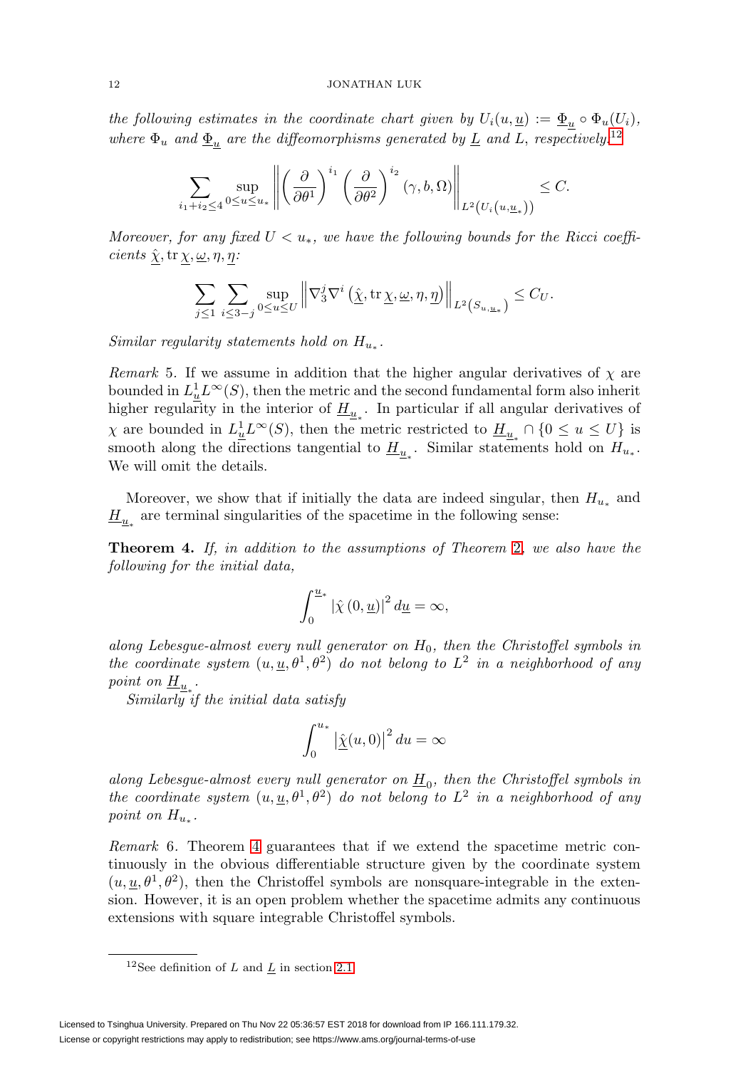*the following estimates in the coordinate chart given by $U_i(u,\underline{u}) := \underline{\Phi}_{\underline{u}} \circ \Phi_u(U_i)$, where $\Phi_u$ and $\underline{\Phi}_{\underline{u}}$ are the diffeomorphisms generated by $\underline{L}$ and $L$, respectively*,[12]

$$\sum_{i_1+i_2\leq 4} \sup_{0\leq u\leq u_*} \left\| \left(\frac{\partial}{\partial\theta^1}\right)^{i_1} \left(\frac{\partial}{\partial\theta^2}\right)^{i_2} (\gamma, b, \Omega) \right\|_{L^2\left(U_i\left(u,\underline{u}_*\right)\right)} \leq C.$$

*Moreover, for any fixed $U < u_*$, we have the following bounds for the Ricci coefficients $\underline{\hat{\chi}}, \operatorname{tr}\underline{\chi}, \underline{\omega}, \eta, \underline{\eta}$:*

$$\sum_{j\leq 1} \sum_{i\leq 3-j} \sup_{0\leq u\leq U} \left\| \nabla_3^j \nabla^i \left(\underline{\hat{\chi}}, \operatorname{tr}\underline{\chi}, \underline{\omega}, \eta, \underline{\eta}\right) \right\|_{L^2\left(S_{u,\underline{u}_*}\right)} \leq C_U.$$

*Similar regularity statements hold on $H_{u_*}$.*

*Remark* 5. If we assume in addition that the higher angular derivatives of $\chi$ are bounded in $L^1_{\underline{u}} L^\infty(S)$, then the metric and the second fundamental form also inherit higher regularity in the interior of $\underline{H}_{\underline{u}_*}$. In particular if all angular derivatives of $\chi$ are bounded in $L^1_{\underline{u}} L^\infty(S)$, then the metric restricted to $\underline{H}_{\underline{u}_*} \cap \{0 \leq u \leq U\}$ is smooth along the directions tangential to $\underline{H}_{\underline{u}_*}$. Similar statements hold on $H_{u_*}$. We will omit the details.

Moreover, we show that if initially the data are indeed singular, then $H_{u_*}$ and $\underline{H}_{\underline{u}_*}$ are terminal singularities of the spacetime in the following sense:

**Theorem 4.** *If, in addition to the assumptions of Theorem 2, we also have the following for the initial data,*

$$\int_0^{\underline{u}_*} \left|\hat{\chi}\left(0,\underline{u}\right)\right|^2 d\underline{u} = \infty,$$

*along Lebesgue-almost every null generator on $H_0$, then the Christoffel symbols in the coordinate system $(u, \underline{u}, \theta^1, \theta^2)$ do not belong to $L^2$ in a neighborhood of any point on $\underline{H}_{\underline{u}_*}$.*

*Similarly if the initial data satisfy*

$$\int_0^{u_*} \left|\underline{\hat{\chi}}(u,0)\right|^2 du = \infty$$

*along Lebesgue-almost every null generator on $\underline{H}_0$, then the Christoffel symbols in the coordinate system $(u, \underline{u}, \theta^1, \theta^2)$ do not belong to $L^2$ in a neighborhood of any point on $H_{u_*}$.*

*Remark* 6. Theorem 4 guarantees that if we extend the spacetime metric continuously in the obvious differentiable structure given by the coordinate system $(u, \underline{u}, \theta^1, \theta^2)$, then the Christoffel symbols are nonsquare-integrable in the extension. However, it is an open problem whether the spacetime admits any continuous extensions with square integrable Christoffel symbols.

[12] See definition of $L$ and $\underline{L}$ in section 2.1.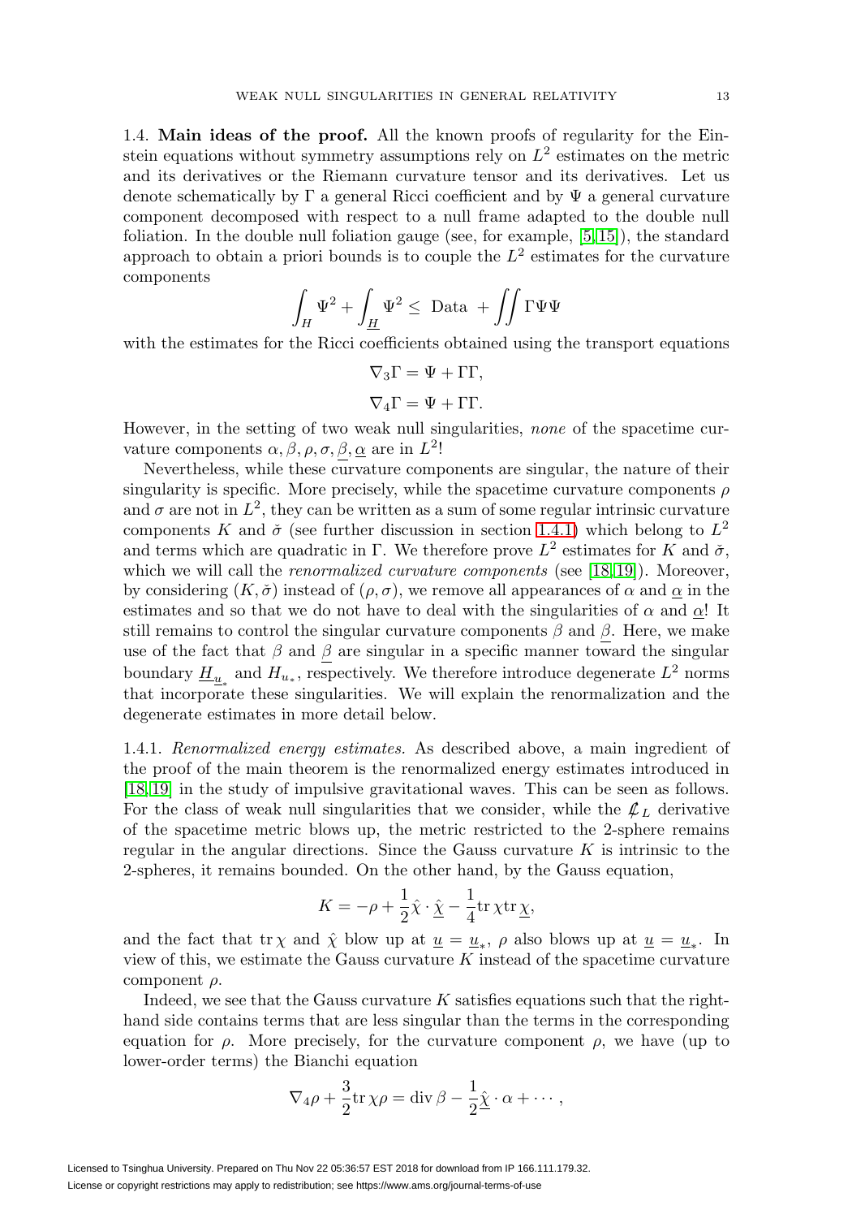### 1.4. Main ideas of the proof.

All the known proofs of regularity for the Einstein equations without symmetry assumptions rely on $L^2$ estimates on the metric and its derivatives or the Riemann curvature tensor and its derivatives. Let us denote schematically by $\Gamma$ a general Ricci coefficient and by $\Psi$ a general curvature component decomposed with respect to a null frame adapted to the double null foliation. In the double null foliation gauge (see, for example, [5, 15]), the standard approach to obtain a priori bounds is to couple the $L^2$ estimates for the curvature components

$$\int_H \Psi^2 + \int_{\underline{H}} \Psi^2 \leq \text{ Data } + \iint \Gamma\Psi\Psi$$

with the estimates for the Ricci coefficients obtained using the transport equations

$$\nabla_3\Gamma = \Psi + \Gamma\Gamma,$$

$$\nabla_4\Gamma = \Psi + \Gamma\Gamma.$$

However, in the setting of two weak null singularities, *none* of the spacetime curvature components $\alpha, \beta, \rho, \sigma, \underline{\beta}, \underline{\alpha}$ are in $L^2$!

Nevertheless, while these curvature components are singular, the nature of their singularity is specific. More precisely, while the spacetime curvature components $\rho$ and $\sigma$ are not in $L^2$, they can be written as a sum of some regular intrinsic curvature components $K$ and $\check{\sigma}$ (see further discussion in section 1.4.1) which belong to $L^2$ and terms which are quadratic in $\Gamma$. We therefore prove $L^2$ estimates for $K$ and $\check{\sigma}$, which we will call the *renormalized curvature components* (see [18, 19]). Moreover, by considering $(K, \check{\sigma})$ instead of $(\rho, \sigma)$, we remove all appearances of $\alpha$ and $\underline{\alpha}$ in the estimates and so that we do not have to deal with the singularities of $\alpha$ and $\underline{\alpha}$! It still remains to control the singular curvature components $\beta$ and $\underline{\beta}$. Here, we make use of the fact that $\beta$ and $\underline{\beta}$ are singular in a specific manner toward the singular boundary $\underline{H}_{\underline{u}_*}$ and $H_{u_*}$, respectively. We therefore introduce degenerate $L^2$ norms that incorporate these singularities. We will explain the renormalization and the degenerate estimates in more detail below.

#### 1.4.1. *Renormalized energy estimates.*

As described above, a main ingredient of the proof of the main theorem is the renormalized energy estimates introduced in [18, 19] in the study of impulsive gravitational waves. This can be seen as follows. For the class of weak null singularities that we consider, while the $\not{\mathcal{L}}_L$ derivative of the spacetime metric blows up, the metric restricted to the 2-sphere remains regular in the angular directions. Since the Gauss curvature $K$ is intrinsic to the 2-spheres, it remains bounded. On the other hand, by the Gauss equation,

$$K = -\rho + \frac{1}{2}\hat{\chi} \cdot \underline{\hat{\chi}} - \frac{1}{4}\mathrm{tr}\,\chi\mathrm{tr}\,\underline{\chi},$$

and the fact that $\mathrm{tr}\,\chi$ and $\hat{\chi}$ blow up at $\underline{u} = \underline{u}_*$, $\rho$ also blows up at $\underline{u} = \underline{u}_*$. In view of this, we estimate the Gauss curvature $K$ instead of the spacetime curvature component $\rho$.

Indeed, we see that the Gauss curvature $K$ satisfies equations such that the right-hand side contains terms that are less singular than the terms in the corresponding equation for $\rho$. More precisely, for the curvature component $\rho$, we have (up to lower-order terms) the Bianchi equation

$$\nabla_4\rho + \frac{3}{2}\mathrm{tr}\,\chi\rho = \mathrm{div}\,\beta - \frac{1}{2}\underline{\hat{\chi}} \cdot \alpha + \cdots,$$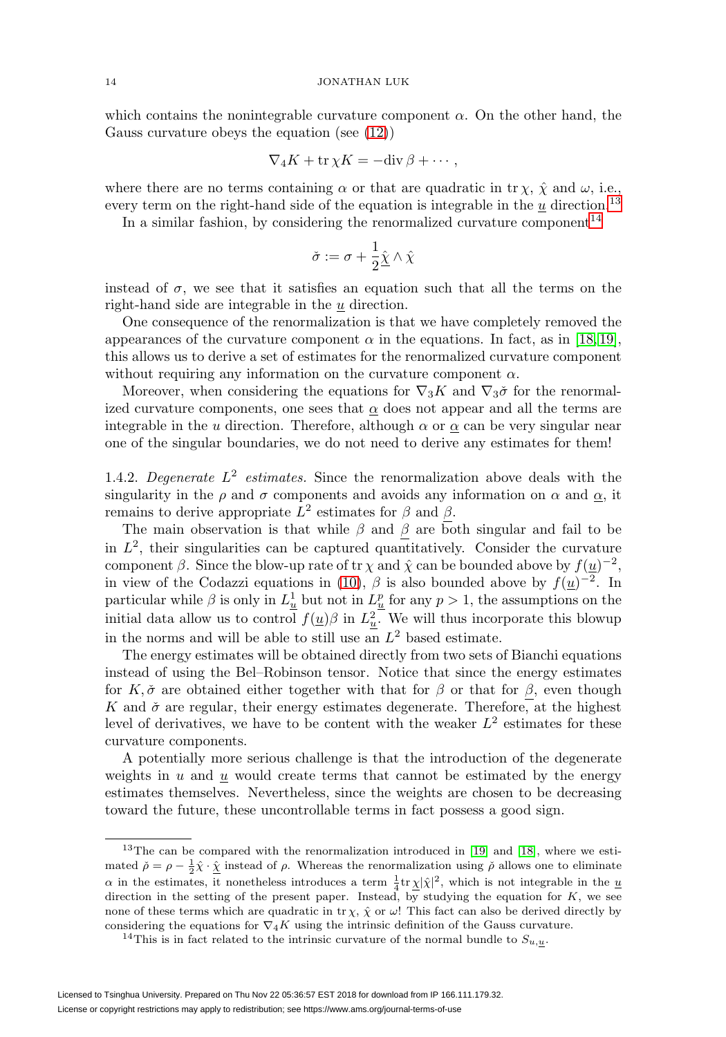which contains the nonintegrable curvature component $\alpha$. On the other hand, the Gauss curvature obeys the equation (see (12))

$$\nabla_4 K + \mathrm{tr}\,\chi K = -\mathrm{div}\,\beta + \cdots ,$$

where there are no terms containing $\alpha$ or that are quadratic in $\mathrm{tr}\,\chi$, $\hat{\chi}$ and $\omega$, i.e., every term on the right-hand side of the equation is integrable in the $\underline{u}$ direction.[13]

In a similar fashion, by considering the renormalized curvature component[14]

$$\check{\sigma} := \sigma + \frac{1}{2}\hat{\underline{\chi}} \wedge \hat{\chi}$$

instead of $\sigma$, we see that it satisfies an equation such that all the terms on the right-hand side are integrable in the $\underline{u}$ direction.

One consequence of the renormalization is that we have completely removed the appearances of the curvature component $\alpha$ in the equations. In fact, as in [18, 19], this allows us to derive a set of estimates for the renormalized curvature component without requiring any information on the curvature component $\alpha$.

Moreover, when considering the equations for $\nabla_3 K$ and $\nabla_3 \check{\sigma}$ for the renormalized curvature components, one sees that $\underline{\alpha}$ does not appear and all the terms are integrable in the $u$ direction. Therefore, although $\alpha$ or $\underline{\alpha}$ can be very singular near one of the singular boundaries, we do not need to derive any estimates for them!

1.4.2. *Degenerate $L^2$ estimates.* Since the renormalization above deals with the singularity in the $\rho$ and $\sigma$ components and avoids any information on $\alpha$ and $\underline{\alpha}$, it remains to derive appropriate $L^2$ estimates for $\beta$ and $\underline{\beta}$.

The main observation is that while $\beta$ and $\underline{\beta}$ are both singular and fail to be in $L^2$, their singularities can be captured quantitatively. Consider the curvature component $\beta$. Since the blow-up rate of $\mathrm{tr}\,\chi$ and $\hat{\chi}$ can be bounded above by $f(\underline{u})^{-2}$, in view of the Codazzi equations in (10), $\beta$ is also bounded above by $f(\underline{u})^{-2}$. In particular while $\beta$ is only in $L^1_{\underline{u}}$ but not in $L^p_{\underline{u}}$ for any $p > 1$, the assumptions on the initial data allow us to control $f(\underline{u})\beta$ in $L^2_{\underline{u}}$. We will thus incorporate this blowup in the norms and will be able to still use an $L^2$ based estimate.

The energy estimates will be obtained directly from two sets of Bianchi equations instead of using the Bel–Robinson tensor. Notice that since the energy estimates for $K, \check{\sigma}$ are obtained either together with that for $\beta$ or that for $\underline{\beta}$, even though $K$ and $\check{\sigma}$ are regular, their energy estimates degenerate. Therefore, at the highest level of derivatives, we have to be content with the weaker $L^2$ estimates for these curvature components.

A potentially more serious challenge is that the introduction of the degenerate weights in $u$ and $\underline{u}$ would create terms that cannot be estimated by the energy estimates themselves. Nevertheless, since the weights are chosen to be decreasing toward the future, these uncontrollable terms in fact possess a good sign.

---

[13] The can be compared with the renormalization introduced in [19] and [18], where we estimated $\check{\rho} = \rho - \frac{1}{2}\hat{\chi} \cdot \hat{\underline{\chi}}$ instead of $\rho$. Whereas the renormalization using $\check{\rho}$ allows one to eliminate $\alpha$ in the estimates, it nonetheless introduces a term $\frac{1}{4}\mathrm{tr}\,\underline{\chi}|\hat{\chi}|^2$, which is not integrable in the $\underline{u}$ direction in the setting of the present paper. Instead, by studying the equation for $K$, we see none of these terms which are quadratic in $\mathrm{tr}\,\chi$, $\hat{\chi}$ or $\omega$! This fact can also be derived directly by considering the equations for $\nabla_4 K$ using the intrinsic definition of the Gauss curvature.

[14] This is in fact related to the intrinsic curvature of the normal bundle to $S_{u,\underline{u}}$.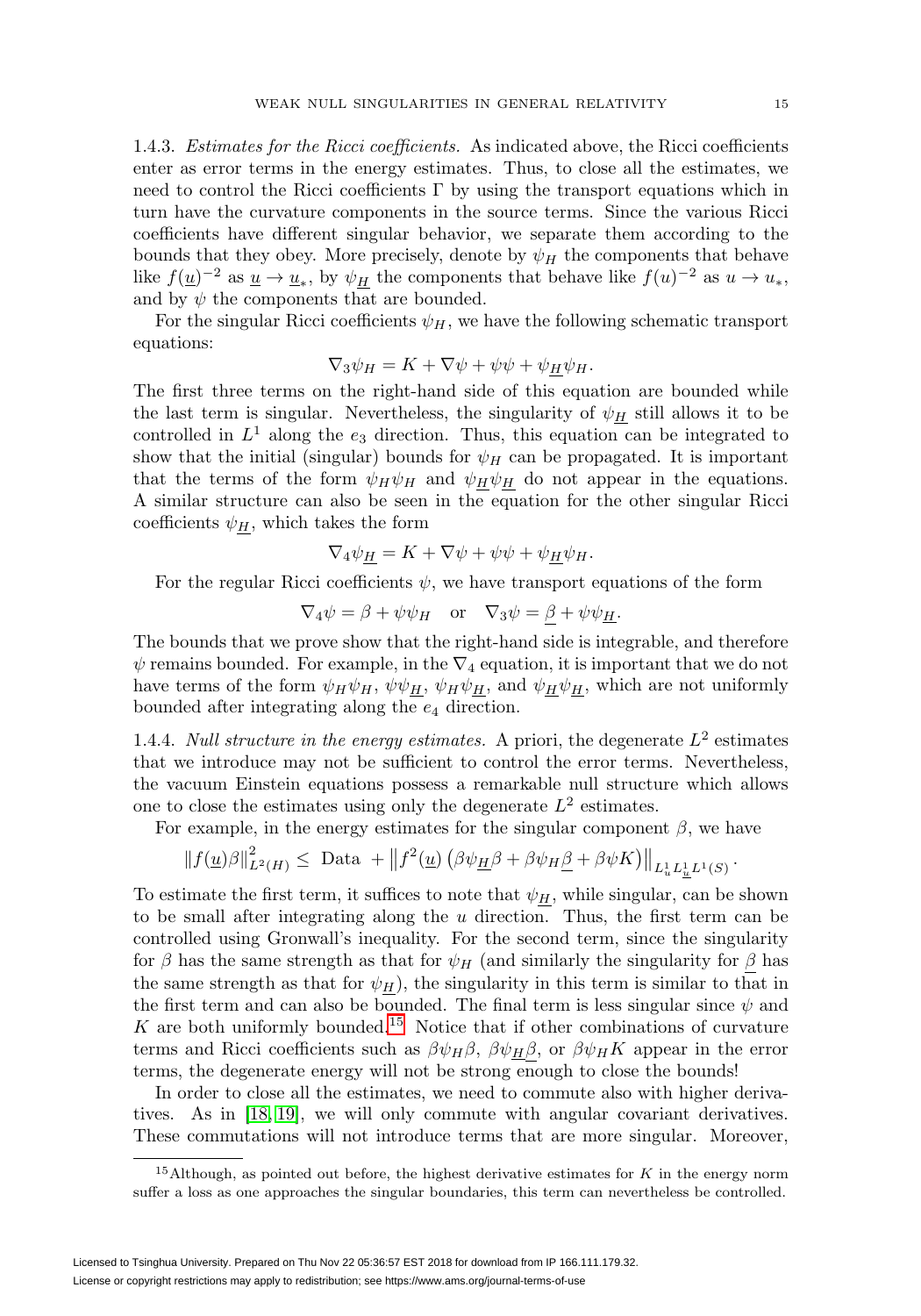1.4.3. *Estimates for the Ricci coefficients.* As indicated above, the Ricci coefficients enter as error terms in the energy estimates. Thus, to close all the estimates, we need to control the Ricci coefficients $\Gamma$ by using the transport equations which in turn have the curvature components in the source terms. Since the various Ricci coefficients have different singular behavior, we separate them according to the bounds that they obey. More precisely, denote by $\psi_H$ the components that behave like $f(\underline{u})^{-2}$ as $\underline{u} \to \underline{u}_*$, by $\psi_{\underline{H}}$ the components that behave like $f(u)^{-2}$ as $u \to u_*$, and by $\psi$ the components that are bounded.

For the singular Ricci coefficients $\psi_H$, we have the following schematic transport equations:

$$\nabla_3 \psi_H = K + \nabla\psi + \psi\psi + \psi_{\underline{H}}\psi_H.$$

The first three terms on the right-hand side of this equation are bounded while the last term is singular. Nevertheless, the singularity of $\psi_{\underline{H}}$ still allows it to be controlled in $L^1$ along the $e_3$ direction. Thus, this equation can be integrated to show that the initial (singular) bounds for $\psi_H$ can be propagated. It is important that the terms of the form $\psi_H\psi_H$ and $\psi_{\underline{H}}\psi_{\underline{H}}$ do not appear in the equations. A similar structure can also be seen in the equation for the other singular Ricci coefficients $\psi_{\underline{H}}$, which takes the form

$$\nabla_4 \psi_{\underline{H}} = K + \nabla\psi + \psi\psi + \psi_{\underline{H}}\psi_H.$$

For the regular Ricci coefficients $\psi$, we have transport equations of the form

$$\nabla_4 \psi = \beta + \psi\psi_H \quad \text{or} \quad \nabla_3 \psi = \underline{\beta} + \psi\psi_{\underline{H}}.$$

The bounds that we prove show that the right-hand side is integrable, and therefore $\psi$ remains bounded. For example, in the $\nabla_4$ equation, it is important that we do not have terms of the form $\psi_H\psi_H$, $\psi\psi_{\underline{H}}$, $\psi_H\psi_{\underline{H}}$, and $\psi_{\underline{H}}\psi_{\underline{H}}$, which are not uniformly bounded after integrating along the $e_4$ direction.

1.4.4. *Null structure in the energy estimates.* A priori, the degenerate $L^2$ estimates that we introduce may not be sufficient to control the error terms. Nevertheless, the vacuum Einstein equations possess a remarkable null structure which allows one to close the estimates using only the degenerate $L^2$ estimates.

For example, in the energy estimates for the singular component $\beta$, we have

$$\|f(\underline{u})\beta\|^2_{L^2(H)} \leq \text{ Data } + \left\|f^2(\underline{u})\left(\beta\psi_{\underline{H}}\beta + \beta\psi_H\underline{\beta} + \beta\psi K\right)\right\|_{L^1_u L^1_{\underline{u}} L^1(S)}.$$

To estimate the first term, it suffices to note that $\psi_{\underline{H}}$, while singular, can be shown to be small after integrating along the $u$ direction. Thus, the first term can be controlled using Gronwall's inequality. For the second term, since the singularity for $\beta$ has the same strength as that for $\psi_H$ (and similarly the singularity for $\underline{\beta}$ has the same strength as that for $\psi_{\underline{H}}$), the singularity in this term is similar to that in the first term and can also be bounded. The final term is less singular since $\psi$ and $K$ are both uniformly bounded.[15] Notice that if other combinations of curvature terms and Ricci coefficients such as $\beta\psi_H\beta$, $\beta\psi_{\underline{H}}\underline{\beta}$, or $\beta\psi_H K$ appear in the error terms, the degenerate energy will not be strong enough to close the bounds!

In order to close all the estimates, we need to commute also with higher derivatives. As in [18, 19], we will only commute with angular covariant derivatives. These commutations will not introduce terms that are more singular. Moreover,

[15] Although, as pointed out before, the highest derivative estimates for $K$ in the energy norm suffer a loss as one approaches the singular boundaries, this term can nevertheless be controlled.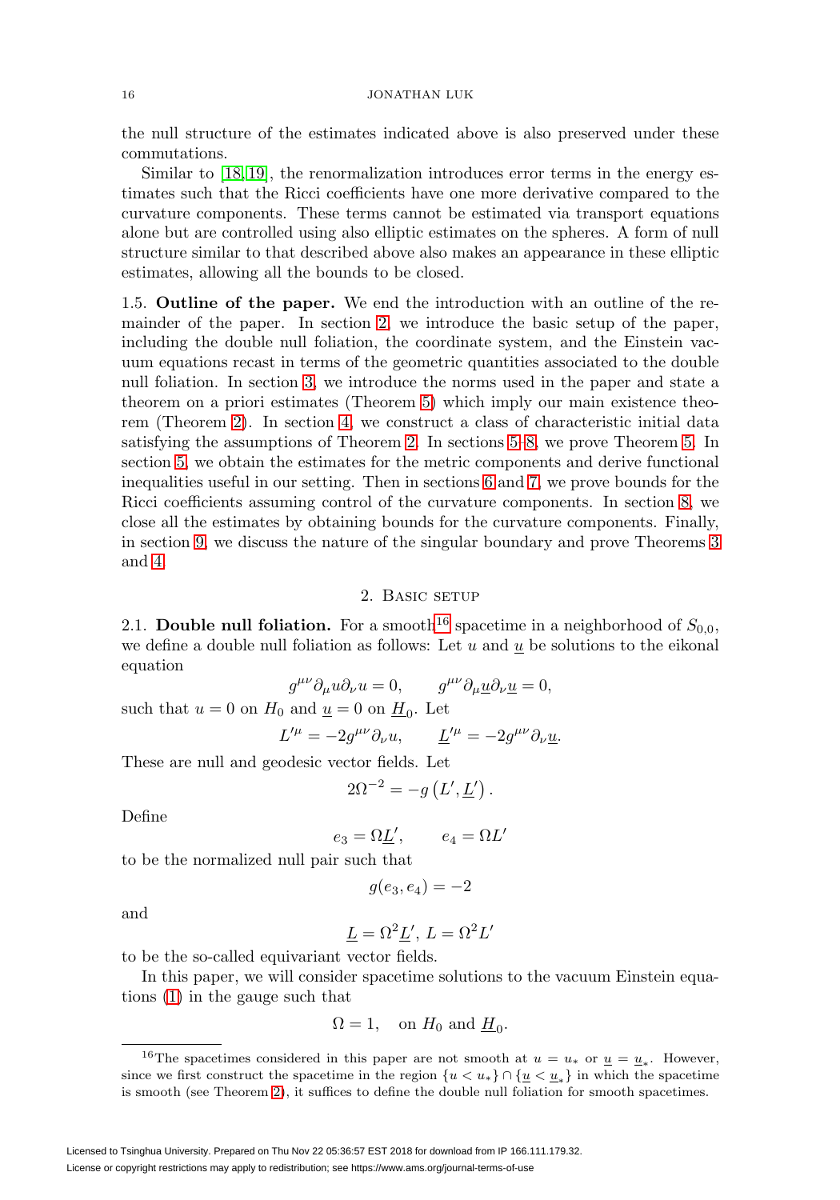the null structure of the estimates indicated above is also preserved under these commutations.

Similar to [18, 19], the renormalization introduces error terms in the energy estimates such that the Ricci coefficients have one more derivative compared to the curvature components. These terms cannot be estimated via transport equations alone but are controlled using also elliptic estimates on the spheres. A form of null structure similar to that described above also makes an appearance in these elliptic estimates, allowing all the bounds to be closed.

1.5. **Outline of the paper.** We end the introduction with an outline of the remainder of the paper. In section 2, we introduce the basic setup of the paper, including the double null foliation, the coordinate system, and the Einstein vacuum equations recast in terms of the geometric quantities associated to the double null foliation. In section 3, we introduce the norms used in the paper and state a theorem on a priori estimates (Theorem 5) which imply our main existence theorem (Theorem 2). In section 4, we construct a class of characteristic initial data satisfying the assumptions of Theorem 2. In sections 5–8, we prove Theorem 5. In section 5, we obtain the estimates for the metric components and derive functional inequalities useful in our setting. Then in sections 6 and 7, we prove bounds for the Ricci coefficients assuming control of the curvature components. In section 8, we close all the estimates by obtaining bounds for the curvature components. Finally, in section 9, we discuss the nature of the singular boundary and prove Theorems 3 and 4.

## 2. Basic setup

2.1. **Double null foliation.** For a smooth[16] spacetime in a neighborhood of $S_{0,0}$, we define a double null foliation as follows: Let $u$ and $\underline{u}$ be solutions to the eikonal equation

$$g^{\mu\nu}\partial_\mu u \partial_\nu u = 0, \qquad g^{\mu\nu}\partial_\mu \underline{u} \partial_\nu \underline{u} = 0,$$

such that $u = 0$ on $H_0$ and $\underline{u} = 0$ on $\underline{H}_0$. Let

$$L'^\mu = -2g^{\mu\nu}\partial_\nu u, \qquad \underline{L}'^\mu = -2g^{\mu\nu}\partial_\nu \underline{u}.$$

These are null and geodesic vector fields. Let

$$2\Omega^{-2} = -g\left(L', \underline{L}'\right).$$

Define

$$e_3 = \Omega \underline{L}', \qquad e_4 = \Omega L'$$

to be the normalized null pair such that

$$g(e_3, e_4) = -2$$

and

$$\underline{L} = \Omega^2 \underline{L}',\ L = \Omega^2 L'$$

to be the so-called equivariant vector fields.

In this paper, we will consider spacetime solutions to the vacuum Einstein equations (1) in the gauge such that

$$\Omega = 1, \quad \text{on } H_0 \text{ and } \underline{H}_0.$$

[16] The spacetimes considered in this paper are not smooth at $u = u_*$ or $\underline{u} = \underline{u}_*$. However, since we first construct the spacetime in the region $\{u < u_*\} \cap \{\underline{u} < \underline{u}_*\}$ in which the spacetime is smooth (see Theorem 2), it suffices to define the double null foliation for smooth spacetimes.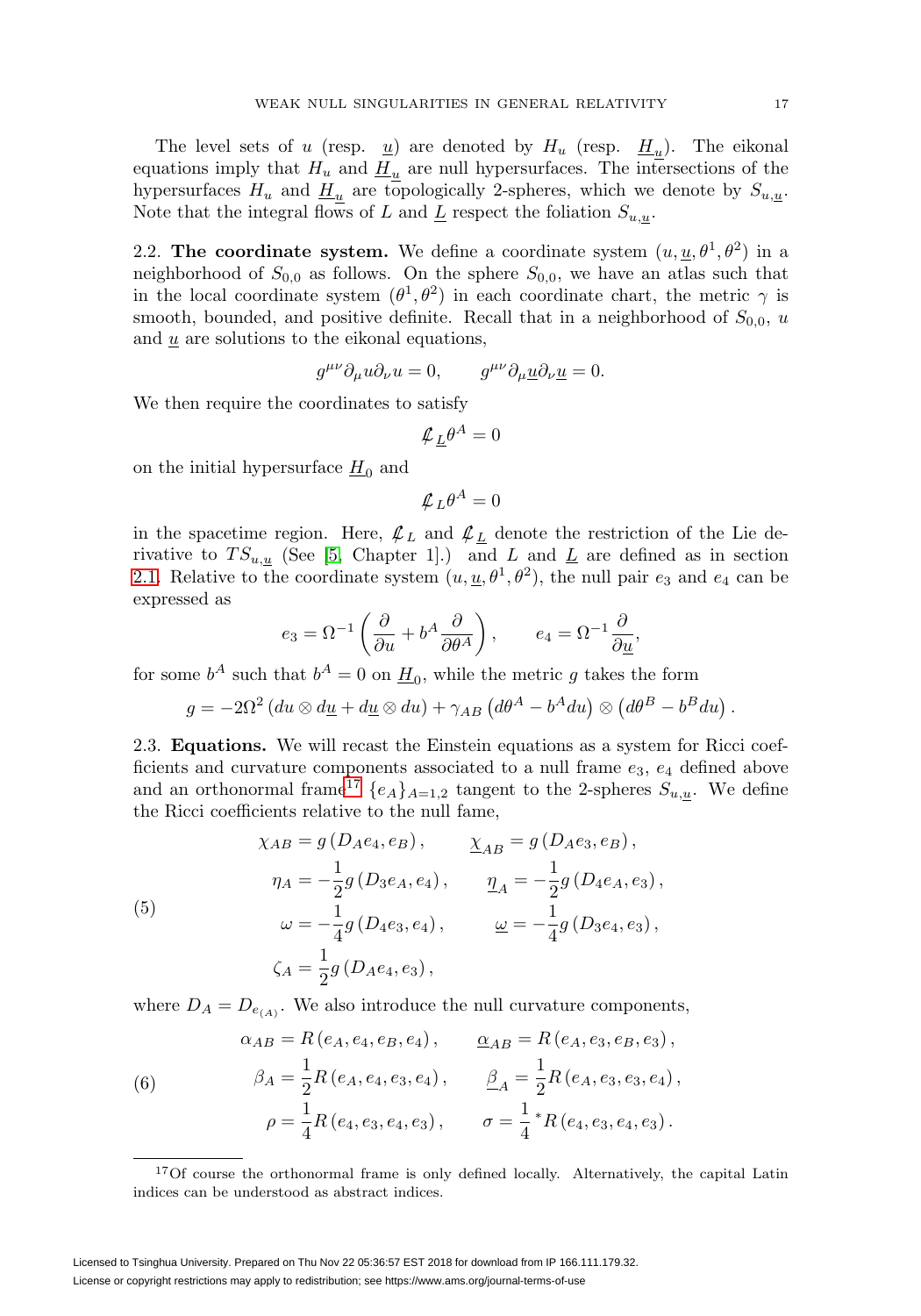The level sets of $u$ (resp. $\underline{u}$) are denoted by $H_u$ (resp. $\underline{H}_{\underline{u}}$). The eikonal equations imply that $H_u$ and $\underline{H}_{\underline{u}}$ are null hypersurfaces. The intersections of the hypersurfaces $H_u$ and $\underline{H}_{\underline{u}}$ are topologically 2-spheres, which we denote by $S_{u,\underline{u}}$. Note that the integral flows of $L$ and $\underline{L}$ respect the foliation $S_{u,\underline{u}}$.

2.2. **The coordinate system.** We define a coordinate system $(u, \underline{u}, \theta^1, \theta^2)$ in a neighborhood of $S_{0,0}$ as follows. On the sphere $S_{0,0}$, we have an atlas such that in the local coordinate system $(\theta^1, \theta^2)$ in each coordinate chart, the metric $\gamma$ is smooth, bounded, and positive definite. Recall that in a neighborhood of $S_{0,0}$, $u$ and $\underline{u}$ are solutions to the eikonal equations,

$$g^{\mu\nu}\partial_\mu u \partial_\nu u = 0, \qquad g^{\mu\nu}\partial_\mu \underline{u} \partial_\nu \underline{u} = 0.$$

We then require the coordinates to satisfy

$$\not{\mathcal{L}}_{\underline{L}}\theta^A = 0$$

on the initial hypersurface $\underline{H}_0$ and

$$\not{\mathcal{L}}_{L}\theta^A = 0$$

in the spacetime region. Here, $\not{\mathcal{L}}_L$ and $\not{\mathcal{L}}_{\underline{L}}$ denote the restriction of the Lie derivative to $TS_{u,\underline{u}}$ (See [5, Chapter 1].) and $L$ and $\underline{L}$ are defined as in section 2.1. Relative to the coordinate system $(u, \underline{u}, \theta^1, \theta^2)$, the null pair $e_3$ and $e_4$ can be expressed as

$$e_3 = \Omega^{-1}\left(\frac{\partial}{\partial u} + b^A \frac{\partial}{\partial \theta^A}\right), \qquad e_4 = \Omega^{-1}\frac{\partial}{\partial \underline{u}},$$

for some $b^A$ such that $b^A = 0$ on $\underline{H}_0$, while the metric $g$ takes the form

$$g = -2\Omega^2\left(du \otimes d\underline{u} + d\underline{u} \otimes du\right) + \gamma_{AB}\left(d\theta^A - b^A du\right) \otimes \left(d\theta^B - b^B du\right).$$

2.3. **Equations.** We will recast the Einstein equations as a system for Ricci coefficients and curvature components associated to a null frame $e_3$, $e_4$ defined above and an orthonormal frame[17] $\{e_A\}_{A=1,2}$ tangent to the 2-spheres $S_{u,\underline{u}}$. We define the Ricci coefficients relative to the null fame,

$$
\begin{aligned}
\chi_{AB} &= g\left(D_A e_4, e_B\right), \qquad & \underline{\chi}_{AB} &= g\left(D_A e_3, e_B\right), \\
\eta_A &= -\frac{1}{2} g\left(D_3 e_A, e_4\right), \qquad & \underline{\eta}_A &= -\frac{1}{2} g\left(D_4 e_A, e_3\right), \\
\omega &= -\frac{1}{4} g\left(D_4 e_3, e_4\right), \qquad & \underline{\omega} &= -\frac{1}{4} g\left(D_3 e_4, e_3\right), \\
\zeta_A &= \frac{1}{2} g\left(D_A e_4, e_3\right), & &
\end{aligned}
\tag{5}
$$

where $D_A = D_{e_{(A)}}$. We also introduce the null curvature components,

$$
\begin{aligned}
\alpha_{AB} &= R\left(e_A, e_4, e_B, e_4\right), \qquad & \underline{\alpha}_{AB} &= R\left(e_A, e_3, e_B, e_3\right), \\
\beta_A &= \frac{1}{2} R\left(e_A, e_4, e_3, e_4\right), \qquad & \underline{\beta}_A &= \frac{1}{2} R\left(e_A, e_3, e_3, e_4\right), \\
\rho &= \frac{1}{4} R\left(e_4, e_3, e_4, e_3\right), \qquad & \sigma &= \frac{1}{4} {}^*R\left(e_4, e_3, e_4, e_3\right).
\end{aligned}
\tag{6}
$$

---

[17] Of course the orthonormal frame is only defined locally. Alternatively, the capital Latin indices can be understood as abstract indices.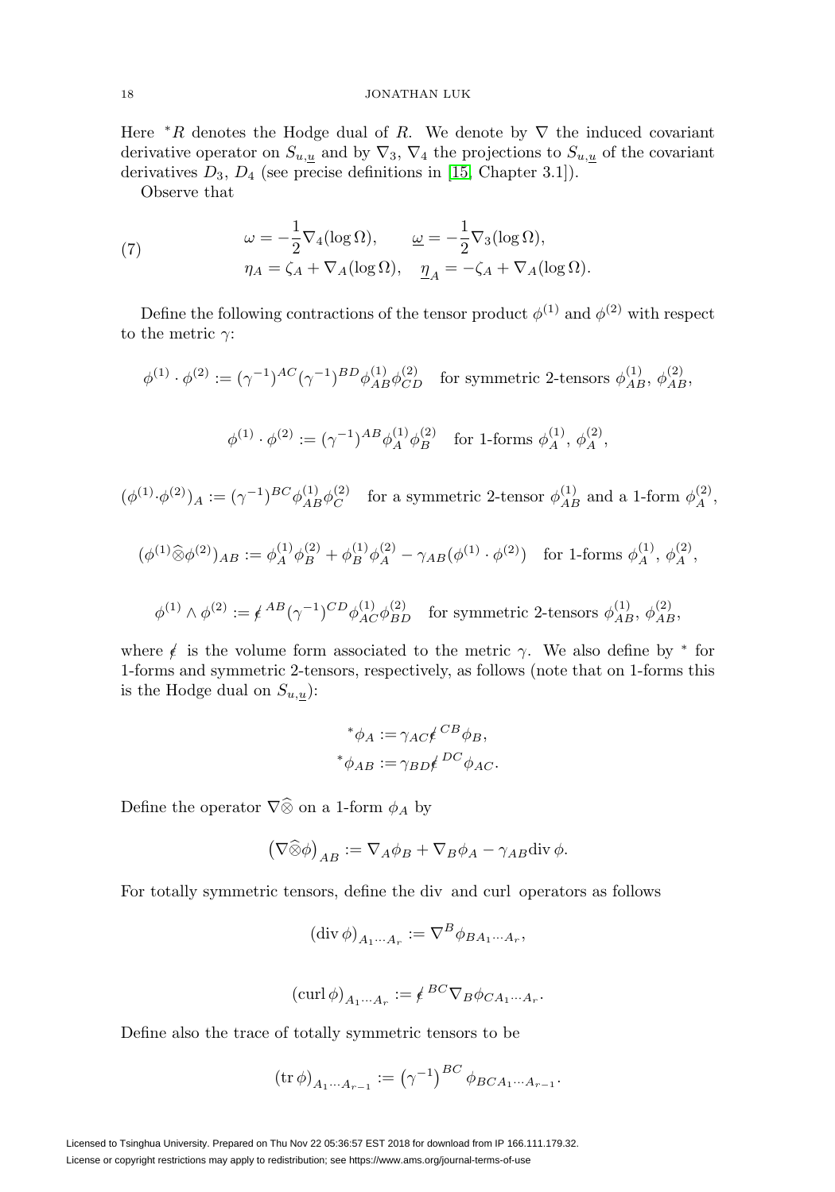Here ${}^*R$ denotes the Hodge dual of $R$. We denote by $\nabla$ the induced covariant derivative operator on $S_{u,\underline{u}}$ and by $\nabla_3$, $\nabla_4$ the projections to $S_{u,\underline{u}}$ of the covariant derivatives $D_3$, $D_4$ (see precise definitions in [15, Chapter 3.1]).

Observe that

$$
\begin{aligned}
&\omega = -\frac{1}{2}\nabla_4(\log\Omega), \qquad \underline{\omega} = -\frac{1}{2}\nabla_3(\log\Omega),\\
&\eta_A = \zeta_A + \nabla_A(\log\Omega), \quad \underline{\eta}_A = -\zeta_A + \nabla_A(\log\Omega).
\end{aligned}
\tag{7}
$$

Define the following contractions of the tensor product $\phi^{(1)}$ and $\phi^{(2)}$ with respect to the metric $\gamma$:

$$\phi^{(1)} \cdot \phi^{(2)} := (\gamma^{-1})^{AC}(\gamma^{-1})^{BD}\phi^{(1)}_{AB}\phi^{(2)}_{CD} \quad \text{for symmetric 2-tensors } \phi^{(1)}_{AB},\, \phi^{(2)}_{AB},$$

$$\phi^{(1)} \cdot \phi^{(2)} := (\gamma^{-1})^{AB}\phi^{(1)}_{A}\phi^{(2)}_{B} \quad \text{for 1-forms } \phi^{(1)}_{A},\, \phi^{(2)}_{A},$$

$$(\phi^{(1)} \cdot \phi^{(2)})_A := (\gamma^{-1})^{BC}\phi^{(1)}_{AB}\phi^{(2)}_{C} \quad \text{for a symmetric 2-tensor } \phi^{(1)}_{AB} \text{ and a 1-form } \phi^{(2)}_{A},$$

$$(\phi^{(1)} \widehat{\otimes} \phi^{(2)})_{AB} := \phi^{(1)}_{A}\phi^{(2)}_{B} + \phi^{(1)}_{B}\phi^{(2)}_{A} - \gamma_{AB}(\phi^{(1)} \cdot \phi^{(2)}) \quad \text{for 1-forms } \phi^{(1)}_{A},\, \phi^{(2)}_{A},$$

$$\phi^{(1)} \wedge \phi^{(2)} := \not\in^{AB}(\gamma^{-1})^{CD}\phi^{(1)}_{AC}\phi^{(2)}_{BD} \quad \text{for symmetric 2-tensors } \phi^{(1)}_{AB},\, \phi^{(2)}_{AB},$$

where $\not\in$ is the volume form associated to the metric $\gamma$. We also define by ${}^*$ for 1-forms and symmetric 2-tensors, respectively, as follows (note that on 1-forms this is the Hodge dual on $S_{u,\underline{u}}$):

$$
\begin{aligned}
{}^*\phi_A &:= \gamma_{AC}\not\in^{CB}\phi_B,\\
{}^*\phi_{AB} &:= \gamma_{BD}\not\in^{DC}\phi_{AC}.
\end{aligned}
$$

Define the operator $\nabla\widehat{\otimes}$ on a 1-form $\phi_A$ by

$$\left(\nabla\widehat{\otimes}\phi\right)_{AB} := \nabla_A\phi_B + \nabla_B\phi_A - \gamma_{AB}\mathrm{div}\,\phi.$$

For totally symmetric tensors, define the div and curl operators as follows

$$(\mathrm{div}\,\phi)_{A_1\cdots A_r} := \nabla^B\phi_{BA_1\cdots A_r},$$

$$(\mathrm{curl}\,\phi)_{A_1\cdots A_r} := \not\in^{BC}\nabla_B\phi_{CA_1\cdots A_r}.$$

Define also the trace of totally symmetric tensors to be

$$(\mathrm{tr}\,\phi)_{A_1\cdots A_{r-1}} := \left(\gamma^{-1}\right)^{BC}\phi_{BCA_1\cdots A_{r-1}}.$$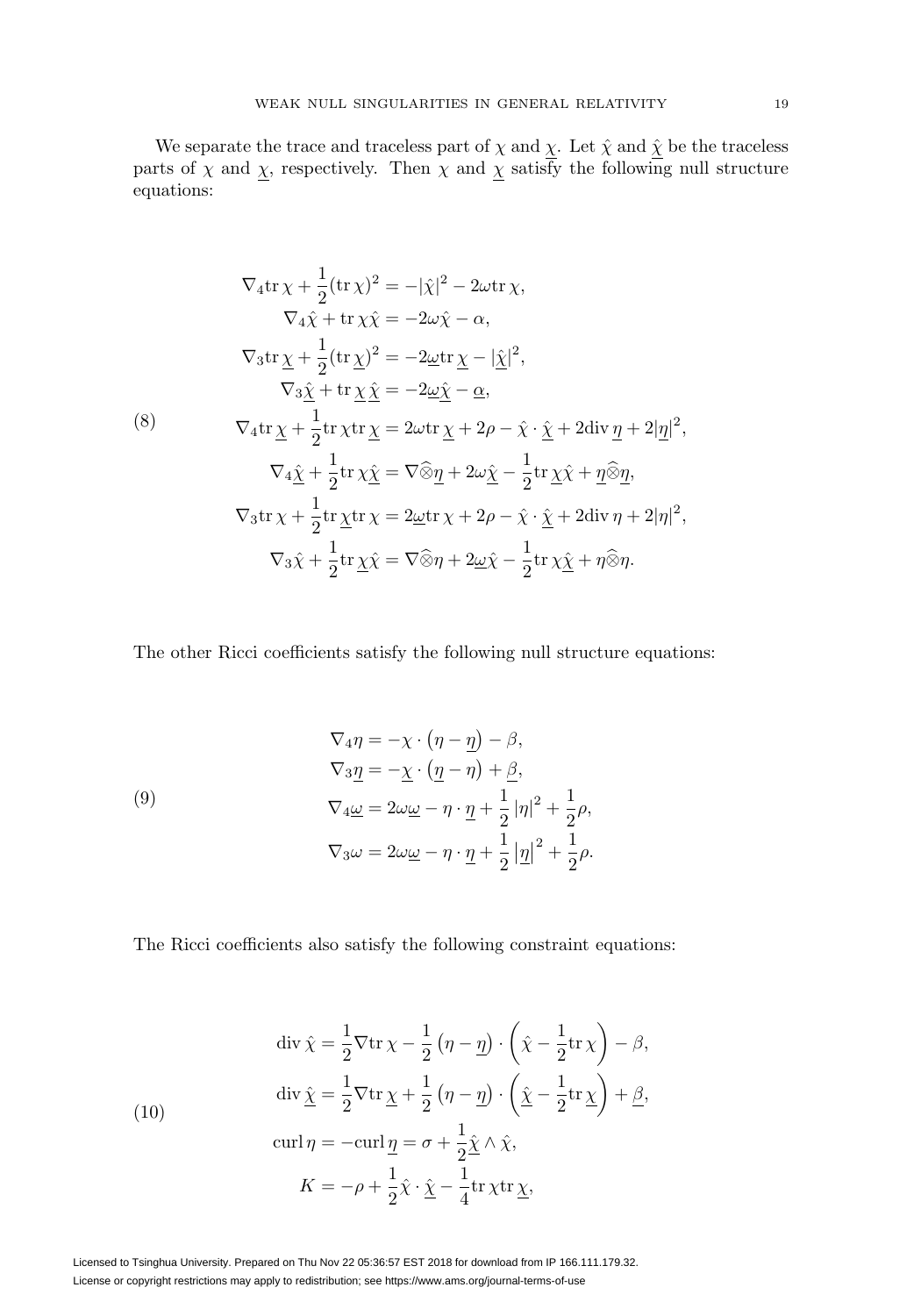We separate the trace and traceless part of $\chi$ and $\underline{\chi}$. Let $\hat{\chi}$ and $\hat{\underline{\chi}}$ be the traceless parts of $\chi$ and $\underline{\chi}$, respectively. Then $\chi$ and $\underline{\chi}$ satisfy the following null structure equations:

$$
\begin{aligned}
\nabla_4 \mathrm{tr}\,\chi + \frac{1}{2}(\mathrm{tr}\,\chi)^2 &= -|\hat{\chi}|^2 - 2\omega \mathrm{tr}\,\chi, \\
\nabla_4 \hat{\chi} + \mathrm{tr}\,\chi \hat{\chi} &= -2\omega \hat{\chi} - \alpha, \\
\nabla_3 \mathrm{tr}\,\underline{\chi} + \frac{1}{2}(\mathrm{tr}\,\underline{\chi})^2 &= -2\underline{\omega} \mathrm{tr}\,\underline{\chi} - |\hat{\underline{\chi}}|^2, \\
\nabla_3 \hat{\underline{\chi}} + \mathrm{tr}\,\underline{\chi}\, \hat{\underline{\chi}} &= -2\underline{\omega} \hat{\underline{\chi}} - \underline{\alpha}, \\
\nabla_4 \mathrm{tr}\,\underline{\chi} + \frac{1}{2}\mathrm{tr}\,\chi \mathrm{tr}\,\underline{\chi} &= 2\omega \mathrm{tr}\,\underline{\chi} + 2\rho - \hat{\chi} \cdot \hat{\underline{\chi}} + 2\mathrm{div}\,\underline{\eta} + 2|\underline{\eta}|^2, \\
\nabla_4 \hat{\underline{\chi}} + \frac{1}{2}\mathrm{tr}\,\chi \hat{\underline{\chi}} &= \nabla \widehat{\otimes} \underline{\eta} + 2\omega \hat{\underline{\chi}} - \frac{1}{2}\mathrm{tr}\,\underline{\chi} \hat{\chi} + \underline{\eta} \widehat{\otimes} \underline{\eta}, \\
\nabla_3 \mathrm{tr}\,\chi + \frac{1}{2}\mathrm{tr}\,\underline{\chi} \mathrm{tr}\,\chi &= 2\underline{\omega} \mathrm{tr}\,\chi + 2\rho - \hat{\chi} \cdot \hat{\underline{\chi}} + 2\mathrm{div}\,\eta + 2|\eta|^2, \\
\nabla_3 \hat{\chi} + \frac{1}{2}\mathrm{tr}\,\underline{\chi} \hat{\chi} &= \nabla \widehat{\otimes} \eta + 2\underline{\omega} \hat{\chi} - \frac{1}{2}\mathrm{tr}\,\chi \hat{\underline{\chi}} + \eta \widehat{\otimes} \eta.
\end{aligned}
\tag{8}
$$

The other Ricci coefficients satisfy the following null structure equations:

$$
\begin{aligned}
\nabla_4 \eta &= -\chi \cdot \left(\eta - \underline{\eta}\right) - \beta, \\
\nabla_3 \underline{\eta} &= -\underline{\chi} \cdot \left(\underline{\eta} - \eta\right) + \underline{\beta}, \\
\nabla_4 \underline{\omega} &= 2\omega \underline{\omega} - \eta \cdot \underline{\eta} + \frac{1}{2}\left|\eta\right|^2 + \frac{1}{2}\rho, \\
\nabla_3 \omega &= 2\omega \underline{\omega} - \eta \cdot \underline{\eta} + \frac{1}{2}\left|\underline{\eta}\right|^2 + \frac{1}{2}\rho.
\end{aligned}
\tag{9}
$$

The Ricci coefficients also satisfy the following constraint equations:

$$
\begin{aligned}
\mathrm{div}\,\hat{\chi} &= \frac{1}{2}\nabla \mathrm{tr}\,\chi - \frac{1}{2}\left(\eta - \underline{\eta}\right) \cdot \left(\hat{\chi} - \frac{1}{2}\mathrm{tr}\,\chi\right) - \beta, \\
\mathrm{div}\,\hat{\underline{\chi}} &= \frac{1}{2}\nabla \mathrm{tr}\,\underline{\chi} + \frac{1}{2}\left(\eta - \underline{\eta}\right) \cdot \left(\hat{\underline{\chi}} - \frac{1}{2}\mathrm{tr}\,\underline{\chi}\right) + \underline{\beta}, \\
\mathrm{curl}\,\eta &= -\mathrm{curl}\,\underline{\eta} = \sigma + \frac{1}{2}\hat{\underline{\chi}} \wedge \hat{\chi}, \\
K &= -\rho + \frac{1}{2}\hat{\chi} \cdot \hat{\underline{\chi}} - \frac{1}{4}\mathrm{tr}\,\chi \mathrm{tr}\,\underline{\chi},
\end{aligned}
\tag{10}
$$

Licensed to Tsinghua University. Prepared on Thu Nov 22 05:36:57 EST 2018 for download from IP 166.111.179.32.
License or copyright restrictions may apply to redistribution; see https://www.ams.org/journal-terms-of-use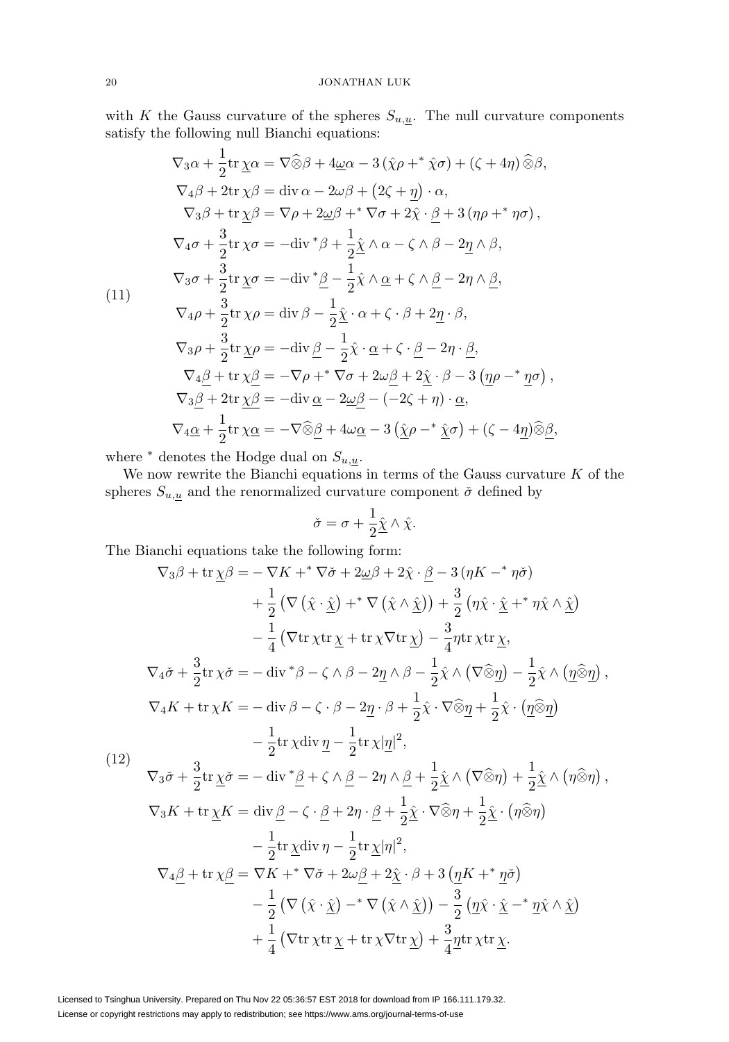with $K$ the Gauss curvature of the spheres $S_{u,\underline{u}}$. The null curvature components satisfy the following null Bianchi equations:

$$
\begin{aligned}
&\nabla_3\alpha+\frac{1}{2}\mathrm{tr}\,\underline{\chi}\alpha=\nabla\widehat{\otimes}\beta+4\underline{\omega}\alpha-3\left(\hat{\chi}\rho+^*\hat{\chi}\sigma\right)+\left(\zeta+4\eta\right)\widehat{\otimes}\beta,\\
&\nabla_4\beta+2\mathrm{tr}\,\chi\beta=\mathrm{div}\,\alpha-2\omega\beta+\left(2\zeta+\underline{\eta}\right)\cdot\alpha,\\
&\nabla_3\beta+\mathrm{tr}\,\underline{\chi}\beta=\nabla\rho+2\underline{\omega}\beta+^*\nabla\sigma+2\hat{\chi}\cdot\underline{\beta}+3\left(\eta\rho+^*\eta\sigma\right),\\
&\nabla_4\sigma+\frac{3}{2}\mathrm{tr}\,\chi\sigma=-\mathrm{div}\,^*\beta+\frac{1}{2}\underline{\hat{\chi}}\wedge\alpha-\zeta\wedge\beta-2\underline{\eta}\wedge\beta,\\
&\nabla_3\sigma+\frac{3}{2}\mathrm{tr}\,\underline{\chi}\sigma=-\mathrm{div}\,^*\underline{\beta}-\frac{1}{2}\hat{\chi}\wedge\underline{\alpha}+\zeta\wedge\underline{\beta}-2\eta\wedge\underline{\beta},\\
&\nabla_4\rho+\frac{3}{2}\mathrm{tr}\,\chi\rho=\mathrm{div}\,\beta-\frac{1}{2}\underline{\hat{\chi}}\cdot\alpha+\zeta\cdot\beta+2\underline{\eta}\cdot\beta,\\
&\nabla_3\rho+\frac{3}{2}\mathrm{tr}\,\underline{\chi}\rho=-\mathrm{div}\,\underline{\beta}-\frac{1}{2}\hat{\chi}\cdot\underline{\alpha}+\zeta\cdot\underline{\beta}-2\eta\cdot\underline{\beta},\\
&\nabla_4\underline{\beta}+\mathrm{tr}\,\chi\underline{\beta}=-\nabla\rho+^*\nabla\sigma+2\omega\underline{\beta}+2\underline{\hat{\chi}}\cdot\beta-3\left(\underline{\eta}\rho-^*\underline{\eta}\sigma\right),\\
&\nabla_3\underline{\beta}+2\mathrm{tr}\,\underline{\chi}\underline{\beta}=-\mathrm{div}\,\underline{\alpha}-2\underline{\omega}\underline{\beta}-\left(-2\zeta+\eta\right)\cdot\underline{\alpha},\\
&\nabla_4\underline{\alpha}+\frac{1}{2}\mathrm{tr}\,\chi\underline{\alpha}=-\nabla\widehat{\otimes}\underline{\beta}+4\omega\underline{\alpha}-3\left(\underline{\hat{\chi}}\rho-^*\underline{\hat{\chi}}\sigma\right)+\left(\zeta-4\underline{\eta}\right)\widehat{\otimes}\underline{\beta},
\end{aligned}
\tag{11}
$$

where $^*$ denotes the Hodge dual on $S_{u,\underline{u}}$.

We now rewrite the Bianchi equations in terms of the Gauss curvature $K$ of the spheres $S_{u,\underline{u}}$ and the renormalized curvature component $\check{\sigma}$ defined by

$$
\check{\sigma}=\sigma+\frac{1}{2}\underline{\hat{\chi}}\wedge\hat{\chi}.
$$

The Bianchi equations take the following form:

$$
\begin{aligned}
\nabla_3\beta+\mathrm{tr}\,\underline{\chi}\beta=&-\nabla K+^*\nabla\check{\sigma}+2\underline{\omega}\beta+2\hat{\chi}\cdot\underline{\beta}-3\left(\eta K-^*\eta\check{\sigma}\right)\\
&+\frac{1}{2}\left(\nabla\left(\hat{\chi}\cdot\underline{\hat{\chi}}\right)+^*\nabla\left(\hat{\chi}\wedge\underline{\hat{\chi}}\right)\right)+\frac{3}{2}\left(\eta\hat{\chi}\cdot\underline{\hat{\chi}}+^*\eta\hat{\chi}\wedge\underline{\hat{\chi}}\right)\\
&-\frac{1}{4}\left(\nabla\mathrm{tr}\,\chi\mathrm{tr}\,\underline{\chi}+\mathrm{tr}\,\chi\nabla\mathrm{tr}\,\underline{\chi}\right)-\frac{3}{4}\eta\mathrm{tr}\,\chi\mathrm{tr}\,\underline{\chi},\\
\nabla_4\check{\sigma}+\frac{3}{2}\mathrm{tr}\,\chi\check{\sigma}=&-\mathrm{div}\,^*\beta-\zeta\wedge\beta-2\underline{\eta}\wedge\beta-\frac{1}{2}\hat{\chi}\wedge\left(\nabla\widehat{\otimes}\underline{\eta}\right)-\frac{1}{2}\hat{\chi}\wedge\left(\underline{\eta}\widehat{\otimes}\underline{\eta}\right),\\
\nabla_4K+\mathrm{tr}\,\chi K=&-\mathrm{div}\,\beta-\zeta\cdot\beta-2\underline{\eta}\cdot\beta+\frac{1}{2}\hat{\chi}\cdot\nabla\widehat{\otimes}\underline{\eta}+\frac{1}{2}\hat{\chi}\cdot\left(\underline{\eta}\widehat{\otimes}\underline{\eta}\right)\\
&-\frac{1}{2}\mathrm{tr}\,\chi\mathrm{div}\,\underline{\eta}-\frac{1}{2}\mathrm{tr}\,\chi|\underline{\eta}|^2,\\
\nabla_3\check{\sigma}+\frac{3}{2}\mathrm{tr}\,\underline{\chi}\check{\sigma}=&-\mathrm{div}\,^*\underline{\beta}+\zeta\wedge\underline{\beta}-2\eta\wedge\underline{\beta}+\frac{1}{2}\underline{\hat{\chi}}\wedge\left(\nabla\widehat{\otimes}\eta\right)+\frac{1}{2}\underline{\hat{\chi}}\wedge\left(\eta\widehat{\otimes}\eta\right),\\
\nabla_3K+\mathrm{tr}\,\underline{\chi}K=&\;\mathrm{div}\,\underline{\beta}-\zeta\cdot\underline{\beta}+2\eta\cdot\underline{\beta}+\frac{1}{2}\underline{\hat{\chi}}\cdot\nabla\widehat{\otimes}\eta+\frac{1}{2}\underline{\hat{\chi}}\cdot\left(\eta\widehat{\otimes}\eta\right)\\
&-\frac{1}{2}\mathrm{tr}\,\underline{\chi}\mathrm{div}\,\eta-\frac{1}{2}\mathrm{tr}\,\underline{\chi}|\eta|^2,\\
\nabla_4\underline{\beta}+\mathrm{tr}\,\chi\underline{\beta}=&\;\nabla K+^*\nabla\check{\sigma}+2\omega\underline{\beta}+2\underline{\hat{\chi}}\cdot\beta+3\left(\underline{\eta}K+^*\underline{\eta}\check{\sigma}\right)\\
&-\frac{1}{2}\left(\nabla\left(\hat{\chi}\cdot\underline{\hat{\chi}}\right)-^*\nabla\left(\hat{\chi}\wedge\underline{\hat{\chi}}\right)\right)-\frac{3}{2}\left(\underline{\eta}\hat{\chi}\cdot\underline{\hat{\chi}}-^*\underline{\eta}\hat{\chi}\wedge\underline{\hat{\chi}}\right)\\
&+\frac{1}{4}\left(\nabla\mathrm{tr}\,\chi\mathrm{tr}\,\underline{\chi}+\mathrm{tr}\,\chi\nabla\mathrm{tr}\,\underline{\chi}\right)+\frac{3}{4}\underline{\eta}\mathrm{tr}\,\chi\mathrm{tr}\,\underline{\chi}.
\end{aligned}
\tag{12}
$$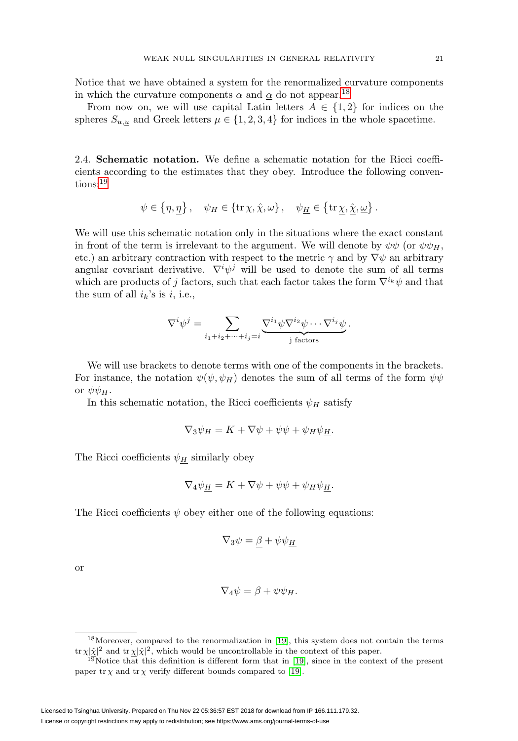Notice that we have obtained a system for the renormalized curvature components in which the curvature components $\alpha$ and $\underline{\alpha}$ do not appear.[18]

From now on, we will use capital Latin letters $A \in \{1, 2\}$ for indices on the spheres $S_{u,\underline{u}}$ and Greek letters $\mu \in \{1, 2, 3, 4\}$ for indices in the whole spacetime.

### 2.4. Schematic notation.

We define a schematic notation for the Ricci coefficients according to the estimates that they obey. Introduce the following conventions:[19]

$$\psi \in \{\eta, \underline{\eta}\}, \quad \psi_H \in \{\operatorname{tr}\chi, \hat{\chi}, \omega\}, \quad \psi_{\underline{H}} \in \{\operatorname{tr}\underline{\chi}, \hat{\underline{\chi}}, \underline{\omega}\}.$$

We will use this schematic notation only in the situations where the exact constant in front of the term is irrelevant to the argument. We will denote by $\psi\psi$ (or $\psi\psi_H$, etc.) an arbitrary contraction with respect to the metric $\gamma$ and by $\nabla\psi$ an arbitrary angular covariant derivative. $\nabla^i\psi^j$ will be used to denote the sum of all terms which are products of $j$ factors, such that each factor takes the form $\nabla^{i_k}\psi$ and that the sum of all $i_k$'s is $i$, i.e.,

$$\nabla^i\psi^j = \sum_{i_1+i_2+\cdots+i_j=i} \underbrace{\nabla^{i_1}\psi\nabla^{i_2}\psi\cdots\nabla^{i_j}\psi}_{\text{j factors}}.$$

We will use brackets to denote terms with one of the components in the brackets. For instance, the notation $\psi(\psi, \psi_H)$ denotes the sum of all terms of the form $\psi\psi$ or $\psi\psi_H$.

In this schematic notation, the Ricci coefficients $\psi_H$ satisfy

$$\nabla_3\psi_H = K + \nabla\psi + \psi\psi + \psi_H\psi_{\underline{H}}.$$

The Ricci coefficients $\psi_{\underline{H}}$ similarly obey

$$\nabla_4\psi_{\underline{H}} = K + \nabla\psi + \psi\psi + \psi_H\psi_{\underline{H}}.$$

The Ricci coefficients $\psi$ obey either one of the following equations:

$$\nabla_3\psi = \underline{\beta} + \psi\psi_{\underline{H}}$$

or

$$\nabla_4\psi = \beta + \psi\psi_H.$$

---

[18] Moreover, compared to the renormalization in [19], this system does not contain the terms $\operatorname{tr}\chi|\hat{\underline{\chi}}|^2$ and $\operatorname{tr}\underline{\chi}|\hat{\chi}|^2$, which would be uncontrollable in the context of this paper.

[19] Notice that this definition is different form that in [19], since in the context of the present paper $\operatorname{tr}\chi$ and $\operatorname{tr}\underline{\chi}$ verify different bounds compared to [19].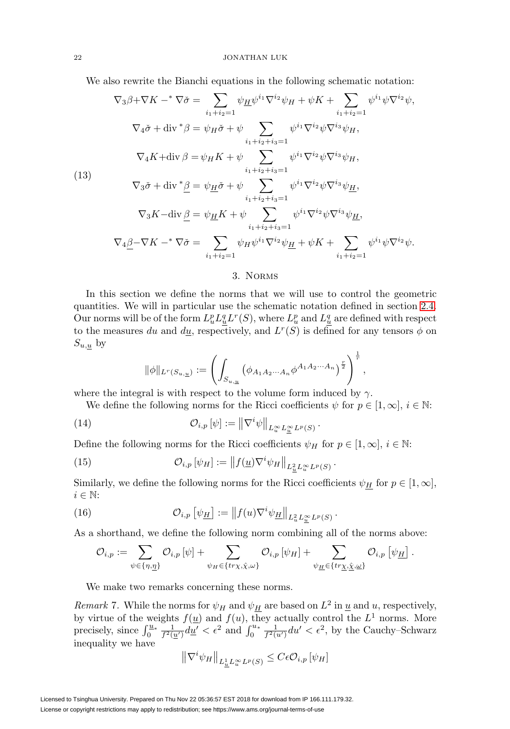We also rewrite the Bianchi equations in the following schematic notation:

$$
\begin{aligned}
\nabla_3\beta+\nabla K -^* \nabla\check{\sigma} &= \sum_{i_1+i_2=1} \psi_{\underline{H}}\psi^{i_1}\nabla^{i_2}\psi_H + \psi K + \sum_{i_1+i_2=1}\psi^{i_1}\psi\nabla^{i_2}\psi,\\
\nabla_4\check{\sigma} + \mathrm{div}\,^*\beta &= \psi_H\check{\sigma} + \psi \sum_{i_1+i_2+i_3=1}\psi^{i_1}\nabla^{i_2}\psi\nabla^{i_3}\psi_H,\\
\nabla_4 K+\mathrm{div}\,\beta &= \psi_H K + \psi \sum_{i_1+i_2+i_3=1}\psi^{i_1}\nabla^{i_2}\psi\nabla^{i_3}\psi_H,\\
\nabla_3\check{\sigma} + \mathrm{div}\,^*\underline{\beta} &= \psi_{\underline{H}}\check{\sigma} + \psi \sum_{i_1+i_2+i_3=1}\psi^{i_1}\nabla^{i_2}\psi\nabla^{i_3}\psi_{\underline{H}},\\
\nabla_3 K-\mathrm{div}\,\underline{\beta} &= \psi_{\underline{H}} K + \psi \sum_{i_1+i_2+i_3=1}\psi^{i_1}\nabla^{i_2}\psi\nabla^{i_3}\psi_{\underline{H}},\\
\nabla_4\underline{\beta}-\nabla K -^* \nabla\check{\sigma} &= \sum_{i_1+i_2=1} \psi_H\psi^{i_1}\nabla^{i_2}\psi_{\underline{H}} + \psi K + \sum_{i_1+i_2=1}\psi^{i_1}\psi\nabla^{i_2}\psi.
\end{aligned} \tag{13}
$$

## 3. Norms

In this section we define the norms that we will use to control the geometric quantities. We will in particular use the schematic notation defined in section 2.4. Our norms will be of the form $L^p_u L^q_{\underline{u}} L^r(S)$, where $L^p_u$ and $L^q_{\underline{u}}$ are defined with respect to the measures $du$ and $d\underline{u}$, respectively, and $L^r(S)$ is defined for any tensors $\phi$ on $S_{u,\underline{u}}$ by

$$
\|\phi\|_{L^r(S_{u,\underline{u}})} := \left(\int_{S_{u,\underline{u}}} \left(\phi_{A_1A_2\cdots A_n}\phi^{A_1A_2\cdots A_n}\right)^{\frac{r}{2}}\right)^{\frac{1}{r}},
$$

where the integral is with respect to the volume form induced by $\gamma$.

We define the following norms for the Ricci coefficients $\psi$ for $p\in[1,\infty]$, $i\in\mathbb{N}$:

$$
\mathcal{O}_{i,p}[\psi] := \left\|\nabla^i\psi\right\|_{L^\infty_u L^\infty_{\underline{u}} L^p(S)}. \tag{14}
$$

Define the following norms for the Ricci coefficients $\psi_H$ for $p\in[1,\infty]$, $i\in\mathbb{N}$:

$$
\mathcal{O}_{i,p}[\psi_H] := \left\|f(\underline{u})\nabla^i\psi_H\right\|_{L^2_{\underline{u}} L^\infty_u L^p(S)}. \tag{15}
$$

Similarly, we define the following norms for the Ricci coefficients $\psi_{\underline{H}}$ for $p\in[1,\infty]$, $i\in\mathbb{N}$:

$$
\mathcal{O}_{i,p}\left[\psi_{\underline{H}}\right] := \left\|f(u)\nabla^i\psi_{\underline{H}}\right\|_{L^2_u L^\infty_{\underline{u}} L^p(S)}. \tag{16}
$$

As a shorthand, we define the following norm combining all of the norms above:

$$
\mathcal{O}_{i,p} := \sum_{\psi\in\{\eta,\underline{\eta}\}}\mathcal{O}_{i,p}[\psi] + \sum_{\psi_H\in\{tr\chi,\hat{\chi},\omega\}}\mathcal{O}_{i,p}[\psi_H] + \sum_{\psi_{\underline{H}}\in\{tr\underline{\chi},\hat{\underline{\chi}},\underline{\omega}\}}\mathcal{O}_{i,p}\left[\psi_{\underline{H}}\right].
$$

We make two remarks concerning these norms.

*Remark* 7. While the norms for $\psi_H$ and $\psi_{\underline{H}}$ are based on $L^2$ in $\underline{u}$ and $u$, respectively, by virtue of the weights $f(\underline{u})$ and $f(u)$, they actually control the $L^1$ norms. More precisely, since $\int_0^{\underline{u}_*}\frac{1}{f^2(\underline{u}')}d\underline{u}' < \epsilon^2$ and $\int_0^{u_*}\frac{1}{f^2(u')}du' < \epsilon^2$, by the Cauchy–Schwarz inequality we have

$$
\left\|\nabla^i\psi_H\right\|_{L^1_{\underline{u}} L^\infty_u L^p(S)} \le C\epsilon\,\mathcal{O}_{i,p}[\psi_H]
$$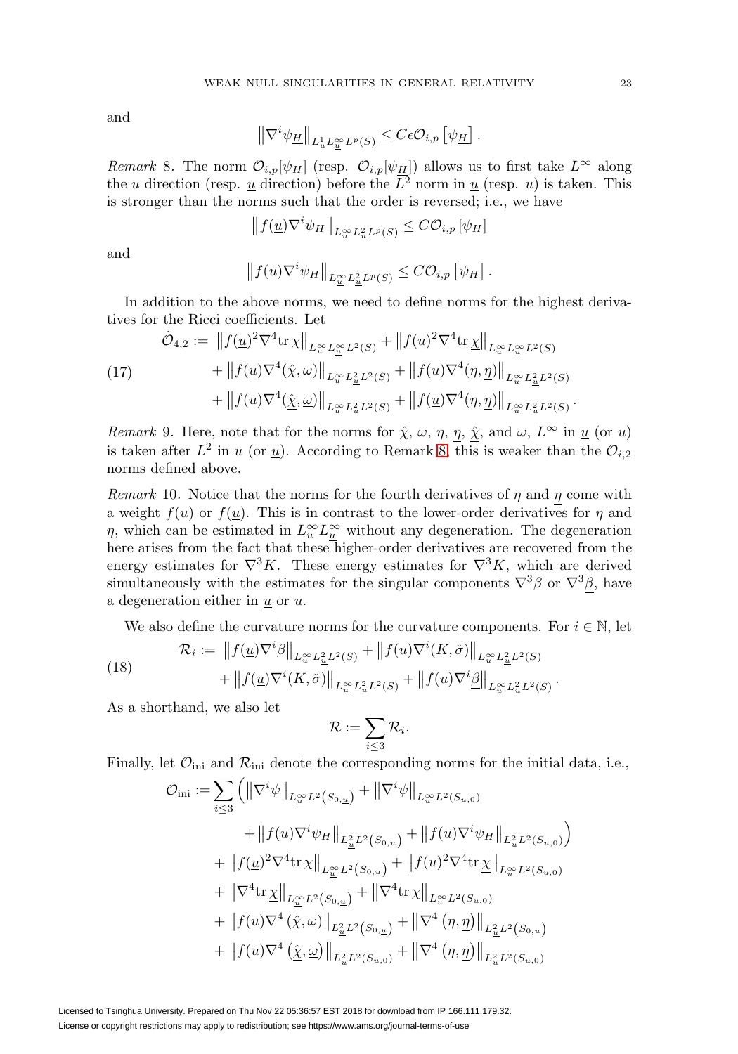and

$$\left\|\nabla^i \psi_{\underline{H}}\right\|_{L^1_u L^\infty_{\underline{u}} L^p(S)} \leq C\epsilon \mathcal{O}_{i,p}\left[\psi_{\underline{H}}\right].$$

*Remark* 8. The norm $\mathcal{O}_{i,p}[\psi_H]$ (resp. $\mathcal{O}_{i,p}[\psi_{\underline{H}}]$) allows us to first take $L^\infty$ along the $u$ direction (resp. $\underline{u}$ direction) before the $L^2$ norm in $\underline{u}$ (resp. $u$) is taken. This is stronger than the norms such that the order is reversed; i.e., we have

$$\left\|f(\underline{u})\nabla^i \psi_H\right\|_{L^\infty_u L^2_{\underline{u}} L^p(S)} \leq C\mathcal{O}_{i,p}\left[\psi_H\right]$$

and

$$\left\|f(u)\nabla^i \psi_{\underline{H}}\right\|_{L^\infty_{\underline{u}} L^2_u L^p(S)} \leq C\mathcal{O}_{i,p}\left[\psi_{\underline{H}}\right].$$

In addition to the above norms, we need to define norms for the highest derivatives for the Ricci coefficients. Let

$$\begin{aligned}
\tilde{\mathcal{O}}_{4,2} := & \left\|f(\underline{u})^2\nabla^4 \mathrm{tr}\,\chi\right\|_{L^\infty_u L^\infty_{\underline{u}} L^2(S)} + \left\|f(u)^2\nabla^4 \mathrm{tr}\,\underline{\chi}\right\|_{L^\infty_u L^\infty_{\underline{u}} L^2(S)} \\
& + \left\|f(\underline{u})\nabla^4(\hat{\chi},\omega)\right\|_{L^\infty_u L^2_{\underline{u}} L^2(S)} + \left\|f(u)\nabla^4(\eta,\underline{\eta})\right\|_{L^\infty_u L^2_{\underline{u}} L^2(S)} \\
& + \left\|f(u)\nabla^4(\underline{\hat{\chi}},\underline{\omega})\right\|_{L^\infty_{\underline{u}} L^2_u L^2(S)} + \left\|f(\underline{u})\nabla^4(\eta,\underline{\eta})\right\|_{L^\infty_{\underline{u}} L^2_u L^2(S)}.
\end{aligned} \tag{17}$$

*Remark* 9. Here, note that for the norms for $\hat{\chi}$, $\omega$, $\eta$, $\underline{\eta}$, $\underline{\hat{\chi}}$, and $\omega$, $L^\infty$ in $\underline{u}$ (or $u$) is taken after $L^2$ in $u$ (or $\underline{u}$). According to Remark 8, this is weaker than the $\mathcal{O}_{i,2}$ norms defined above.

*Remark* 10. Notice that the norms for the fourth derivatives of $\eta$ and $\underline{\eta}$ come with a weight $f(u)$ or $f(\underline{u})$. This is in contrast to the lower-order derivatives for $\eta$ and $\underline{\eta}$, which can be estimated in $L^\infty_u L^\infty_{\underline{u}}$ without any degeneration. The degeneration here arises from the fact that these higher-order derivatives are recovered from the energy estimates for $\nabla^3 K$. These energy estimates for $\nabla^3 K$, which are derived simultaneously with the estimates for the singular components $\nabla^3\beta$ or $\nabla^3\underline{\beta}$, have a degeneration either in $\underline{u}$ or $u$.

We also define the curvature norms for the curvature components. For $i \in \mathbb{N}$, let

$$\begin{aligned}
\mathcal{R}_i := & \left\|f(\underline{u})\nabla^i\beta\right\|_{L^\infty_u L^2_{\underline{u}} L^2(S)} + \left\|f(u)\nabla^i(K,\check{\sigma})\right\|_{L^\infty_u L^2_{\underline{u}} L^2(S)} \\
& + \left\|f(\underline{u})\nabla^i(K,\check{\sigma})\right\|_{L^\infty_{\underline{u}} L^2_u L^2(S)} + \left\|f(u)\nabla^i\underline{\beta}\right\|_{L^\infty_{\underline{u}} L^2_u L^2(S)}.
\end{aligned} \tag{18}$$

As a shorthand, we also let

$$\mathcal{R} := \sum_{i\leq 3}\mathcal{R}_i.$$

Finally, let $\mathcal{O}_{\mathrm{ini}}$ and $\mathcal{R}_{\mathrm{ini}}$ denote the corresponding norms for the initial data, i.e.,

$$\begin{aligned}
\mathcal{O}_{\mathrm{ini}} := & \sum_{i\leq 3}\Big(\left\|\nabla^i\psi\right\|_{L^\infty_{\underline{u}} L^2(S_{0,\underline{u}})} + \left\|\nabla^i\psi\right\|_{L^\infty_u L^2(S_{u,0})} \\
& \quad + \left\|f(\underline{u})\nabla^i\psi_H\right\|_{L^2_{\underline{u}} L^2(S_{0,\underline{u}})} + \left\|f(u)\nabla^i\psi_{\underline{H}}\right\|_{L^2_u L^2(S_{u,0})}\Big) \\
& + \left\|f(\underline{u})^2\nabla^4\mathrm{tr}\,\chi\right\|_{L^\infty_{\underline{u}} L^2(S_{0,\underline{u}})} + \left\|f(u)^2\nabla^4\mathrm{tr}\,\underline{\chi}\right\|_{L^\infty_u L^2(S_{u,0})} \\
& + \left\|\nabla^4\mathrm{tr}\,\underline{\chi}\right\|_{L^\infty_{\underline{u}} L^2(S_{0,\underline{u}})} + \left\|\nabla^4\mathrm{tr}\,\chi\right\|_{L^\infty_u L^2(S_{u,0})} \\
& + \left\|f(\underline{u})\nabla^4(\hat{\chi},\omega)\right\|_{L^2_{\underline{u}} L^2(S_{0,\underline{u}})} + \left\|\nabla^4(\eta,\underline{\eta})\right\|_{L^2_{\underline{u}} L^2(S_{0,\underline{u}})} \\
& + \left\|f(u)\nabla^4(\underline{\hat{\chi}},\underline{\omega})\right\|_{L^2_u L^2(S_{u,0})} + \left\|\nabla^4(\eta,\underline{\eta})\right\|_{L^2_u L^2(S_{u,0})}
\end{aligned}$$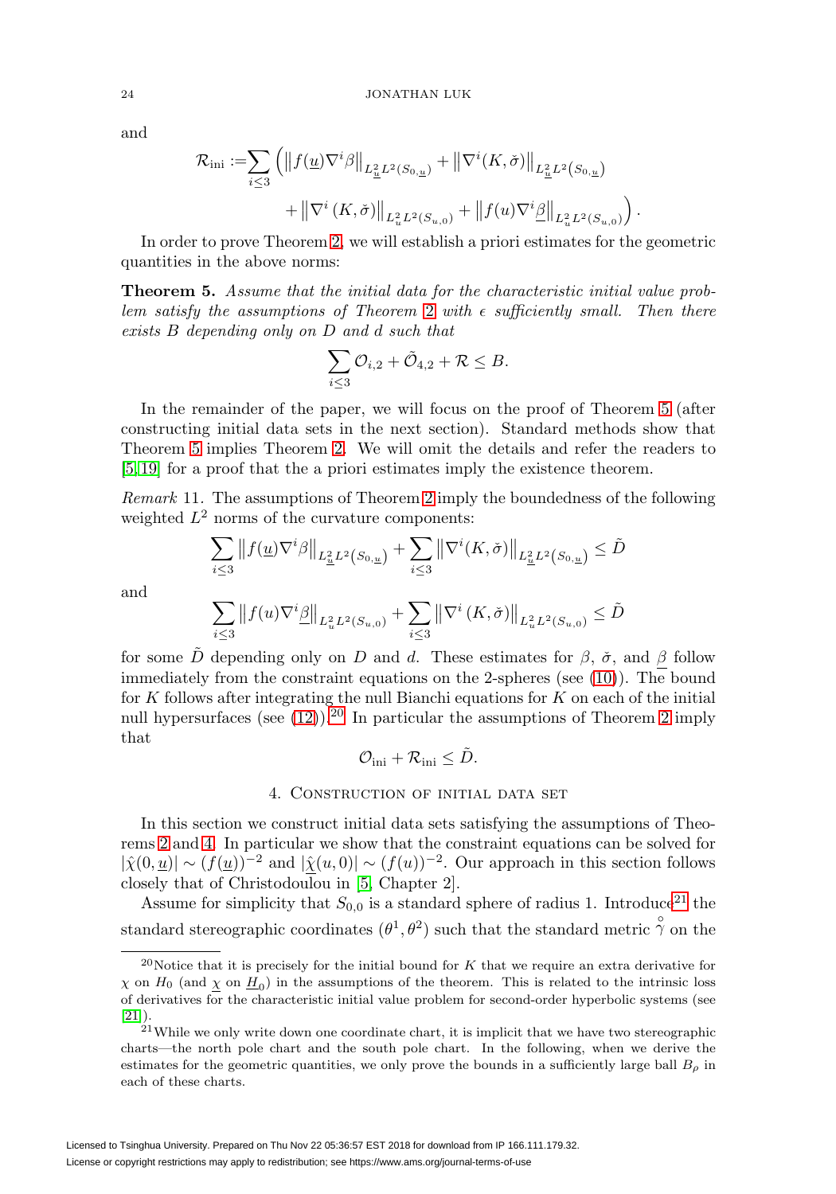and

$$\mathcal{R}_{\text{ini}} := \sum_{i\leq 3} \Big( \left\| f(\underline{u})\nabla^i\beta \right\|_{L^2_{\underline{u}}L^2(S_{0,\underline{u}})} + \left\| \nabla^i(K,\check{\sigma}) \right\|_{L^2_{\underline{u}}L^2(S_{0,\underline{u}})} + \left\| \nabla^i (K,\check{\sigma}) \right\|_{L^2_{u}L^2(S_{u,0})} + \left\| f(u)\nabla^i\underline{\beta} \right\|_{L^2_{u}L^2(S_{u,0})} \Big).$$

In order to prove Theorem 2, we will establish a priori estimates for the geometric quantities in the above norms:

**Theorem 5.** *Assume that the initial data for the characteristic initial value problem satisfy the assumptions of Theorem 2 with $\epsilon$ sufficiently small. Then there exists $B$ depending only on $D$ and $d$ such that*

$$\sum_{i\leq 3} \mathcal{O}_{i,2} + \tilde{\mathcal{O}}_{4,2} + \mathcal{R} \leq B.$$

In the remainder of the paper, we will focus on the proof of Theorem 5 (after constructing initial data sets in the next section). Standard methods show that Theorem 5 implies Theorem 2. We will omit the details and refer the readers to [5, 19] for a proof that the a priori estimates imply the existence theorem.

*Remark* 11. The assumptions of Theorem 2 imply the boundedness of the following weighted $L^2$ norms of the curvature components:

$$\sum_{i\leq 3} \left\| f(\underline{u})\nabla^i\beta \right\|_{L^2_{\underline{u}}L^2(S_{0,\underline{u}})} + \sum_{i\leq 3} \left\| \nabla^i(K,\check{\sigma}) \right\|_{L^2_{\underline{u}}L^2(S_{0,\underline{u}})} \leq \tilde{D}$$

and

$$\sum_{i\leq 3} \left\| f(u)\nabla^i\underline{\beta} \right\|_{L^2_{u}L^2(S_{u,0})} + \sum_{i\leq 3} \left\| \nabla^i (K,\check{\sigma}) \right\|_{L^2_{u}L^2(S_{u,0})} \leq \tilde{D}$$

for some $\tilde{D}$ depending only on $D$ and $d$. These estimates for $\beta$, $\check{\sigma}$, and $\underline{\beta}$ follow immediately from the constraint equations on the 2-spheres (see (10)). The bound for $K$ follows after integrating the null Bianchi equations for $K$ on each of the initial null hypersurfaces (see (12)).[20] In particular the assumptions of Theorem 2 imply that

$$\mathcal{O}_{\text{ini}} + \mathcal{R}_{\text{ini}} \leq \tilde{D}.$$

## 4. Construction of initial data set

In this section we construct initial data sets satisfying the assumptions of Theorems 2 and 4. In particular we show that the constraint equations can be solved for $|\hat{\chi}(0,\underline{u})| \sim (f(\underline{u}))^{-2}$ and $|\hat{\underline{\chi}}(u,0)| \sim (f(u))^{-2}$. Our approach in this section follows closely that of Christodoulou in [5, Chapter 2].

Assume for simplicity that $S_{0,0}$ is a standard sphere of radius 1. Introduce[21] the standard stereographic coordinates $(\theta^1,\theta^2)$ such that the standard metric $\mathring{\gamma}$ on the

---

[20] Notice that it is precisely for the initial bound for $K$ that we require an extra derivative for $\chi$ on $H_0$ (and $\underline{\chi}$ on $\underline{H}_0$) in the assumptions of the theorem. This is related to the intrinsic loss of derivatives for the characteristic initial value problem for second-order hyperbolic systems (see [21]).

[21] While we only write down one coordinate chart, it is implicit that we have two stereographic charts—the north pole chart and the south pole chart. In the following, when we derive the estimates for the geometric quantities, we only prove the bounds in a sufficiently large ball $B_\rho$ in each of these charts.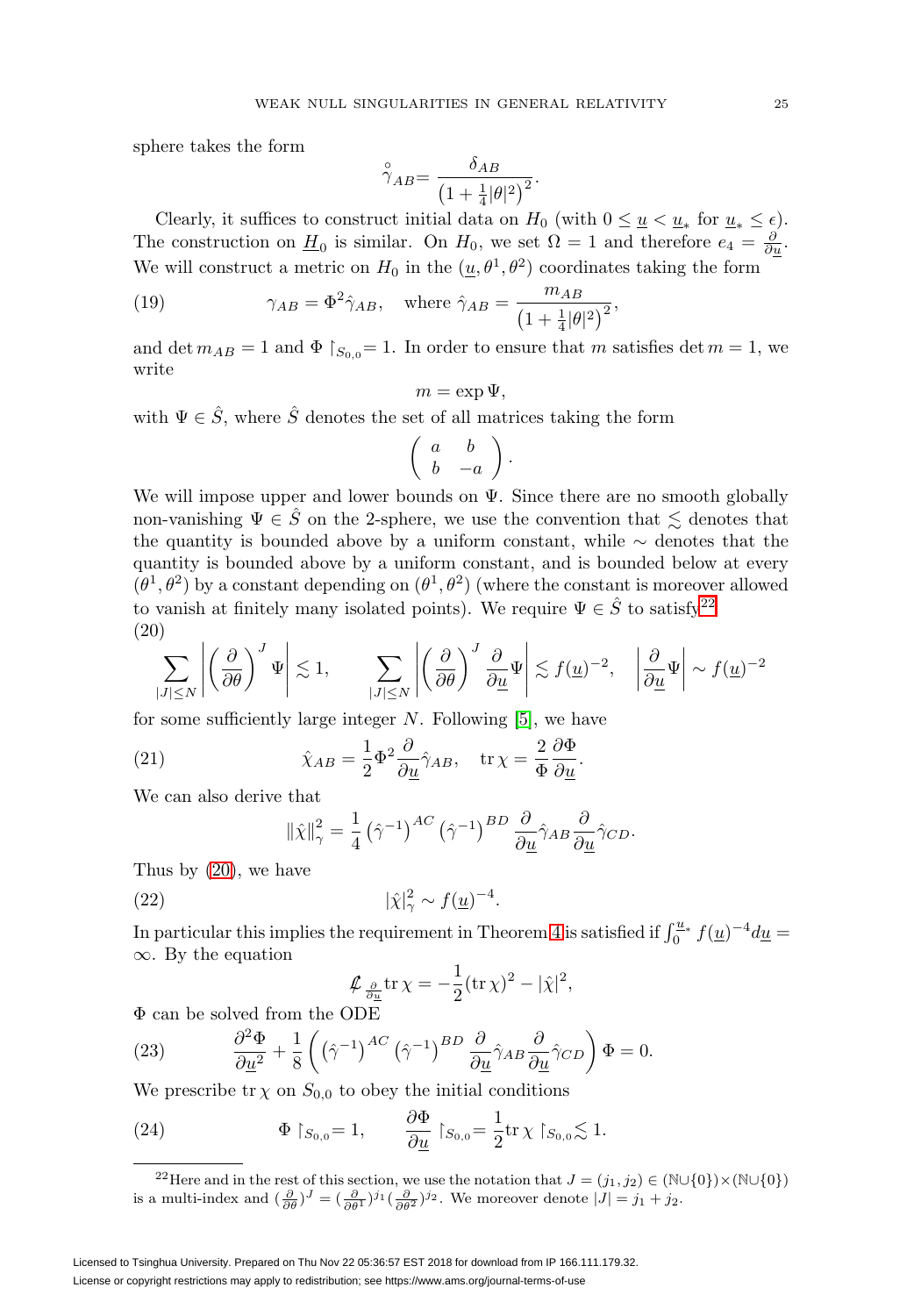sphere takes the form

$$\overset{\circ}{\gamma}_{AB} = \frac{\delta_{AB}}{\left(1+\frac{1}{4}|\theta|^2\right)^2}.$$

Clearly, it suffices to construct initial data on $H_0$ (with $0 \leq \underline{u} < \underline{u}_*$ for $\underline{u}_* \leq \epsilon$). The construction on $\underline{H}_0$ is similar. On $H_0$, we set $\Omega = 1$ and therefore $e_4 = \frac{\partial}{\partial \underline{u}}$. We will construct a metric on $H_0$ in the $(\underline{u}, \theta^1, \theta^2)$ coordinates taking the form

$$\gamma_{AB} = \Phi^2 \hat{\gamma}_{AB}, \quad \text{where } \hat{\gamma}_{AB} = \frac{m_{AB}}{\left(1+\frac{1}{4}|\theta|^2\right)^2}, \tag{19}$$

and $\det m_{AB} = 1$ and $\Phi \restriction_{S_{0,0}} = 1$. In order to ensure that $m$ satisfies $\det m = 1$, we write

$$m = \exp \Psi,$$

with $\Psi \in \hat{S}$, where $\hat{S}$ denotes the set of all matrices taking the form

$$\begin{pmatrix} a & b \\ b & -a \end{pmatrix}.$$

We will impose upper and lower bounds on $\Psi$. Since there are no smooth globally non-vanishing $\Psi \in \hat{S}$ on the 2-sphere, we use the convention that $\lesssim$ denotes that the quantity is bounded above by a uniform constant, while $\sim$ denotes that the quantity is bounded above by a uniform constant, and is bounded below at every $(\theta^1, \theta^2)$ by a constant depending on $(\theta^1, \theta^2)$ (where the constant is moreover allowed to vanish at finitely many isolated points). We require $\Psi \in \hat{S}$ to satisfy[22]

$$\sum_{|J| \leq N} \left| \left(\frac{\partial}{\partial \theta}\right)^J \Psi \right| \lesssim 1, \qquad \sum_{|J| \leq N} \left| \left(\frac{\partial}{\partial \theta}\right)^J \frac{\partial}{\partial \underline{u}} \Psi \right| \lesssim f(\underline{u})^{-2}, \quad \left| \frac{\partial}{\partial \underline{u}} \Psi \right| \sim f(\underline{u})^{-2} \tag{20}$$

for some sufficiently large integer $N$. Following [5], we have

$$\hat{\chi}_{AB} = \frac{1}{2} \Phi^2 \frac{\partial}{\partial \underline{u}} \hat{\gamma}_{AB}, \quad \operatorname{tr} \chi = \frac{2}{\Phi} \frac{\partial \Phi}{\partial \underline{u}}. \tag{21}$$

We can also derive that

$$\|\hat{\chi}\|_\gamma^2 = \frac{1}{4} \left(\hat{\gamma}^{-1}\right)^{AC} \left(\hat{\gamma}^{-1}\right)^{BD} \frac{\partial}{\partial \underline{u}} \hat{\gamma}_{AB} \frac{\partial}{\partial \underline{u}} \hat{\gamma}_{CD}.$$

Thus by (20), we have

$$|\hat{\chi}|_\gamma^2 \sim f(\underline{u})^{-4}. \tag{22}$$

In particular this implies the requirement in Theorem 4 is satisfied if $\int_0^{\underline{u}_*} f(\underline{u})^{-4} d\underline{u} = \infty$. By the equation

$$\mathcal{L}\!\!\!/_{\frac{\partial}{\partial \underline{u}}} \operatorname{tr} \chi = -\frac{1}{2} (\operatorname{tr} \chi)^2 - |\hat{\chi}|^2,$$

$\Phi$ can be solved from the ODE

$$\frac{\partial^2 \Phi}{\partial \underline{u}^2} + \frac{1}{8} \left( \left(\hat{\gamma}^{-1}\right)^{AC} \left(\hat{\gamma}^{-1}\right)^{BD} \frac{\partial}{\partial \underline{u}} \hat{\gamma}_{AB} \frac{\partial}{\partial \underline{u}} \hat{\gamma}_{CD} \right) \Phi = 0. \tag{23}$$

We prescribe $\operatorname{tr} \chi$ on $S_{0,0}$ to obey the initial conditions

$$\Phi \restriction_{S_{0,0}} = 1, \qquad \frac{\partial \Phi}{\partial \underline{u}} \restriction_{S_{0,0}} = \frac{1}{2} \operatorname{tr} \chi \restriction_{S_{0,0}} \lesssim 1. \tag{24}$$

---

[22] Here and in the rest of this section, we use the notation that $J = (j_1, j_2) \in (\mathbb{N} \cup \{0\}) \times (\mathbb{N} \cup \{0\})$ is a multi-index and $(\frac{\partial}{\partial \theta})^J = (\frac{\partial}{\partial \theta^1})^{j_1} (\frac{\partial}{\partial \theta^2})^{j_2}$. We moreover denote $|J| = j_1 + j_2$.

Licensed to Tsinghua University. Prepared on Thu Nov 22 05:36:57 EST 2018 for download from IP 166.111.179.32.
License or copyright restrictions may apply to redistribution; see https://www.ams.org/journal-terms-of-use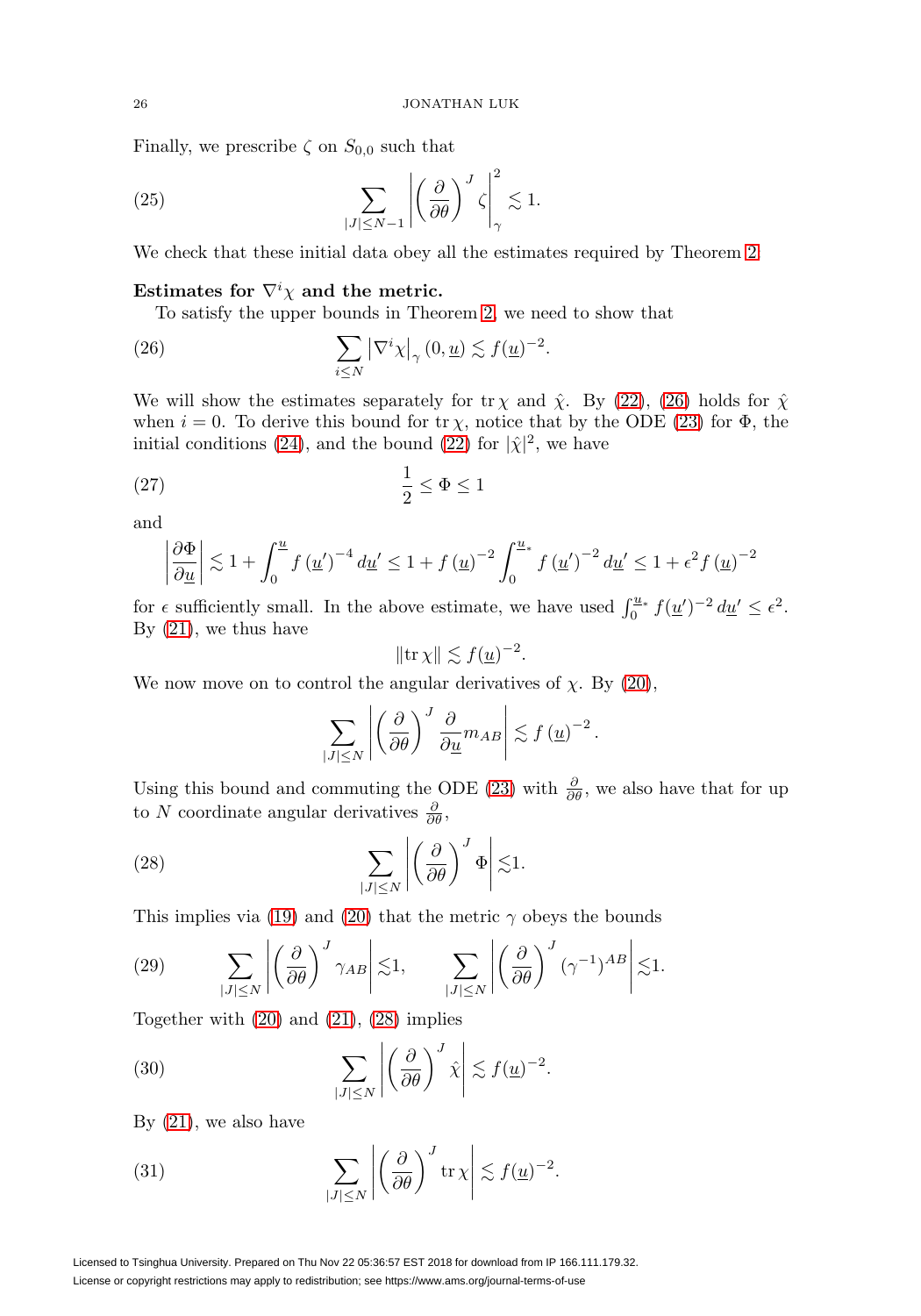Finally, we prescribe $\zeta$ on $S_{0,0}$ such that

$$\sum_{|J|\leq N-1}\left|\left(\frac{\partial}{\partial\theta}\right)^J\zeta\right|_\gamma^2\lesssim 1. \tag{25}$$

We check that these initial data obey all the estimates required by Theorem 2.

**Estimates for $\nabla^i\chi$ and the metric.**

To satisfy the upper bounds in Theorem 2, we need to show that

$$\sum_{i\leq N}\left|\nabla^i\chi\right|_\gamma(0,\underline{u})\lesssim f(\underline{u})^{-2}. \tag{26}$$

We will show the estimates separately for $\operatorname{tr}\chi$ and $\hat{\chi}$. By (22), (26) holds for $\hat{\chi}$ when $i=0$. To derive this bound for $\operatorname{tr}\chi$, notice that by the ODE (23) for $\Phi$, the initial conditions (24), and the bound (22) for $|\hat{\chi}|^2$, we have

$$\frac{1}{2}\leq\Phi\leq 1 \tag{27}$$

and

$$\left|\frac{\partial\Phi}{\partial\underline{u}}\right|\lesssim 1+\int_0^{\underline{u}} f\left(\underline{u}'\right)^{-4}d\underline{u}'\leq 1+f\left(\underline{u}\right)^{-2}\int_0^{\underline{u}_*} f\left(\underline{u}'\right)^{-2}d\underline{u}'\leq 1+\epsilon^2 f\left(\underline{u}\right)^{-2}$$

for $\epsilon$ sufficiently small. In the above estimate, we have used $\int_0^{\underline{u}_*}f(\underline{u}')^{-2}\,d\underline{u}'\leq\epsilon^2$. By (21), we thus have

$$\|\operatorname{tr}\chi\|\lesssim f(\underline{u})^{-2}.$$

We now move on to control the angular derivatives of $\chi$. By (20),

$$\sum_{|J|\leq N}\left|\left(\frac{\partial}{\partial\theta}\right)^J\frac{\partial}{\partial\underline{u}}m_{AB}\right|\lesssim f\left(\underline{u}\right)^{-2}.$$

Using this bound and commuting the ODE (23) with $\frac{\partial}{\partial\theta}$, we also have that for up to $N$ coordinate angular derivatives $\frac{\partial}{\partial\theta}$,

$$\sum_{|J|\leq N}\left|\left(\frac{\partial}{\partial\theta}\right)^J\Phi\right|\lesssim 1. \tag{28}$$

This implies via (19) and (20) that the metric $\gamma$ obeys the bounds

$$\sum_{|J|\leq N}\left|\left(\frac{\partial}{\partial\theta}\right)^J\gamma_{AB}\right|\lesssim 1,\qquad\sum_{|J|\leq N}\left|\left(\frac{\partial}{\partial\theta}\right)^J(\gamma^{-1})^{AB}\right|\lesssim 1. \tag{29}$$

Together with (20) and (21), (28) implies

$$\sum_{|J|\leq N}\left|\left(\frac{\partial}{\partial\theta}\right)^J\hat{\chi}\right|\lesssim f(\underline{u})^{-2}. \tag{30}$$

By (21), we also have

$$\sum_{|J|\leq N}\left|\left(\frac{\partial}{\partial\theta}\right)^J\operatorname{tr}\chi\right|\lesssim f(\underline{u})^{-2}. \tag{31}$$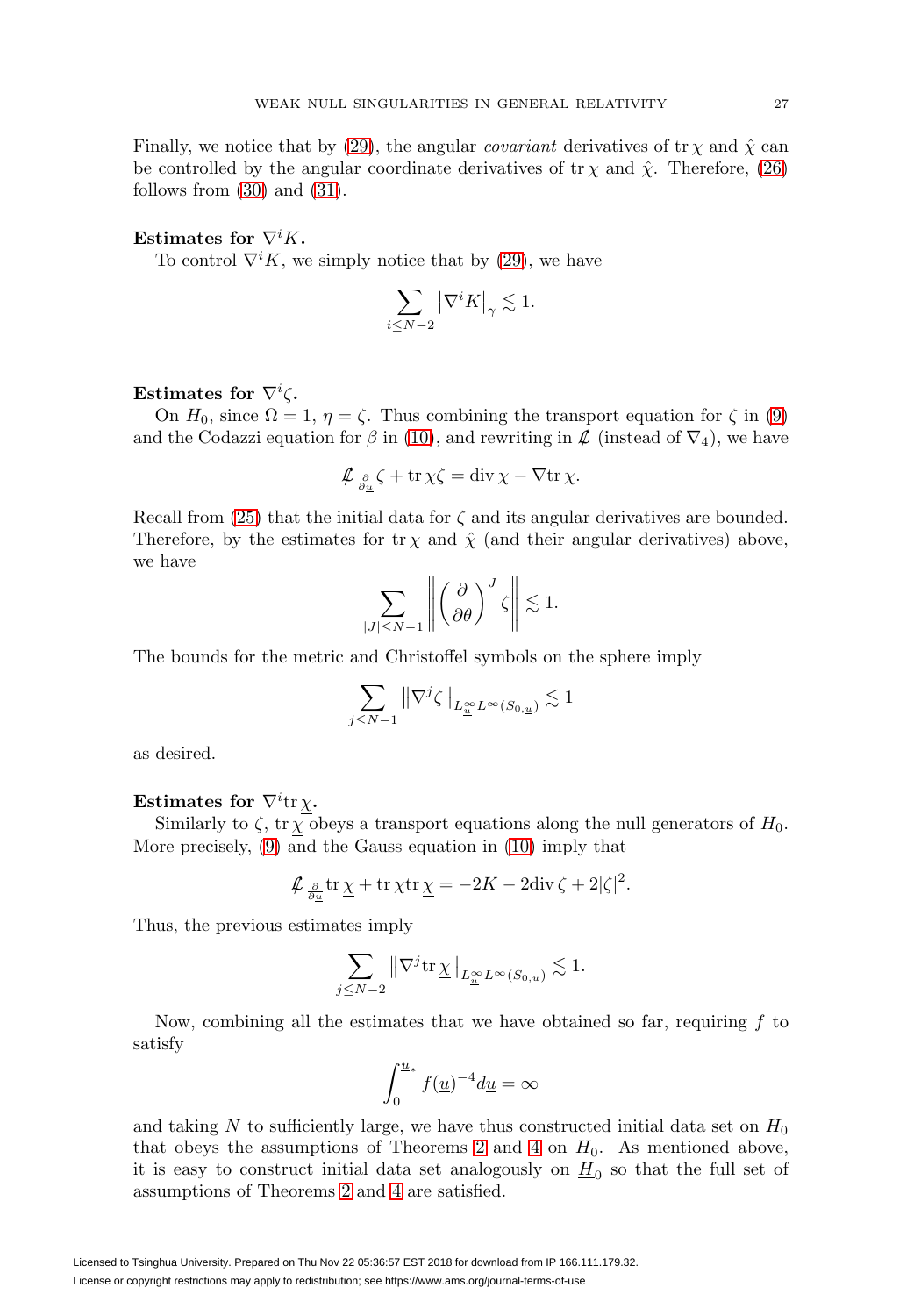Finally, we notice that by (29), the angular *covariant* derivatives of $\operatorname{tr}\chi$ and $\hat{\chi}$ can be controlled by the angular coordinate derivatives of $\operatorname{tr}\chi$ and $\hat{\chi}$. Therefore, (26) follows from (30) and (31).

**Estimates for $\nabla^i K$.**

To control $\nabla^i K$, we simply notice that by (29), we have

$$\sum_{i\leq N-2} \left|\nabla^i K\right|_\gamma \lesssim 1.$$

**Estimates for $\nabla^i \zeta$.**

On $H_0$, since $\Omega = 1$, $\eta = \zeta$. Thus combining the transport equation for $\zeta$ in (9) and the Codazzi equation for $\beta$ in (10), and rewriting in $\not{\mathcal{L}}$ (instead of $\nabla_4$), we have

$$\not{\mathcal{L}}_{\frac{\partial}{\partial \underline{u}}} \zeta + \operatorname{tr}\chi \zeta = \operatorname{div}\chi - \nabla \operatorname{tr}\chi.$$

Recall from (25) that the initial data for $\zeta$ and its angular derivatives are bounded. Therefore, by the estimates for $\operatorname{tr}\chi$ and $\hat{\chi}$ (and their angular derivatives) above, we have

$$\sum_{|J|\leq N-1} \left\| \left(\frac{\partial}{\partial\theta}\right)^J \zeta \right\| \lesssim 1.$$

The bounds for the metric and Christoffel symbols on the sphere imply

$$\sum_{j\leq N-1} \left\|\nabla^j \zeta\right\|_{L^\infty_{\underline{u}} L^\infty(S_{0,\underline{u}})} \lesssim 1$$

as desired.

**Estimates for $\nabla^i \operatorname{tr}\underline{\chi}$.**

Similarly to $\zeta$, $\operatorname{tr}\underline{\chi}$ obeys a transport equations along the null generators of $H_0$. More precisely, (9) and the Gauss equation in (10) imply that

$$\not{\mathcal{L}}_{\frac{\partial}{\partial \underline{u}}} \operatorname{tr}\underline{\chi} + \operatorname{tr}\chi \operatorname{tr}\underline{\chi} = -2K - 2\operatorname{div}\zeta + 2|\zeta|^2.$$

Thus, the previous estimates imply

$$\sum_{j\leq N-2} \left\|\nabla^j \operatorname{tr}\underline{\chi}\right\|_{L^\infty_{\underline{u}} L^\infty(S_{0,\underline{u}})} \lesssim 1.$$

Now, combining all the estimates that we have obtained so far, requiring $f$ to satisfy

$$\int_0^{\underline{u}_*} f(\underline{u})^{-4} d\underline{u} = \infty$$

and taking $N$ to sufficiently large, we have thus constructed initial data set on $H_0$ that obeys the assumptions of Theorems 2 and 4 on $H_0$. As mentioned above, it is easy to construct initial data set analogously on $\underline{H}_0$ so that the full set of assumptions of Theorems 2 and 4 are satisfied.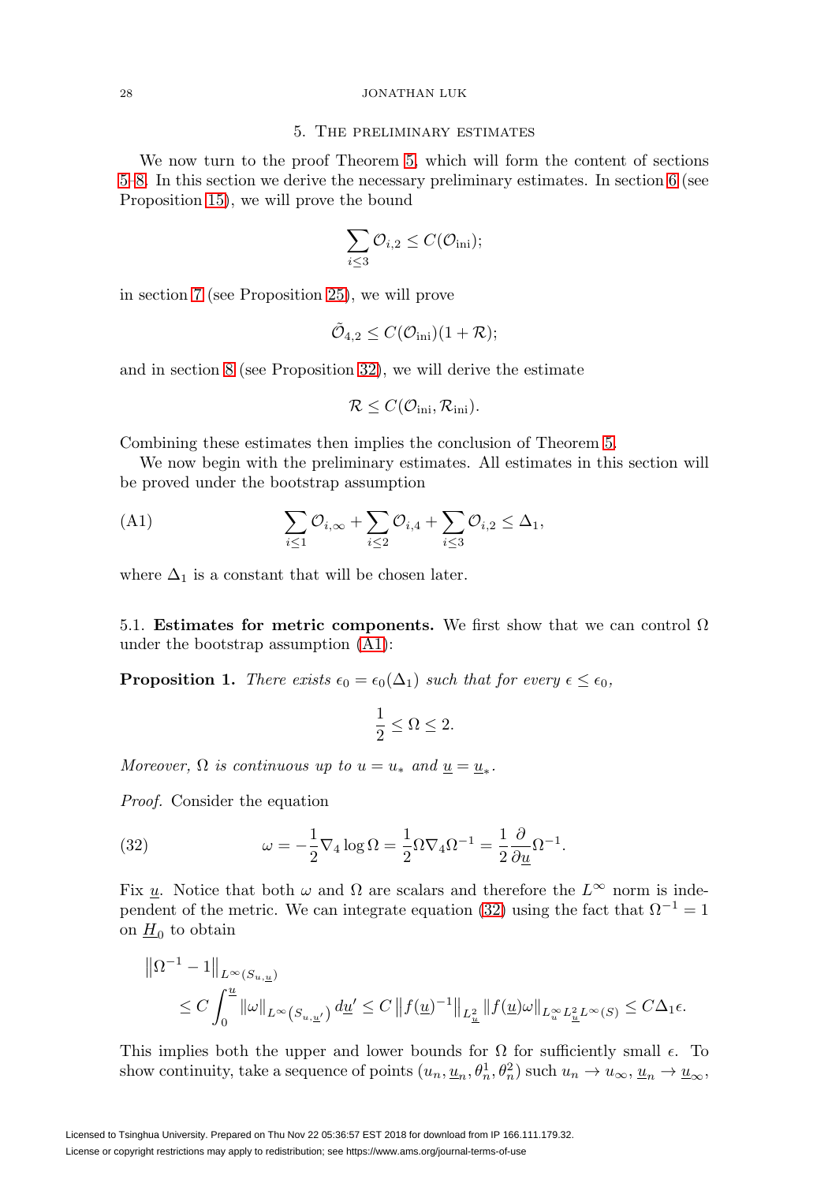## 5. The preliminary estimates

We now turn to the proof Theorem 5, which will form the content of sections 5–8. In this section we derive the necessary preliminary estimates. In section 6 (see Proposition 15), we will prove the bound

$$\sum_{i\leq 3}\mathcal{O}_{i,2}\leq C(\mathcal{O}_{\rm ini});$$

in section 7 (see Proposition 25), we will prove

$$\tilde{\mathcal{O}}_{4,2}\leq C(\mathcal{O}_{\rm ini})(1+\mathcal{R});$$

and in section 8 (see Proposition 32), we will derive the estimate

$$\mathcal{R}\leq C(\mathcal{O}_{\rm ini},\mathcal{R}_{\rm ini}).$$

Combining these estimates then implies the conclusion of Theorem 5.

We now begin with the preliminary estimates. All estimates in this section will be proved under the bootstrap assumption

$$\sum_{i\leq 1}\mathcal{O}_{i,\infty}+\sum_{i\leq 2}\mathcal{O}_{i,4}+\sum_{i\leq 3}\mathcal{O}_{i,2}\leq \Delta_1, \tag{A1}$$

where $\Delta_1$ is a constant that will be chosen later.

5.1. **Estimates for metric components.** We first show that we can control $\Omega$ under the bootstrap assumption (A1):

**Proposition 1.** *There exists $\epsilon_0=\epsilon_0(\Delta_1)$ such that for every $\epsilon\leq\epsilon_0$,*

$$\frac{1}{2}\leq\Omega\leq 2.$$

*Moreover, $\Omega$ is continuous up to $u=u_*$ and $\underline{u}=\underline{u}_*$.*

*Proof.* Consider the equation

$$\omega=-\frac{1}{2}\nabla_4\log\Omega=\frac{1}{2}\Omega\nabla_4\Omega^{-1}=\frac{1}{2}\frac{\partial}{\partial\underline{u}}\Omega^{-1}. \tag{32}$$

Fix $\underline{u}$. Notice that both $\omega$ and $\Omega$ are scalars and therefore the $L^\infty$ norm is independent of the metric. We can integrate equation (32) using the fact that $\Omega^{-1}=1$ on $\underline{H}_0$ to obtain

$$\begin{aligned}
&\left\|\Omega^{-1}-1\right\|_{L^\infty(S_{u,\underline{u}})}\\
&\quad\leq C\int_0^{\underline{u}}\|\omega\|_{L^\infty(S_{u,\underline{u}'})}\,d\underline{u}'\leq C\left\|f(\underline{u})^{-1}\right\|_{L^2_{\underline{u}}}\|f(\underline{u})\omega\|_{L^\infty_u L^2_{\underline{u}}L^\infty(S)}\leq C\Delta_1\epsilon.
\end{aligned}$$

This implies both the upper and lower bounds for $\Omega$ for sufficiently small $\epsilon$. To show continuity, take a sequence of points $(u_n,\underline{u}_n,\theta^1_n,\theta^2_n)$ such $u_n\to u_\infty$, $\underline{u}_n\to\underline{u}_\infty$,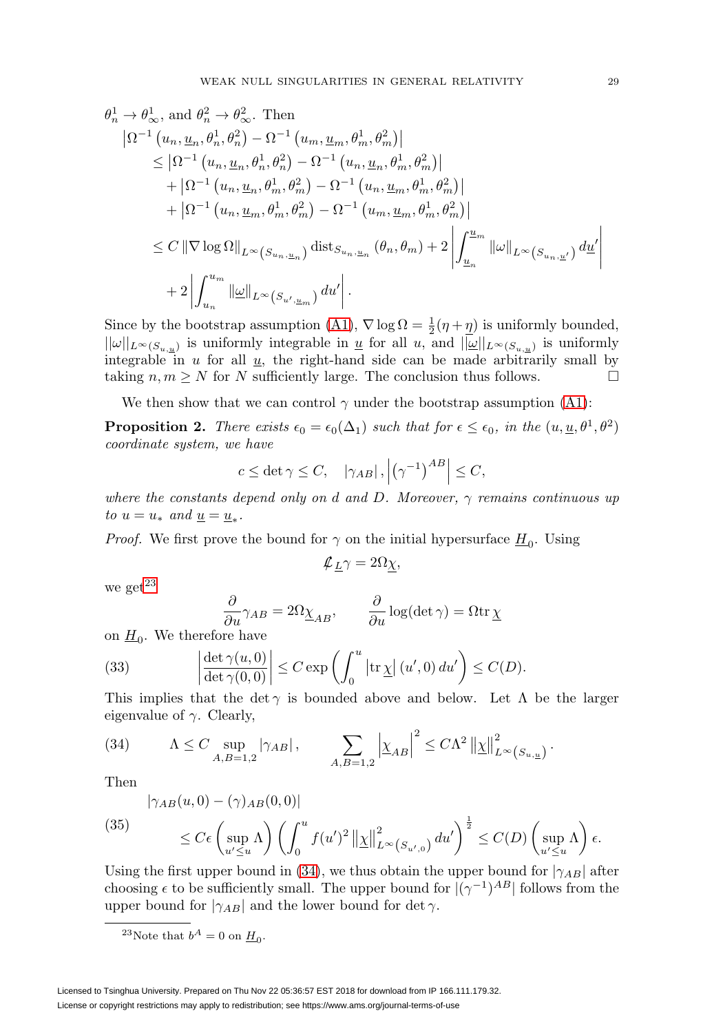$\theta_n^1 \to \theta_\infty^1$, and $\theta_n^2 \to \theta_\infty^2$. Then

$$
\begin{aligned}
&\left|\Omega^{-1}\left(u_n, \underline{u}_n, \theta_n^1, \theta_n^2\right) - \Omega^{-1}\left(u_m, \underline{u}_m, \theta_m^1, \theta_m^2\right)\right| \\
&\quad \leq \left|\Omega^{-1}\left(u_n, \underline{u}_n, \theta_n^1, \theta_n^2\right) - \Omega^{-1}\left(u_n, \underline{u}_n, \theta_m^1, \theta_m^2\right)\right| \\
&\qquad + \left|\Omega^{-1}\left(u_n, \underline{u}_n, \theta_m^1, \theta_m^2\right) - \Omega^{-1}\left(u_n, \underline{u}_m, \theta_m^1, \theta_m^2\right)\right| \\
&\qquad + \left|\Omega^{-1}\left(u_n, \underline{u}_m, \theta_m^1, \theta_m^2\right) - \Omega^{-1}\left(u_m, \underline{u}_m, \theta_m^1, \theta_m^2\right)\right| \\
&\quad \leq C \left\|\nabla \log \Omega\right\|_{L^\infty\left(S_{u_n,\underline{u}_n}\right)} \operatorname{dist}_{S_{u_n,\underline{u}_n}}\left(\theta_n, \theta_m\right) + 2\left|\int_{\underline{u}_n}^{\underline{u}_m} \|\omega\|_{L^\infty\left(S_{u_n,\underline{u}'}\right)} d\underline{u}'\right| \\
&\qquad + 2\left|\int_{u_n}^{u_m} \|\underline{\omega}\|_{L^\infty\left(S_{u',\underline{u}_m}\right)} du'\right|.
\end{aligned}
$$

Since by the bootstrap assumption (A1), $\nabla \log \Omega = \frac{1}{2}(\eta + \underline{\eta})$ is uniformly bounded, $||\omega||_{L^\infty(S_{u,\underline{u}})}$ is uniformly integrable in $\underline{u}$ for all $u$, and $||\underline{\omega}||_{L^\infty(S_{u,\underline{u}})}$ is uniformly integrable in $u$ for all $\underline{u}$, the right-hand side can be made arbitrarily small by taking $n, m \geq N$ for $N$ sufficiently large. The conclusion thus follows. $\square$

We then show that we can control $\gamma$ under the bootstrap assumption (A1):

**Proposition 2.** *There exists $\epsilon_0 = \epsilon_0(\Delta_1)$ such that for $\epsilon \leq \epsilon_0$, in the $(u, \underline{u}, \theta^1, \theta^2)$ coordinate system, we have*

$$
c \leq \det \gamma \leq C, \quad |\gamma_{AB}|, \left|\left(\gamma^{-1}\right)^{AB}\right| \leq C,
$$

*where the constants depend only on $d$ and $D$. Moreover, $\gamma$ remains continuous up to $u = u_*$ and $\underline{u} = \underline{u}_*$.*

*Proof.* We first prove the bound for $\gamma$ on the initial hypersurface $\underline{H}_0$. Using

$$
\not{\mathcal{L}}_{\underline{L}} \gamma = 2\Omega \underline{\chi},
$$

we get[23]

$$
\frac{\partial}{\partial u}\gamma_{AB} = 2\Omega \underline{\chi}_{AB}, \qquad \frac{\partial}{\partial u}\log(\det \gamma) = \Omega \operatorname{tr} \underline{\chi}
$$

on $\underline{H}_0$. We therefore have

$$
\left|\frac{\det \gamma(u,0)}{\det \gamma(0,0)}\right| \leq C \exp\left(\int_0^u \left|\operatorname{tr} \underline{\chi}\right|(u',0)\, du'\right) \leq C(D). \tag{33}
$$

This implies that the $\det \gamma$ is bounded above and below. Let $\Lambda$ be the larger eigenvalue of $\gamma$. Clearly,

$$
\Lambda \leq C \sup_{A,B=1,2} |\gamma_{AB}|, \qquad \sum_{A,B=1,2} \left|\underline{\chi}_{AB}\right|^2 \leq C\Lambda^2 \left\|\underline{\chi}\right\|^2_{L^\infty\left(S_{u,\underline{u}}\right)}. \tag{34}
$$

Then

$$
\begin{aligned}
&|\gamma_{AB}(u,0) - (\gamma)_{AB}(0,0)| \\
&\quad \leq C\epsilon \left(\sup_{u' \leq u} \Lambda\right) \left(\int_0^u f(u')^2 \left\|\underline{\chi}\right\|^2_{L^\infty\left(S_{u',0}\right)} du'\right)^{\frac{1}{2}} \leq C(D)\left(\sup_{u' \leq u} \Lambda\right)\epsilon.
\end{aligned} \tag{35}
$$

Using the first upper bound in (34), we thus obtain the upper bound for $|\gamma_{AB}|$ after choosing $\epsilon$ to be sufficiently small. The upper bound for $|(\gamma^{-1})^{AB}|$ follows from the upper bound for $|\gamma_{AB}|$ and the lower bound for $\det \gamma$.

[23] Note that $b^A = 0$ on $\underline{H}_0$.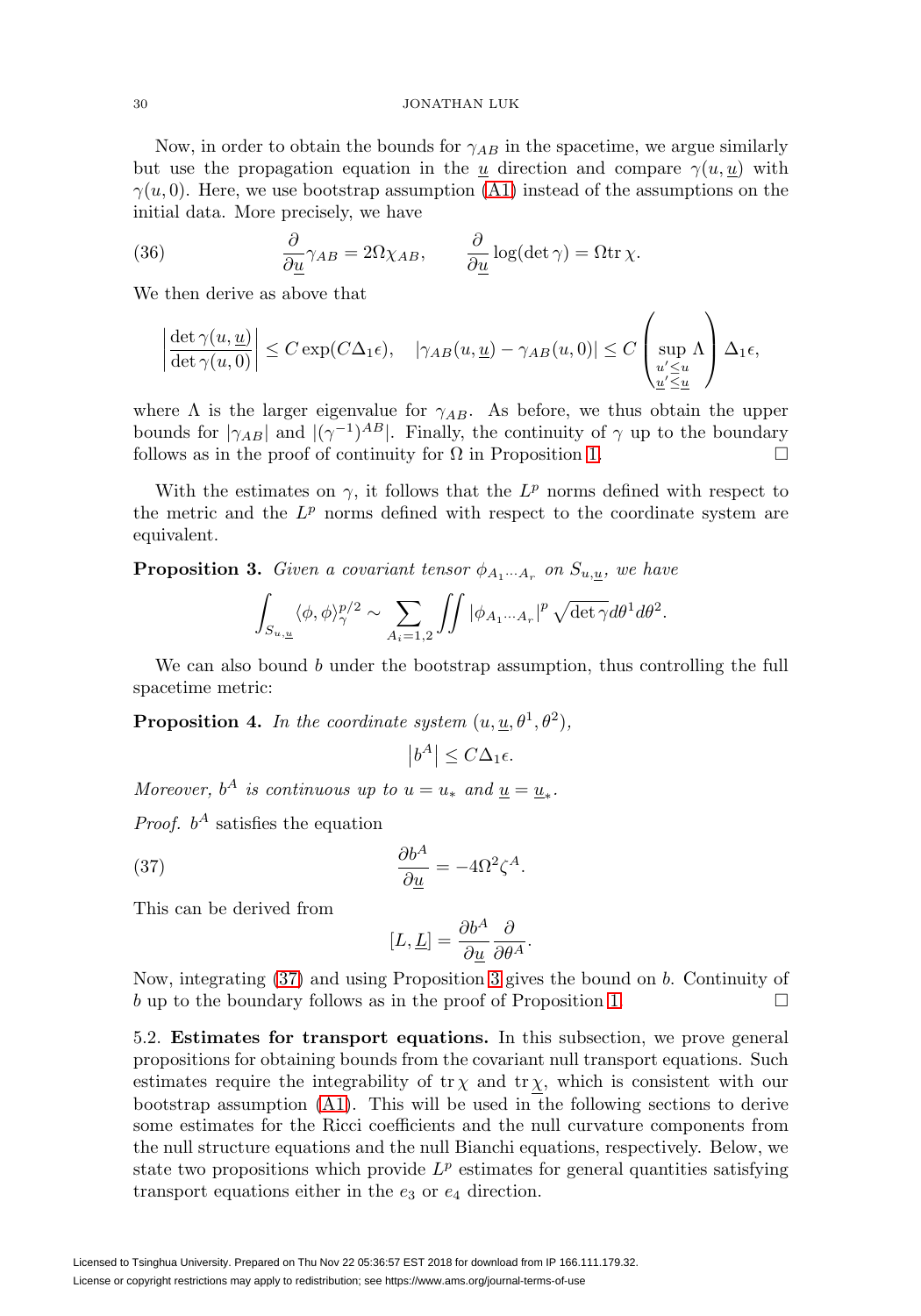Now, in order to obtain the bounds for $\gamma_{AB}$ in the spacetime, we argue similarly but use the propagation equation in the $\underline{u}$ direction and compare $\gamma(u,\underline{u})$ with $\gamma(u,0)$. Here, we use bootstrap assumption (A1) instead of the assumptions on the initial data. More precisely, we have

$$\frac{\partial}{\partial \underline{u}}\gamma_{AB} = 2\Omega\chi_{AB}, \qquad \frac{\partial}{\partial \underline{u}}\log(\det\gamma) = \Omega \mathrm{tr}\,\chi. \tag{36}$$

We then derive as above that

$$\left|\frac{\det\gamma(u,\underline{u})}{\det\gamma(u,0)}\right| \leq C\exp(C\Delta_1\epsilon), \quad |\gamma_{AB}(u,\underline{u}) - \gamma_{AB}(u,0)| \leq C\left(\sup_{\substack{u'\leq u\\ \underline{u}'\leq \underline{u}}}\Lambda\right)\Delta_1\epsilon,$$

where $\Lambda$ is the larger eigenvalue for $\gamma_{AB}$. As before, we thus obtain the upper bounds for $|\gamma_{AB}|$ and $|(\gamma^{-1})^{AB}|$. Finally, the continuity of $\gamma$ up to the boundary follows as in the proof of continuity for $\Omega$ in Proposition 1. $\square$

With the estimates on $\gamma$, it follows that the $L^p$ norms defined with respect to the metric and the $L^p$ norms defined with respect to the coordinate system are equivalent.

**Proposition 3.** *Given a covariant tensor $\phi_{A_1\cdots A_r}$ on $S_{u,\underline{u}}$, we have*

$$\int_{S_{u,\underline{u}}}\langle\phi,\phi\rangle_\gamma^{p/2} \sim \sum_{A_i=1,2}\iint |\phi_{A_1\cdots A_r}|^p\sqrt{\det\gamma}\,d\theta^1 d\theta^2.$$

We can also bound $b$ under the bootstrap assumption, thus controlling the full spacetime metric:

**Proposition 4.** *In the coordinate system $(u,\underline{u},\theta^1,\theta^2)$,*

$$\left|b^A\right| \leq C\Delta_1\epsilon.$$

*Moreover, $b^A$ is continuous up to $u = u_*$ and $\underline{u} = \underline{u}_*$.*

*Proof.* $b^A$ satisfies the equation

$$\frac{\partial b^A}{\partial \underline{u}} = -4\Omega^2\zeta^A. \tag{37}$$

This can be derived from

$$[L,\underline{L}] = \frac{\partial b^A}{\partial \underline{u}}\frac{\partial}{\partial\theta^A}.$$

Now, integrating (37) and using Proposition 3 gives the bound on $b$. Continuity of $b$ up to the boundary follows as in the proof of Proposition 1. $\square$

5.2. **Estimates for transport equations.** In this subsection, we prove general propositions for obtaining bounds from the covariant null transport equations. Such estimates require the integrability of $\mathrm{tr}\,\chi$ and $\mathrm{tr}\,\underline{\chi}$, which is consistent with our bootstrap assumption (A1). This will be used in the following sections to derive some estimates for the Ricci coefficients and the null curvature components from the null structure equations and the null Bianchi equations, respectively. Below, we state two propositions which provide $L^p$ estimates for general quantities satisfying transport equations either in the $e_3$ or $e_4$ direction.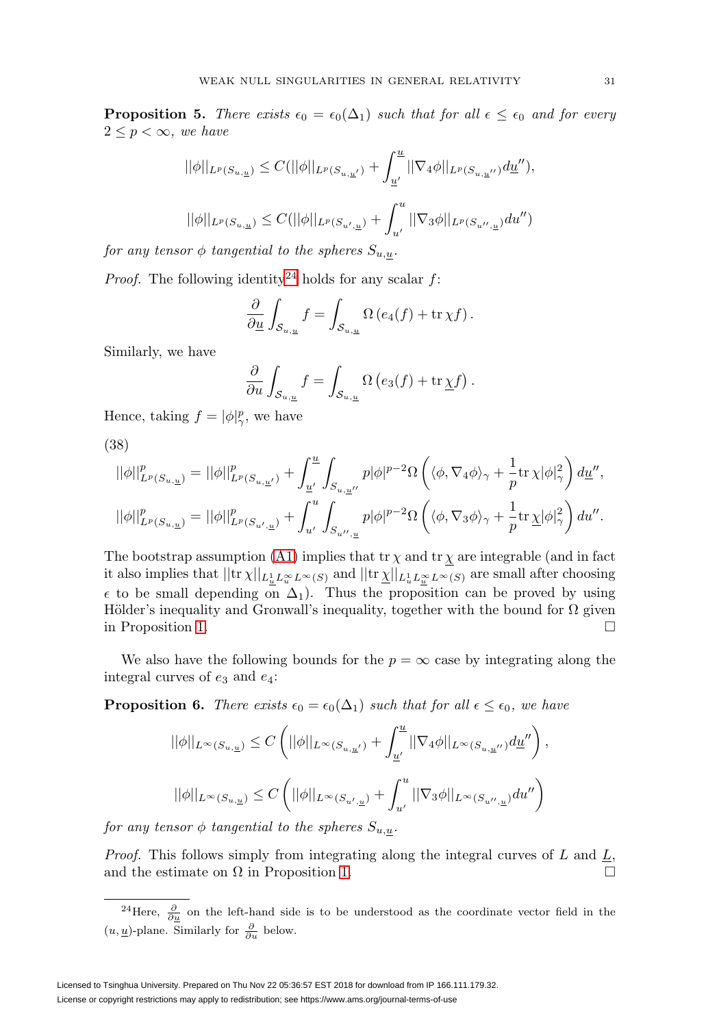**Proposition 5.** *There exists $\epsilon_0 = \epsilon_0(\Delta_1)$ such that for all $\epsilon \leq \epsilon_0$ and for every $2 \leq p < \infty$, we have*

$$||\phi||_{L^p(S_{u,\underline{u}})} \leq C(||\phi||_{L^p(S_{u,\underline{u}'})} + \int_{\underline{u}'}^{\underline{u}} ||\nabla_4 \phi||_{L^p(S_{u,\underline{u}''})} d\underline{u}''),$$

$$||\phi||_{L^p(S_{u,\underline{u}})} \leq C(||\phi||_{L^p(S_{u',\underline{u}})} + \int_{u'}^{u} ||\nabla_3 \phi||_{L^p(S_{u'',\underline{u}})} du'')$$

*for any tensor $\phi$ tangential to the spheres $S_{u,\underline{u}}$.*

*Proof.* The following identity[24] holds for any scalar $f$:

$$\frac{\partial}{\partial \underline{u}} \int_{\mathcal{S}_{u,\underline{u}}} f = \int_{\mathcal{S}_{u,\underline{u}}} \Omega \left( e_4(f) + \mathrm{tr}\, \chi f \right).$$

Similarly, we have

$$\frac{\partial}{\partial u} \int_{\mathcal{S}_{u,\underline{u}}} f = \int_{\mathcal{S}_{u,\underline{u}}} \Omega \left( e_3(f) + \mathrm{tr}\, \underline{\chi} f \right).$$

Hence, taking $f = |\phi|_\gamma^p$, we have

(38)

$$||\phi||^p_{L^p(S_{u,\underline{u}})} = ||\phi||^p_{L^p(S_{u,\underline{u}'})} + \int_{\underline{u}'}^{\underline{u}} \int_{S_{u,\underline{u}''}} p|\phi|^{p-2} \Omega \left( \langle \phi, \nabla_4 \phi \rangle_\gamma + \frac{1}{p} \mathrm{tr}\, \chi |\phi|^2_\gamma \right) d\underline{u}'',$$

$$||\phi||^p_{L^p(S_{u,\underline{u}})} = ||\phi||^p_{L^p(S_{u',\underline{u}})} + \int_{u'}^{u} \int_{S_{u'',\underline{u}}} p|\phi|^{p-2} \Omega \left( \langle \phi, \nabla_3 \phi \rangle_\gamma + \frac{1}{p} \mathrm{tr}\, \underline{\chi} |\phi|^2_\gamma \right) du''.$$

The bootstrap assumption (A1) implies that $\mathrm{tr}\, \chi$ and $\mathrm{tr}\, \underline{\chi}$ are integrable (and in fact it also implies that $||\mathrm{tr}\, \chi||_{L^1_{\underline{u}} L^\infty_u L^\infty(S)}$ and $||\mathrm{tr}\, \underline{\chi}||_{L^1_u L^\infty_{\underline{u}} L^\infty(S)}$ are small after choosing $\epsilon$ to be small depending on $\Delta_1$). Thus the proposition can be proved by using Hölder's inequality and Gronwall's inequality, together with the bound for $\Omega$ given in Proposition 1. □

We also have the following bounds for the $p = \infty$ case by integrating along the integral curves of $e_3$ and $e_4$:

**Proposition 6.** *There exists $\epsilon_0 = \epsilon_0(\Delta_1)$ such that for all $\epsilon \leq \epsilon_0$, we have*

$$||\phi||_{L^\infty(S_{u,\underline{u}})} \leq C \left( ||\phi||_{L^\infty(S_{u,\underline{u}'})} + \int_{\underline{u}'}^{\underline{u}} ||\nabla_4 \phi||_{L^\infty(S_{u,\underline{u}''})} d\underline{u}'' \right),$$

$$||\phi||_{L^\infty(S_{u,\underline{u}})} \leq C \left( ||\phi||_{L^\infty(S_{u',\underline{u}})} + \int_{u'}^{u} ||\nabla_3 \phi||_{L^\infty(S_{u'',\underline{u}})} du'' \right)$$

*for any tensor $\phi$ tangential to the spheres $S_{u,\underline{u}}$.*

*Proof.* This follows simply from integrating along the integral curves of $L$ and $\underline{L}$, and the estimate on $\Omega$ in Proposition 1. □

---

[24] Here, $\frac{\partial}{\partial \underline{u}}$ on the left-hand side is to be understood as the coordinate vector field in the $(u, \underline{u})$-plane. Similarly for $\frac{\partial}{\partial u}$ below.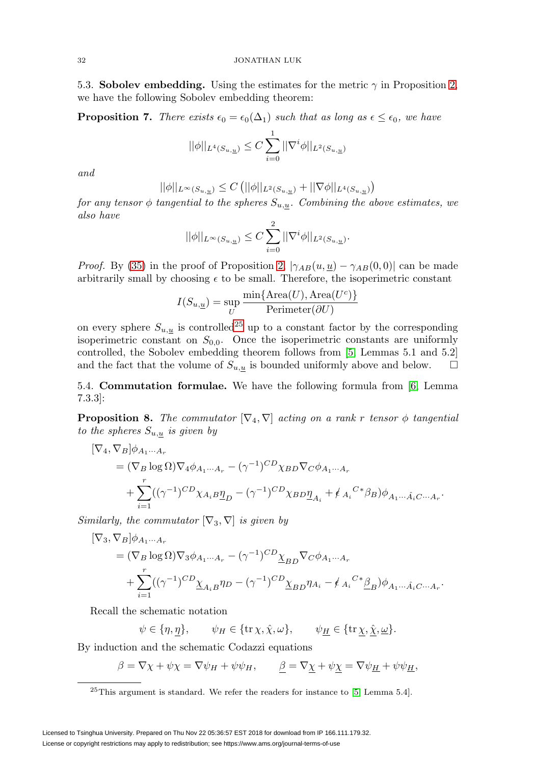5.3. **Sobolev embedding.** Using the estimates for the metric $\gamma$ in Proposition 2, we have the following Sobolev embedding theorem:

**Proposition 7.** *There exists $\epsilon_0 = \epsilon_0(\Delta_1)$ such that as long as $\epsilon \leq \epsilon_0$, we have*

$$||\phi||_{L^4(S_{u,\underline{u}})} \leq C \sum_{i=0}^{1} ||\nabla^i \phi||_{L^2(S_{u,\underline{u}})}$$

*and*

$$||\phi||_{L^\infty(S_{u,\underline{u}})} \leq C \left(||\phi||_{L^2(S_{u,\underline{u}})} + ||\nabla\phi||_{L^4(S_{u,\underline{u}})}\right)$$

*for any tensor $\phi$ tangential to the spheres $S_{u,\underline{u}}$. Combining the above estimates, we also have*

$$||\phi||_{L^\infty(S_{u,\underline{u}})} \leq C \sum_{i=0}^{2} ||\nabla^i \phi||_{L^2(S_{u,\underline{u}})}.$$

*Proof.* By (35) in the proof of Proposition 2, $|\gamma_{AB}(u,\underline{u}) - \gamma_{AB}(0,0)|$ can be made arbitrarily small by choosing $\epsilon$ to be small. Therefore, the isoperimetric constant

$$I(S_{u,\underline{u}}) = \sup_U \frac{\min\{\text{Area}(U), \text{Area}(U^c)\}}{\text{Perimeter}(\partial U)}$$

on every sphere $S_{u,\underline{u}}$ is controlled[25] up to a constant factor by the corresponding isoperimetric constant on $S_{0,0}$. Once the isoperimetric constants are uniformly controlled, the Sobolev embedding theorem follows from [5, Lemmas 5.1 and 5.2] and the fact that the volume of $S_{u,\underline{u}}$ is bounded uniformly above and below. $\square$

5.4. **Commutation formulae.** We have the following formula from [6, Lemma 7.3.3]:

**Proposition 8.** *The commutator $[\nabla_4, \nabla]$ acting on a rank $r$ tensor $\phi$ tangential to the spheres $S_{u,\underline{u}}$ is given by*

$$\begin{aligned}
&[\nabla_4, \nabla_B]\phi_{A_1\cdots A_r} \\
&= (\nabla_B \log\Omega)\nabla_4\phi_{A_1\cdots A_r} - (\gamma^{-1})^{CD}\chi_{BD}\nabla_C\phi_{A_1\cdots A_r} \\
&\quad + \sum_{i=1}^{r}((\gamma^{-1})^{CD}\chi_{A_iB}\underline{\eta}_D - (\gamma^{-1})^{CD}\chi_{BD}\underline{\eta}_{A_i} + \not\epsilon_{A_i}{}^{C*}\beta_B)\phi_{A_1\cdots\hat{A}_iC\cdots A_r}.
\end{aligned}$$

*Similarly, the commutator $[\nabla_3, \nabla]$ is given by*

$$\begin{aligned}
&[\nabla_3, \nabla_B]\phi_{A_1\cdots A_r} \\
&= (\nabla_B \log\Omega)\nabla_3\phi_{A_1\cdots A_r} - (\gamma^{-1})^{CD}\underline{\chi}_{BD}\nabla_C\phi_{A_1\cdots A_r} \\
&\quad + \sum_{i=1}^{r}((\gamma^{-1})^{CD}\underline{\chi}_{A_iB}\eta_D - (\gamma^{-1})^{CD}\underline{\chi}_{BD}\eta_{A_i} - \not\epsilon_{A_i}{}^{C*}\underline{\beta}_B)\phi_{A_1\cdots\hat{A}_iC\cdots A_r}.
\end{aligned}$$

Recall the schematic notation

$$\psi \in \{\eta, \underline{\eta}\}, \qquad \psi_H \in \{\operatorname{tr}\chi, \hat{\chi}, \omega\}, \qquad \psi_{\underline{H}} \in \{\operatorname{tr}\underline{\chi}, \hat{\underline{\chi}}, \underline{\omega}\}.$$

By induction and the schematic Codazzi equations

$$\beta = \nabla\chi + \psi\chi = \nabla\psi_H + \psi\psi_H, \qquad \underline{\beta} = \nabla\underline{\chi} + \psi\underline{\chi} = \nabla\psi_{\underline{H}} + \psi\psi_{\underline{H}},$$

[25] This argument is standard. We refer the readers for instance to [5, Lemma 5.4].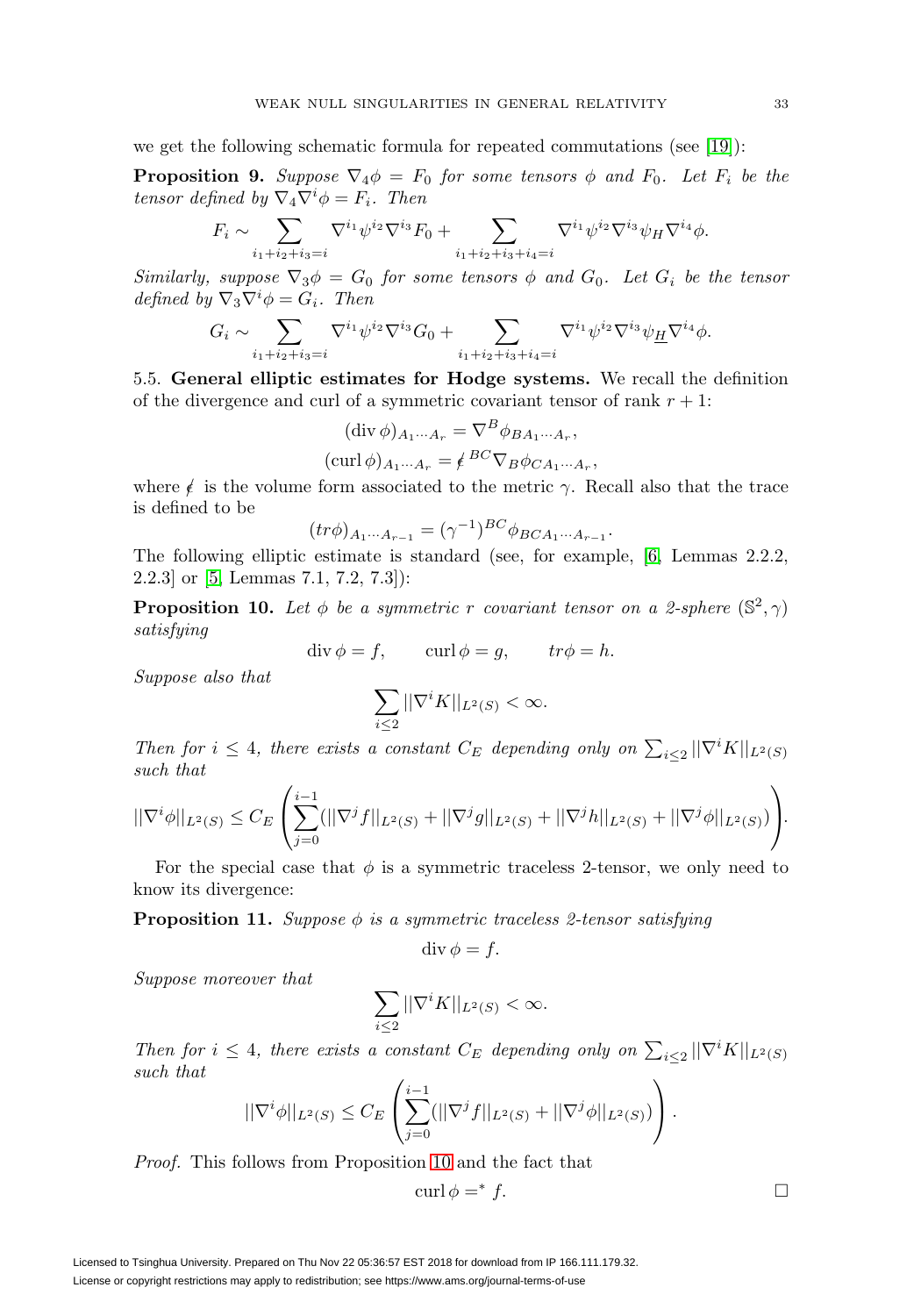we get the following schematic formula for repeated commutations (see [19]):

**Proposition 9.** *Suppose $\nabla_4\phi = F_0$ for some tensors $\phi$ and $F_0$. Let $F_i$ be the tensor defined by $\nabla_4\nabla^i\phi = F_i$. Then*

$$F_i \sim \sum_{i_1+i_2+i_3=i} \nabla^{i_1}\psi^{i_2}\nabla^{i_3}F_0 + \sum_{i_1+i_2+i_3+i_4=i} \nabla^{i_1}\psi^{i_2}\nabla^{i_3}\psi_H\nabla^{i_4}\phi.$$

*Similarly, suppose $\nabla_3\phi = G_0$ for some tensors $\phi$ and $G_0$. Let $G_i$ be the tensor defined by $\nabla_3\nabla^i\phi = G_i$. Then*

$$G_i \sim \sum_{i_1+i_2+i_3=i} \nabla^{i_1}\psi^{i_2}\nabla^{i_3}G_0 + \sum_{i_1+i_2+i_3+i_4=i} \nabla^{i_1}\psi^{i_2}\nabla^{i_3}\psi_{\underline{H}}\nabla^{i_4}\phi.$$

5.5. **General elliptic estimates for Hodge systems.** We recall the definition of the divergence and curl of a symmetric covariant tensor of rank $r+1$:

$$(\operatorname{div}\phi)_{A_1\cdots A_r} = \nabla^B\phi_{BA_1\cdots A_r},$$
$$(\operatorname{curl}\phi)_{A_1\cdots A_r} = \not\epsilon^{BC}\nabla_B\phi_{CA_1\cdots A_r},$$

where $\not\epsilon$ is the volume form associated to the metric $\gamma$. Recall also that the trace is defined to be

$$(tr\phi)_{A_1\cdots A_{r-1}} = (\gamma^{-1})^{BC}\phi_{BCA_1\cdots A_{r-1}}.$$

The following elliptic estimate is standard (see, for example, [6, Lemmas 2.2.2, 2.2.3] or [5, Lemmas 7.1, 7.2, 7.3]):

**Proposition 10.** *Let $\phi$ be a symmetric $r$ covariant tensor on a 2-sphere $(\mathbb{S}^2,\gamma)$ satisfying*

$$\operatorname{div}\phi = f, \qquad \operatorname{curl}\phi = g, \qquad tr\phi = h.$$

*Suppose also that*

$$\sum_{i\leq 2}||\nabla^i K||_{L^2(S)} < \infty.$$

*Then for $i \leq 4$, there exists a constant $C_E$ depending only on $\sum_{i\leq 2}||\nabla^i K||_{L^2(S)}$ such that*

$$||\nabla^i\phi||_{L^2(S)} \leq C_E\left(\sum_{j=0}^{i-1}(||\nabla^j f||_{L^2(S)} + ||\nabla^j g||_{L^2(S)} + ||\nabla^j h||_{L^2(S)} + ||\nabla^j\phi||_{L^2(S)})\right).$$

For the special case that $\phi$ is a symmetric traceless 2-tensor, we only need to know its divergence:

**Proposition 11.** *Suppose $\phi$ is a symmetric traceless 2-tensor satisfying*

$$\operatorname{div}\phi = f.$$

*Suppose moreover that*

$$\sum_{i\leq 2}||\nabla^i K||_{L^2(S)} < \infty.$$

*Then for $i \leq 4$, there exists a constant $C_E$ depending only on $\sum_{i\leq 2}||\nabla^i K||_{L^2(S)}$ such that*

$$||\nabla^i\phi||_{L^2(S)} \leq C_E\left(\sum_{j=0}^{i-1}(||\nabla^j f||_{L^2(S)} + ||\nabla^j\phi||_{L^2(S)})\right).$$

*Proof.* This follows from Proposition 10 and the fact that

$$\operatorname{curl}\phi = {}^* f.$$

□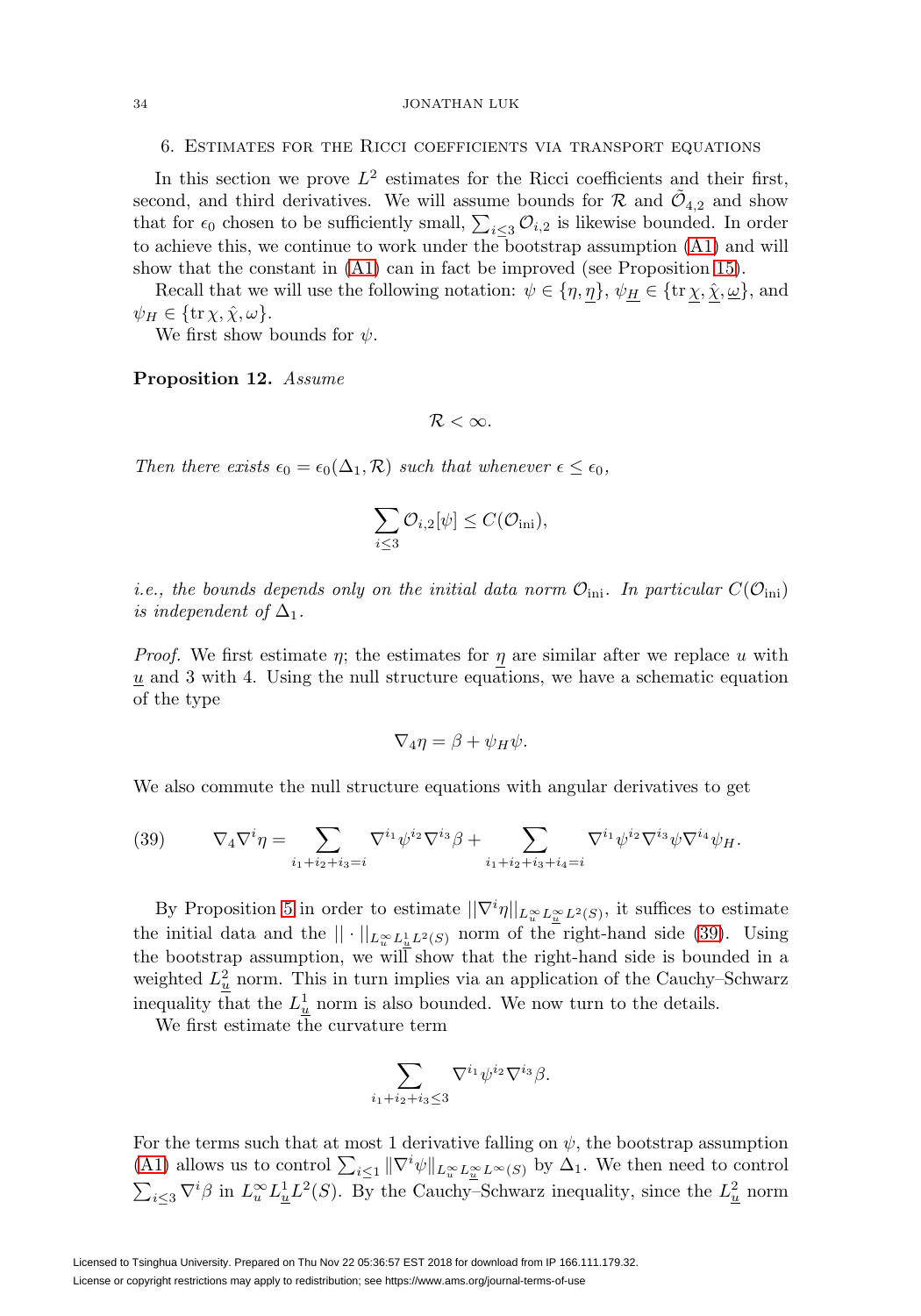## 6. Estimates for the Ricci coefficients via transport equations

In this section we prove $L^2$ estimates for the Ricci coefficients and their first, second, and third derivatives. We will assume bounds for $\mathcal{R}$ and $\tilde{\mathcal{O}}_{4,2}$ and show that for $\epsilon_0$ chosen to be sufficiently small, $\sum_{i\leq 3}\mathcal{O}_{i,2}$ is likewise bounded. In order to achieve this, we continue to work under the bootstrap assumption (A1) and will show that the constant in (A1) can in fact be improved (see Proposition 15).

Recall that we will use the following notation: $\psi\in\{\eta,\underline{\eta}\}$, $\psi_{\underline{H}}\in\{\operatorname{tr}\underline{\chi},\hat{\underline{\chi}},\underline{\omega}\}$, and $\psi_H\in\{\operatorname{tr}\chi,\hat{\chi},\omega\}$.

We first show bounds for $\psi$.

**Proposition 12.** *Assume*

$$\mathcal{R}<\infty.$$

*Then there exists $\epsilon_0=\epsilon_0(\Delta_1,\mathcal{R})$ such that whenever $\epsilon\leq\epsilon_0$,*

$$\sum_{i\leq 3}\mathcal{O}_{i,2}[\psi]\leq C(\mathcal{O}_{\mathrm{ini}}),$$

*i.e., the bounds depends only on the initial data norm $\mathcal{O}_{\mathrm{ini}}$. In particular $C(\mathcal{O}_{\mathrm{ini}})$ is independent of $\Delta_1$.*

*Proof.* We first estimate $\eta$; the estimates for $\underline{\eta}$ are similar after we replace $u$ with $\underline{u}$ and 3 with 4. Using the null structure equations, we have a schematic equation of the type

$$\nabla_4\eta=\beta+\psi_H\psi.$$

We also commute the null structure equations with angular derivatives to get

$$\nabla_4\nabla^i\eta=\sum_{i_1+i_2+i_3=i}\nabla^{i_1}\psi^{i_2}\nabla^{i_3}\beta+\sum_{i_1+i_2+i_3+i_4=i}\nabla^{i_1}\psi^{i_2}\nabla^{i_3}\psi\nabla^{i_4}\psi_H. \tag{39}$$

By Proposition 5 in order to estimate $||\nabla^i\eta||_{L^\infty_u L^\infty_{\underline{u}}L^2(S)}$, it suffices to estimate the initial data and the $||\cdot||_{L^\infty_u L^1_{\underline{u}}L^2(S)}$ norm of the right-hand side (39). Using the bootstrap assumption, we will show that the right-hand side is bounded in a weighted $L^2_{\underline{u}}$ norm. This in turn implies via an application of the Cauchy–Schwarz inequality that the $L^1_{\underline{u}}$ norm is also bounded. We now turn to the details.

We first estimate the curvature term

$$\sum_{i_1+i_2+i_3\leq 3}\nabla^{i_1}\psi^{i_2}\nabla^{i_3}\beta.$$

For the terms such that at most 1 derivative falling on $\psi$, the bootstrap assumption (A1) allows us to control $\sum_{i\leq 1}\|\nabla^i\psi\|_{L^\infty_u L^\infty_{\underline{u}}L^\infty(S)}$ by $\Delta_1$. We then need to control $\sum_{i\leq 3}\nabla^i\beta$ in $L^\infty_u L^1_{\underline{u}}L^2(S)$. By the Cauchy–Schwarz inequality, since the $L^2_{\underline{u}}$ norm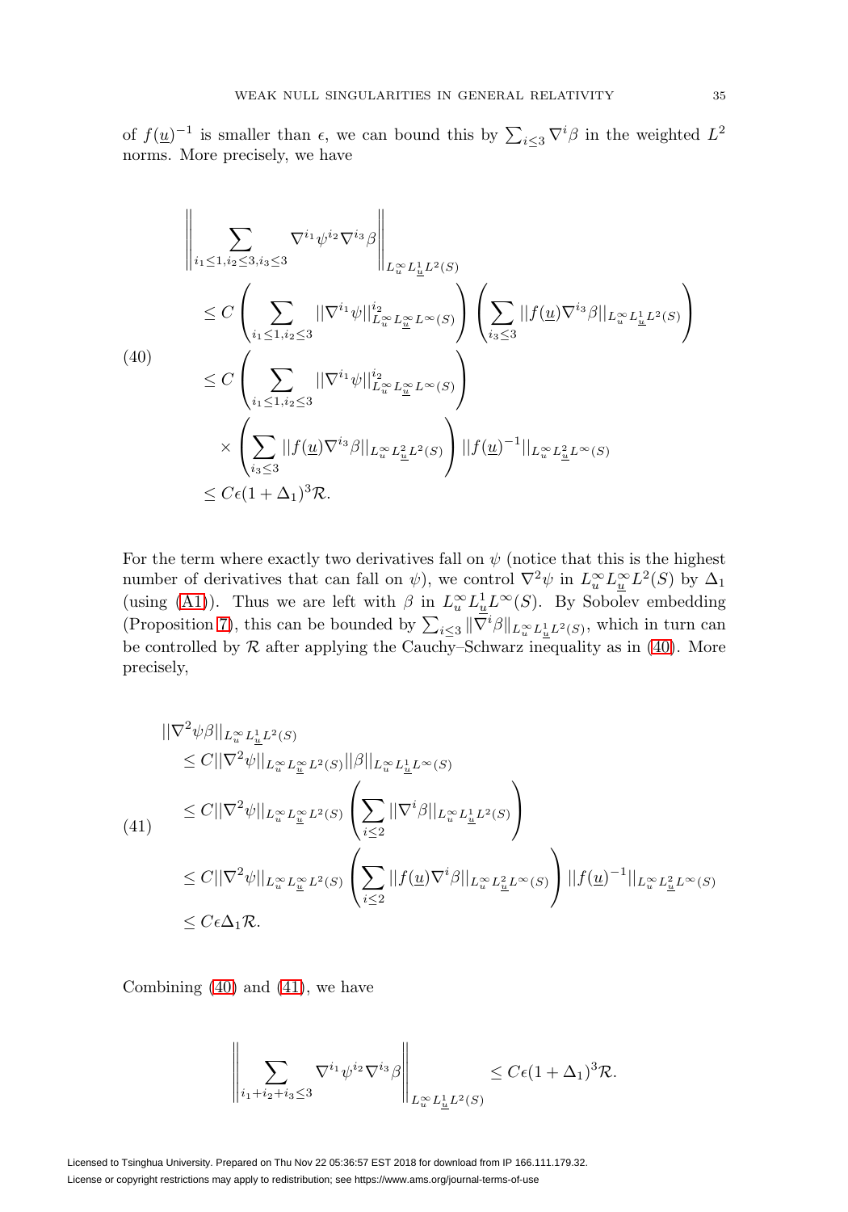of $f(\underline{u})^{-1}$ is smaller than $\epsilon$, we can bound this by $\sum_{i\leq 3}\nabla^i\beta$ in the weighted $L^2$ norms. More precisely, we have

$$
\begin{aligned}
&\left\|\sum_{i_1\leq 1, i_2\leq 3, i_3\leq 3}\nabla^{i_1}\psi^{i_2}\nabla^{i_3}\beta\right\|_{L^\infty_u L^1_{\underline{u}} L^2(S)}\\
&\leq C\left(\sum_{i_1\leq 1, i_2\leq 3}||\nabla^{i_1}\psi||^{i_2}_{L^\infty_u L^\infty_{\underline{u}} L^\infty(S)}\right)\left(\sum_{i_3\leq 3}||f(\underline{u})\nabla^{i_3}\beta||_{L^\infty_u L^1_{\underline{u}} L^2(S)}\right)\\
&\leq C\left(\sum_{i_1\leq 1, i_2\leq 3}||\nabla^{i_1}\psi||^{i_2}_{L^\infty_u L^\infty_{\underline{u}} L^\infty(S)}\right)\\
&\quad\times\left(\sum_{i_3\leq 3}||f(\underline{u})\nabla^{i_3}\beta||_{L^\infty_u L^2_{\underline{u}} L^2(S)}\right)||f(\underline{u})^{-1}||_{L^\infty_u L^2_{\underline{u}} L^\infty(S)}\\
&\leq C\epsilon(1+\Delta_1)^3\mathcal{R}.
\end{aligned} \tag{40}
$$

For the term where exactly two derivatives fall on $\psi$ (notice that this is the highest number of derivatives that can fall on $\psi$), we control $\nabla^2\psi$ in $L^\infty_u L^\infty_{\underline{u}} L^2(S)$ by $\Delta_1$ (using (A1)). Thus we are left with $\beta$ in $L^\infty_u L^1_{\underline{u}} L^\infty(S)$. By Sobolev embedding (Proposition 7), this can be bounded by $\sum_{i\leq 3}\|\nabla^i\beta\|_{L^\infty_u L^1_{\underline{u}} L^2(S)}$, which in turn can be controlled by $\mathcal{R}$ after applying the Cauchy–Schwarz inequality as in (40). More precisely,

$$
\begin{aligned}
&||\nabla^2\psi\beta||_{L^\infty_u L^1_{\underline{u}} L^2(S)}\\
&\leq C||\nabla^2\psi||_{L^\infty_u L^\infty_{\underline{u}} L^2(S)}||\beta||_{L^\infty_u L^1_{\underline{u}} L^\infty(S)}\\
&\leq C||\nabla^2\psi||_{L^\infty_u L^\infty_{\underline{u}} L^2(S)}\left(\sum_{i\leq 2}||\nabla^i\beta||_{L^\infty_u L^1_{\underline{u}} L^2(S)}\right)\\
&\leq C||\nabla^2\psi||_{L^\infty_u L^\infty_{\underline{u}} L^2(S)}\left(\sum_{i\leq 2}||f(\underline{u})\nabla^i\beta||_{L^\infty_u L^2_{\underline{u}} L^\infty(S)}\right)||f(\underline{u})^{-1}||_{L^\infty_u L^2_{\underline{u}} L^\infty(S)}\\
&\leq C\epsilon\Delta_1\mathcal{R}.
\end{aligned} \tag{41}
$$

Combining (40) and (41), we have

$$
\left\|\sum_{i_1+i_2+i_3\leq 3}\nabla^{i_1}\psi^{i_2}\nabla^{i_3}\beta\right\|_{L^\infty_u L^1_{\underline{u}} L^2(S)}\leq C\epsilon(1+\Delta_1)^3\mathcal{R}.
$$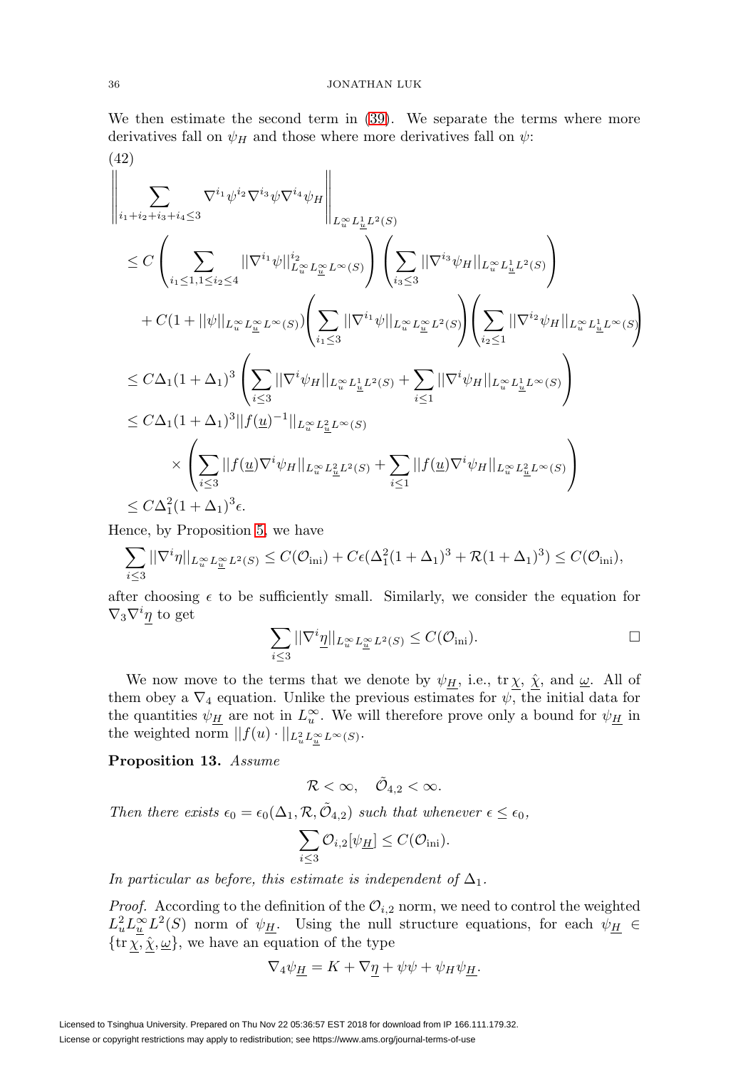We then estimate the second term in (39). We separate the terms where more derivatives fall on $\psi_H$ and those where more derivatives fall on $\psi$:

(42)

$$
\begin{aligned}
&\left\| \sum_{i_1+i_2+i_3+i_4\leq 3} \nabla^{i_1}\psi^{i_2}\nabla^{i_3}\psi\nabla^{i_4}\psi_H \right\|_{L^\infty_u L^1_{\underline{u}} L^2(S)} \\
&\leq C\left(\sum_{i_1\leq 1, 1\leq i_2\leq 4} ||\nabla^{i_1}\psi||^{i_2}_{L^\infty_u L^\infty_{\underline{u}} L^\infty(S)}\right)\left(\sum_{i_3\leq 3}||\nabla^{i_3}\psi_H||_{L^\infty_u L^1_{\underline{u}} L^2(S)}\right) \\
&\quad + C(1+||\psi||_{L^\infty_u L^\infty_{\underline{u}} L^\infty(S)})\left(\sum_{i_1\leq 3}||\nabla^{i_1}\psi||_{L^\infty_u L^\infty_{\underline{u}} L^2(S)}\right)\left(\sum_{i_2\leq 1}||\nabla^{i_2}\psi_H||_{L^\infty_u L^1_{\underline{u}} L^\infty(S)}\right) \\
&\leq C\Delta_1(1+\Delta_1)^3\left(\sum_{i\leq 3}||\nabla^i\psi_H||_{L^\infty_u L^1_{\underline{u}} L^2(S)} + \sum_{i\leq 1}||\nabla^i\psi_H||_{L^\infty_u L^1_{\underline{u}} L^\infty(S)}\right) \\
&\leq C\Delta_1(1+\Delta_1)^3||f(\underline{u})^{-1}||_{L^\infty_u L^2_{\underline{u}} L^\infty(S)} \\
&\qquad \times\left(\sum_{i\leq 3}||f(\underline{u})\nabla^i\psi_H||_{L^\infty_u L^2_{\underline{u}} L^2(S)} + \sum_{i\leq 1}||f(\underline{u})\nabla^i\psi_H||_{L^\infty_u L^2_{\underline{u}} L^\infty(S)}\right) \\
&\leq C\Delta_1^2(1+\Delta_1)^3\epsilon.
\end{aligned}
$$

Hence, by Proposition 5, we have

$$\sum_{i\leq 3}||\nabla^i\eta||_{L^\infty_u L^\infty_{\underline{u}} L^2(S)} \leq C(\mathcal{O}_{\text{ini}}) + C\epsilon(\Delta_1^2(1+\Delta_1)^3 + \mathcal{R}(1+\Delta_1)^3) \leq C(\mathcal{O}_{\text{ini}}),$$

after choosing $\epsilon$ to be sufficiently small. Similarly, we consider the equation for $\nabla_3\nabla^i\underline{\eta}$ to get

$$\sum_{i\leq 3}||\nabla^i\underline{\eta}||_{L^\infty_u L^\infty_{\underline{u}} L^2(S)} \leq C(\mathcal{O}_{\text{ini}}). \qquad \square$$

We now move to the terms that we denote by $\psi_{\underline{H}}$, i.e., $\operatorname{tr}\underline{\chi}$, $\hat{\underline{\chi}}$, and $\underline{\omega}$. All of them obey a $\nabla_4$ equation. Unlike the previous estimates for $\psi$, the initial data for the quantities $\psi_{\underline{H}}$ are not in $L^\infty_u$. We will therefore prove only a bound for $\psi_{\underline{H}}$ in the weighted norm $||f(u)\cdot||_{L^2_u L^\infty_{\underline{u}} L^\infty(S)}$.

**Proposition 13.** *Assume*

$$\mathcal{R} < \infty, \quad \tilde{\mathcal{O}}_{4,2} < \infty.$$

*Then there exists* $\epsilon_0 = \epsilon_0(\Delta_1, \mathcal{R}, \tilde{\mathcal{O}}_{4,2})$ *such that whenever* $\epsilon \leq \epsilon_0$,

$$\sum_{i\leq 3}\mathcal{O}_{i,2}[\psi_{\underline{H}}] \leq C(\mathcal{O}_{\text{ini}}).$$

*In particular as before, this estimate is independent of* $\Delta_1$.

*Proof.* According to the definition of the $\mathcal{O}_{i,2}$ norm, we need to control the weighted $L^2_u L^\infty_{\underline{u}} L^2(S)$ norm of $\psi_{\underline{H}}$. Using the null structure equations, for each $\psi_{\underline{H}} \in \{\operatorname{tr}\underline{\chi}, \hat{\underline{\chi}}, \underline{\omega}\}$, we have an equation of the type

$$\nabla_4\psi_{\underline{H}} = K + \nabla\underline{\eta} + \psi\psi + \psi_H\psi_{\underline{H}}.$$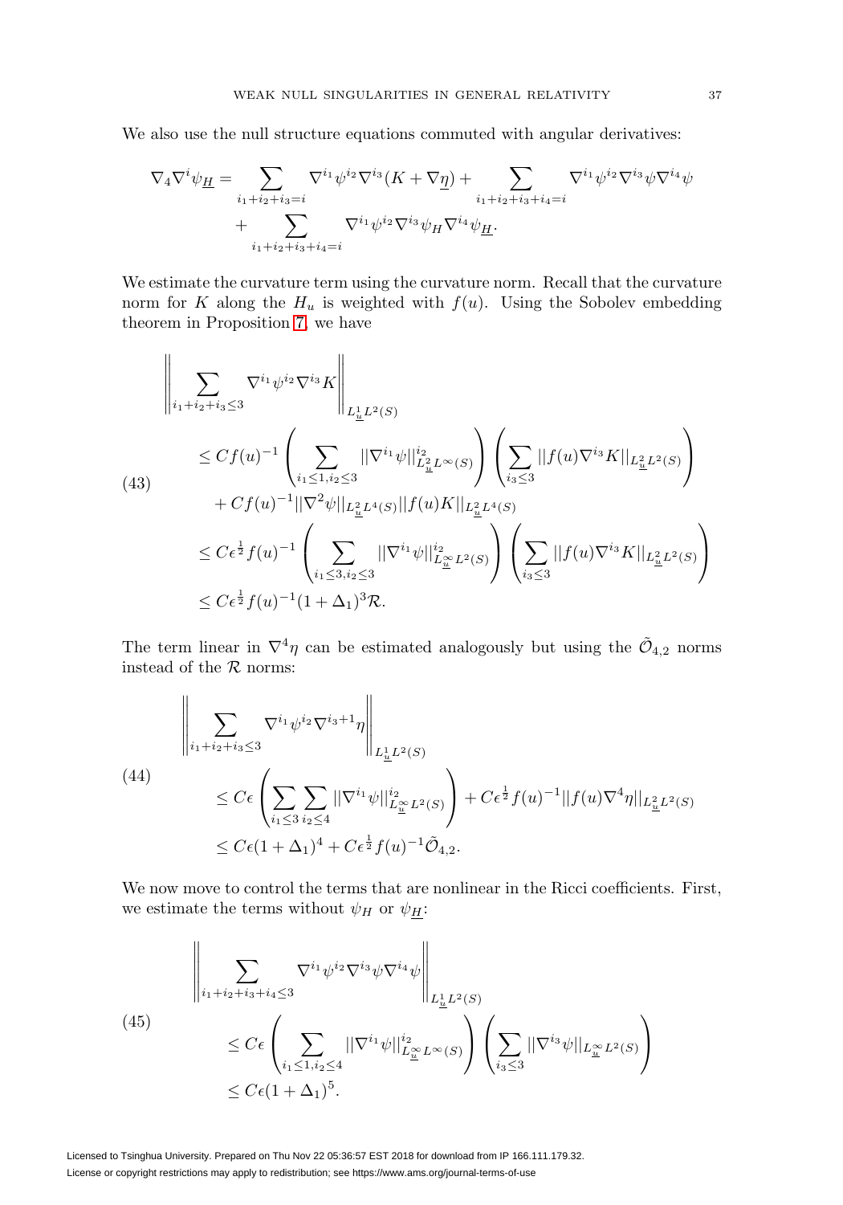We also use the null structure equations commuted with angular derivatives:

$$
\begin{aligned}
\nabla_4 \nabla^i \psi_{\underline{H}} = & \sum_{i_1+i_2+i_3=i} \nabla^{i_1}\psi^{i_2}\nabla^{i_3}(K+\nabla\underline{\eta}) + \sum_{i_1+i_2+i_3+i_4=i} \nabla^{i_1}\psi^{i_2}\nabla^{i_3}\psi\nabla^{i_4}\psi \\
& + \sum_{i_1+i_2+i_3+i_4=i} \nabla^{i_1}\psi^{i_2}\nabla^{i_3}\psi_H\nabla^{i_4}\psi_{\underline{H}}.
\end{aligned}
$$

We estimate the curvature term using the curvature norm. Recall that the curvature norm for $K$ along the $H_u$ is weighted with $f(u)$. Using the Sobolev embedding theorem in Proposition 7, we have

$$
\begin{aligned}
& \left\| \sum_{i_1+i_2+i_3\leq 3} \nabla^{i_1}\psi^{i_2}\nabla^{i_3}K \right\|_{L^1_{\underline{u}}L^2(S)} \\
& \leq Cf(u)^{-1}\left(\sum_{i_1\leq 1, i_2\leq 3} ||\nabla^{i_1}\psi||^{i_2}_{L^2_{\underline{u}}L^\infty(S)}\right)\left(\sum_{i_3\leq 3}||f(u)\nabla^{i_3}K||_{L^2_{\underline{u}}L^2(S)}\right) \\
& \quad + Cf(u)^{-1}||\nabla^2\psi||_{L^2_{\underline{u}}L^4(S)}||f(u)K||_{L^2_{\underline{u}}L^4(S)} \\
& \leq C\epsilon^{\frac{1}{2}}f(u)^{-1}\left(\sum_{i_1\leq 3, i_2\leq 3} ||\nabla^{i_1}\psi||^{i_2}_{L^\infty_{\underline{u}}L^2(S)}\right)\left(\sum_{i_3\leq 3}||f(u)\nabla^{i_3}K||_{L^2_{\underline{u}}L^2(S)}\right) \\
& \leq C\epsilon^{\frac{1}{2}}f(u)^{-1}(1+\Delta_1)^3\mathcal{R}.
\end{aligned} \tag{43}
$$

The term linear in $\nabla^4\eta$ can be estimated analogously but using the $\tilde{\mathcal{O}}_{4,2}$ norms instead of the $\mathcal{R}$ norms:

$$
\begin{aligned}
& \left\| \sum_{i_1+i_2+i_3\leq 3} \nabla^{i_1}\psi^{i_2}\nabla^{i_3+1}\eta \right\|_{L^1_{\underline{u}}L^2(S)} \\
& \qquad \leq C\epsilon\left(\sum_{i_1\leq 3}\sum_{i_2\leq 4} ||\nabla^{i_1}\psi||^{i_2}_{L^\infty_{\underline{u}}L^2(S)}\right) + C\epsilon^{\frac{1}{2}}f(u)^{-1}||f(u)\nabla^4\eta||_{L^2_{\underline{u}}L^2(S)} \\
& \qquad \leq C\epsilon(1+\Delta_1)^4 + C\epsilon^{\frac{1}{2}}f(u)^{-1}\tilde{\mathcal{O}}_{4,2}.
\end{aligned} \tag{44}
$$

We now move to control the terms that are nonlinear in the Ricci coefficients. First, we estimate the terms without $\psi_H$ or $\psi_{\underline{H}}$:

$$
\begin{aligned}
& \left\| \sum_{i_1+i_2+i_3+i_4\leq 3} \nabla^{i_1}\psi^{i_2}\nabla^{i_3}\psi\nabla^{i_4}\psi \right\|_{L^1_{\underline{u}}L^2(S)} \\
& \qquad \leq C\epsilon\left(\sum_{i_1\leq 1, i_2\leq 4} ||\nabla^{i_1}\psi||^{i_2}_{L^\infty_{\underline{u}}L^\infty(S)}\right)\left(\sum_{i_3\leq 3}||\nabla^{i_3}\psi||_{L^\infty_{\underline{u}}L^2(S)}\right) \\
& \qquad \leq C\epsilon(1+\Delta_1)^5.
\end{aligned} \tag{45}
$$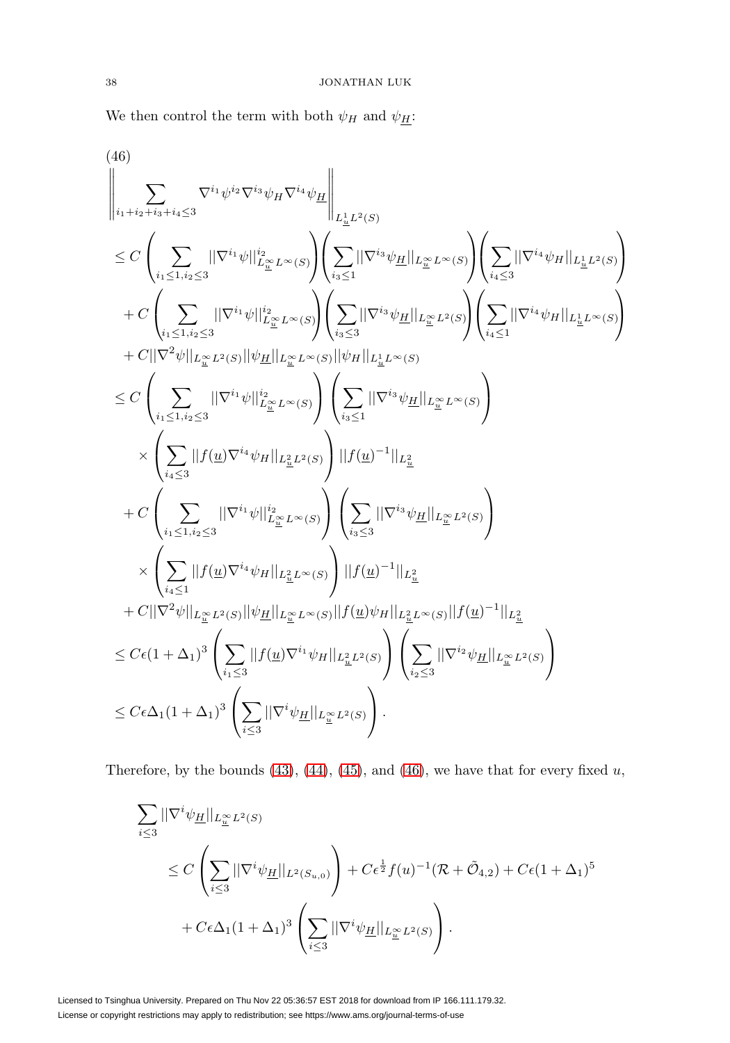We then control the term with both $\psi_H$ and $\psi_{\underline{H}}$:

$$
\begin{aligned}
&\left\|\sum_{i_1+i_2+i_3+i_4\leq 3} \nabla^{i_1}\psi^{i_2}\nabla^{i_3}\psi_H\nabla^{i_4}\psi_{\underline{H}}\right\|_{L^1_{\underline{u}}L^2(S)} \\
&\leq C\left(\sum_{i_1\leq 1, i_2\leq 3}||\nabla^{i_1}\psi||^{i_2}_{L^\infty_{\underline{u}}L^\infty(S)}\right)\left(\sum_{i_3\leq 1}||\nabla^{i_3}\psi_{\underline{H}}||_{L^\infty_{\underline{u}}L^\infty(S)}\right)\left(\sum_{i_4\leq 3}||\nabla^{i_4}\psi_H||_{L^1_{\underline{u}}L^2(S)}\right) \\
&\quad + C\left(\sum_{i_1\leq 1, i_2\leq 3}||\nabla^{i_1}\psi||^{i_2}_{L^\infty_{\underline{u}}L^\infty(S)}\right)\left(\sum_{i_3\leq 3}||\nabla^{i_3}\psi_{\underline{H}}||_{L^\infty_{\underline{u}}L^2(S)}\right)\left(\sum_{i_4\leq 1}||\nabla^{i_4}\psi_H||_{L^1_{\underline{u}}L^\infty(S)}\right) \\
&\quad + C||\nabla^2\psi||_{L^\infty_{\underline{u}}L^2(S)}||\psi_{\underline{H}}||_{L^\infty_{\underline{u}}L^\infty(S)}||\psi_H||_{L^1_{\underline{u}}L^\infty(S)} \\
&\leq C\left(\sum_{i_1\leq 1, i_2\leq 3}||\nabla^{i_1}\psi||^{i_2}_{L^\infty_{\underline{u}}L^\infty(S)}\right)\left(\sum_{i_3\leq 1}||\nabla^{i_3}\psi_{\underline{H}}||_{L^\infty_{\underline{u}}L^\infty(S)}\right) \\
&\qquad \times \left(\sum_{i_4\leq 3}||f(\underline{u})\nabla^{i_4}\psi_H||_{L^2_{\underline{u}}L^2(S)}\right)||f(\underline{u})^{-1}||_{L^2_{\underline{u}}} \\
&\quad + C\left(\sum_{i_1\leq 1, i_2\leq 3}||\nabla^{i_1}\psi||^{i_2}_{L^\infty_{\underline{u}}L^\infty(S)}\right)\left(\sum_{i_3\leq 3}||\nabla^{i_3}\psi_{\underline{H}}||_{L^\infty_{\underline{u}}L^2(S)}\right) \\
&\qquad \times \left(\sum_{i_4\leq 1}||f(\underline{u})\nabla^{i_4}\psi_H||_{L^2_{\underline{u}}L^\infty(S)}\right)||f(\underline{u})^{-1}||_{L^2_{\underline{u}}} \\
&\quad + C||\nabla^2\psi||_{L^\infty_{\underline{u}}L^2(S)}||\psi_{\underline{H}}||_{L^\infty_{\underline{u}}L^\infty(S)}||f(\underline{u})\psi_H||_{L^2_{\underline{u}}L^\infty(S)}||f(\underline{u})^{-1}||_{L^2_{\underline{u}}} \\
&\leq C\epsilon(1+\Delta_1)^3\left(\sum_{i_1\leq 3}||f(\underline{u})\nabla^{i_1}\psi_H||_{L^2_{\underline{u}}L^2(S)}\right)\left(\sum_{i_2\leq 3}||\nabla^{i_2}\psi_{\underline{H}}||_{L^\infty_{\underline{u}}L^2(S)}\right) \\
&\leq C\epsilon\Delta_1(1+\Delta_1)^3\left(\sum_{i\leq 3}||\nabla^i\psi_{\underline{H}}||_{L^\infty_{\underline{u}}L^2(S)}\right).
\end{aligned}
\tag{46}
$$

Therefore, by the bounds (43), (44), (45), and (46), we have that for every fixed $u$,

$$
\begin{aligned}
&\sum_{i\leq 3}||\nabla^i\psi_{\underline{H}}||_{L^\infty_{\underline{u}}L^2(S)} \\
&\qquad \leq C\left(\sum_{i\leq 3}||\nabla^i\psi_{\underline{H}}||_{L^2(S_{u,0})}\right) + C\epsilon^{\frac{1}{2}}f(u)^{-1}(\mathcal{R}+\tilde{\mathcal{O}}_{4,2}) + C\epsilon(1+\Delta_1)^5 \\
&\qquad\quad + C\epsilon\Delta_1(1+\Delta_1)^3\left(\sum_{i\leq 3}||\nabla^i\psi_{\underline{H}}||_{L^\infty_{\underline{u}}L^2(S)}\right).
\end{aligned}
$$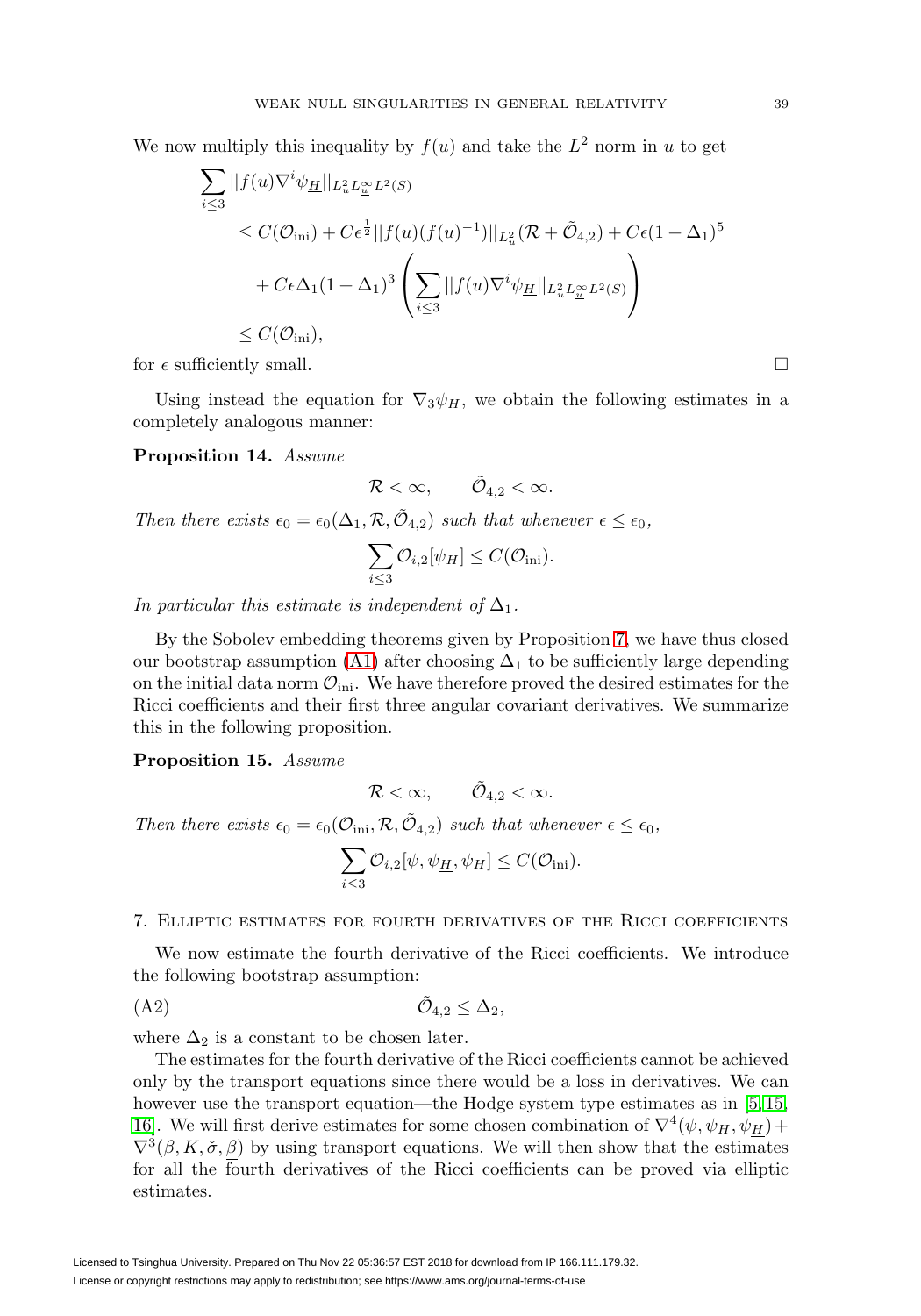We now multiply this inequality by $f(u)$ and take the $L^2$ norm in $u$ to get

$$
\begin{aligned}
\sum_{i\leq 3} & ||f(u)\nabla^i\psi_{\underline{H}}||_{L^2_u L^\infty_{\underline{u}} L^2(S)} \\
&\leq C(\mathcal{O}_{\text{ini}}) + C\epsilon^{\frac{1}{2}}||f(u)(f(u)^{-1})||_{L^2_u}(\mathcal{R}+\tilde{\mathcal{O}}_{4,2}) + C\epsilon(1+\Delta_1)^5 \\
&\quad + C\epsilon\Delta_1(1+\Delta_1)^3\left(\sum_{i\leq 3}||f(u)\nabla^i\psi_{\underline{H}}||_{L^2_u L^\infty_{\underline{u}} L^2(S)}\right) \\
&\leq C(\mathcal{O}_{\text{ini}}),
\end{aligned}
$$

for $\epsilon$ sufficiently small. □

Using instead the equation for $\nabla_3\psi_H$, we obtain the following estimates in a completely analogous manner:

**Proposition 14.** *Assume*

$$\mathcal{R} < \infty, \qquad \tilde{\mathcal{O}}_{4,2} < \infty.$$

*Then there exists* $\epsilon_0 = \epsilon_0(\Delta_1, \mathcal{R}, \tilde{\mathcal{O}}_{4,2})$ *such that whenever* $\epsilon \leq \epsilon_0$,

$$\sum_{i\leq 3}\mathcal{O}_{i,2}[\psi_H] \leq C(\mathcal{O}_{\text{ini}}).$$

*In particular this estimate is independent of* $\Delta_1$.

By the Sobolev embedding theorems given by Proposition 7, we have thus closed our bootstrap assumption (A1) after choosing $\Delta_1$ to be sufficiently large depending on the initial data norm $\mathcal{O}_{\text{ini}}$. We have therefore proved the desired estimates for the Ricci coefficients and their first three angular covariant derivatives. We summarize this in the following proposition.

**Proposition 15.** *Assume*

$$\mathcal{R} < \infty, \qquad \tilde{\mathcal{O}}_{4,2} < \infty.$$

*Then there exists* $\epsilon_0 = \epsilon_0(\mathcal{O}_{\text{ini}}, \mathcal{R}, \tilde{\mathcal{O}}_{4,2})$ *such that whenever* $\epsilon \leq \epsilon_0$,

$$\sum_{i\leq 3}\mathcal{O}_{i,2}[\psi, \psi_{\underline{H}}, \psi_H] \leq C(\mathcal{O}_{\text{ini}}).$$

## 7. Elliptic estimates for fourth derivatives of the Ricci coefficients

We now estimate the fourth derivative of the Ricci coefficients. We introduce the following bootstrap assumption:

$$\tilde{\mathcal{O}}_{4,2} \leq \Delta_2, \tag{A2}$$

where $\Delta_2$ is a constant to be chosen later.

The estimates for the fourth derivative of the Ricci coefficients cannot be achieved only by the transport equations since there would be a loss in derivatives. We can however use the transport equation—the Hodge system type estimates as in [5, 15, 16]. We will first derive estimates for some chosen combination of $\nabla^4(\psi, \psi_H, \psi_{\underline{H}}) + \nabla^3(\beta, K, \check{\sigma}, \underline{\beta})$ by using transport equations. We will then show that the estimates for all the fourth derivatives of the Ricci coefficients can be proved via elliptic estimates.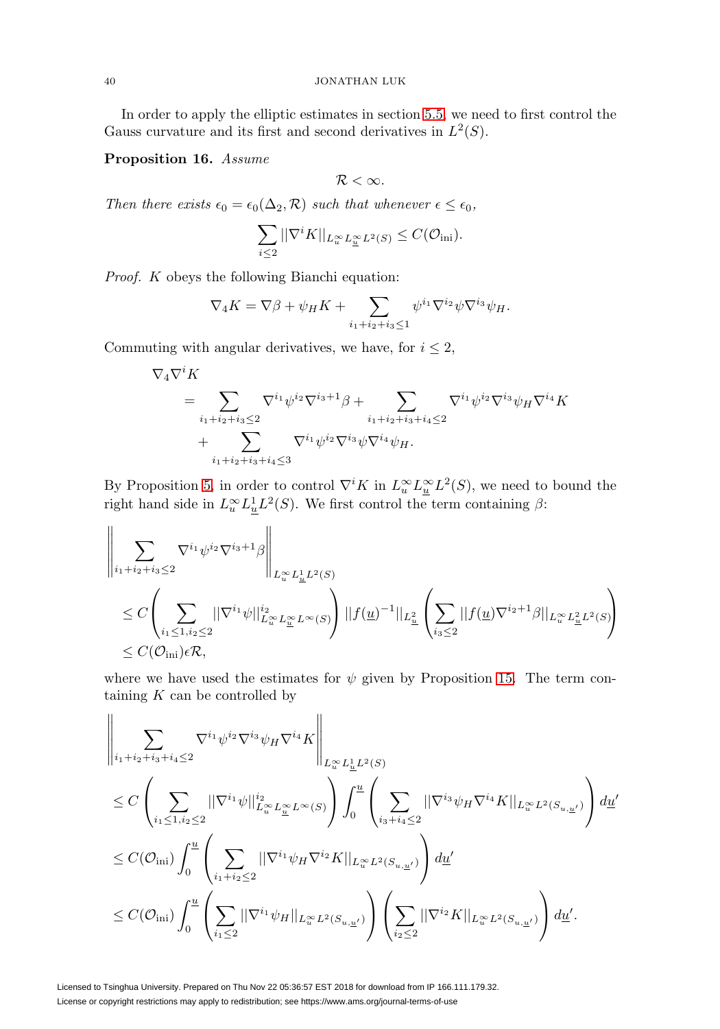In order to apply the elliptic estimates in section 5.5, we need to first control the Gauss curvature and its first and second derivatives in $L^2(S)$.

**Proposition 16.** *Assume*

$$\mathcal{R} < \infty.$$

*Then there exists* $\epsilon_0 = \epsilon_0(\Delta_2, \mathcal{R})$ *such that whenever* $\epsilon \leq \epsilon_0$,

$$\sum_{i\leq 2} ||\nabla^i K||_{L^\infty_u L^\infty_{\underline{u}} L^2(S)} \leq C(\mathcal{O}_{\rm ini}).$$

*Proof.* $K$ obeys the following Bianchi equation:

$$\nabla_4 K = \nabla\beta + \psi_H K + \sum_{i_1+i_2+i_3\leq 1} \psi^{i_1}\nabla^{i_2}\psi\nabla^{i_3}\psi_H.$$

Commuting with angular derivatives, we have, for $i \leq 2$,

$$\begin{aligned}
&\nabla_4\nabla^i K \\
&= \sum_{i_1+i_2+i_3\leq 2} \nabla^{i_1}\psi^{i_2}\nabla^{i_3+1}\beta + \sum_{i_1+i_2+i_3+i_4\leq 2} \nabla^{i_1}\psi^{i_2}\nabla^{i_3}\psi_H\nabla^{i_4}K \\
&\quad + \sum_{i_1+i_2+i_3+i_4\leq 3} \nabla^{i_1}\psi^{i_2}\nabla^{i_3}\psi\nabla^{i_4}\psi_H.
\end{aligned}$$

By Proposition 5, in order to control $\nabla^i K$ in $L^\infty_u L^\infty_{\underline{u}} L^2(S)$, we need to bound the right hand side in $L^\infty_u L^1_{\underline{u}} L^2(S)$. We first control the term containing $\beta$:

$$\begin{aligned}
&\left|\left| \sum_{i_1+i_2+i_3\leq 2} \nabla^{i_1}\psi^{i_2}\nabla^{i_3+1}\beta \right|\right|_{L^\infty_u L^1_{\underline{u}} L^2(S)} \\
&\leq C\left(\sum_{i_1\leq 1, i_2\leq 2} ||\nabla^{i_1}\psi||^{i_2}_{L^\infty_u L^\infty_{\underline{u}} L^\infty(S)}\right) ||f(\underline{u})^{-1}||_{L^2_{\underline{u}}} \left(\sum_{i_3\leq 2} ||f(\underline{u})\nabla^{i_2+1}\beta||_{L^\infty_u L^2_{\underline{u}} L^2(S)}\right) \\
&\leq C(\mathcal{O}_{\rm ini})\epsilon\mathcal{R},
\end{aligned}$$

where we have used the estimates for $\psi$ given by Proposition 15. The term containing $K$ can be controlled by

$$\begin{aligned}
&\left|\left| \sum_{i_1+i_2+i_3+i_4\leq 2} \nabla^{i_1}\psi^{i_2}\nabla^{i_3}\psi_H\nabla^{i_4}K \right|\right|_{L^\infty_u L^1_{\underline{u}} L^2(S)} \\
&\leq C\left(\sum_{i_1\leq 1, i_2\leq 2} ||\nabla^{i_1}\psi||^{i_2}_{L^\infty_u L^\infty_{\underline{u}} L^\infty(S)}\right) \int_0^{\underline{u}} \left(\sum_{i_3+i_4\leq 2} ||\nabla^{i_3}\psi_H\nabla^{i_4}K||_{L^\infty_u L^2(S_{u,\underline{u}'})}\right) d\underline{u}' \\
&\leq C(\mathcal{O}_{\rm ini}) \int_0^{\underline{u}} \left(\sum_{i_1+i_2\leq 2} ||\nabla^{i_1}\psi_H\nabla^{i_2}K||_{L^\infty_u L^2(S_{u,\underline{u}'})}\right) d\underline{u}' \\
&\leq C(\mathcal{O}_{\rm ini}) \int_0^{\underline{u}} \left(\sum_{i_1\leq 2} ||\nabla^{i_1}\psi_H||_{L^\infty_u L^2(S_{u,\underline{u}'})}\right) \left(\sum_{i_2\leq 2} ||\nabla^{i_2}K||_{L^\infty_u L^2(S_{u,\underline{u}'})}\right) d\underline{u}'.
\end{aligned}$$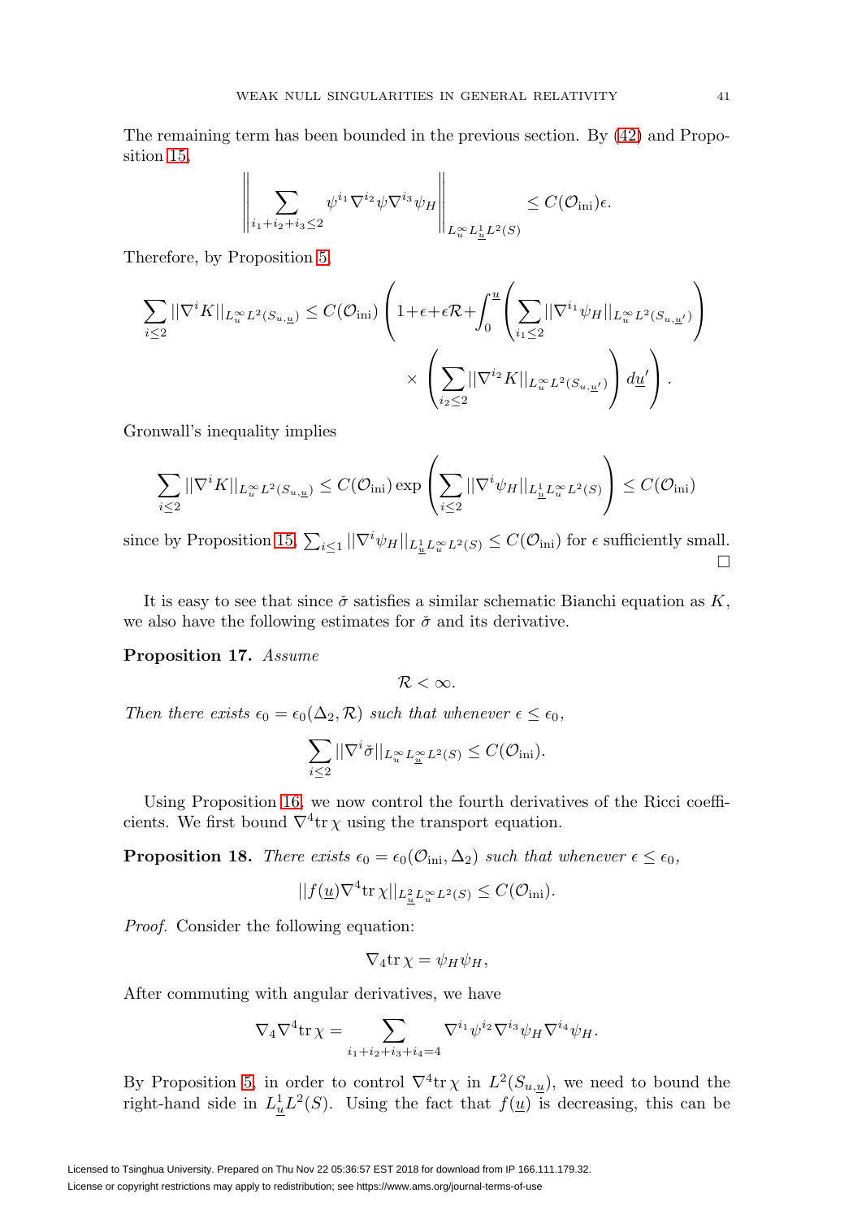The remaining term has been bounded in the previous section. By (42) and Proposition 15,

$$\left\| \sum_{i_1+i_2+i_3\leq 2} \psi^{i_1}\nabla^{i_2}\psi\nabla^{i_3}\psi_H \right\|_{L^\infty_u L^1_{\underline{u}} L^2(S)} \leq C(\mathcal{O}_{\mathrm{ini}})\epsilon.$$

Therefore, by Proposition 5,

$$\sum_{i\leq 2} ||\nabla^i K||_{L^\infty_u L^2(S_{u,\underline{u}})} \leq C(\mathcal{O}_{\mathrm{ini}}) \left( 1+\epsilon+\epsilon\mathcal{R}+\int_0^{\underline{u}} \left( \sum_{i_1\leq 2} ||\nabla^{i_1}\psi_H||_{L^\infty_u L^2(S_{u,\underline{u}'})} \right) \right.$$
$$\left. \times \left( \sum_{i_2\leq 2} ||\nabla^{i_2} K||_{L^\infty_u L^2(S_{u,\underline{u}'})} \right) d\underline{u}' \right).$$

Gronwall's inequality implies

$$\sum_{i\leq 2} ||\nabla^i K||_{L^\infty_u L^2(S_{u,\underline{u}})} \leq C(\mathcal{O}_{\mathrm{ini}}) \exp\left( \sum_{i\leq 2} ||\nabla^i \psi_H||_{L^1_{\underline{u}} L^\infty_u L^2(S)} \right) \leq C(\mathcal{O}_{\mathrm{ini}})$$

since by Proposition 15, $\sum_{i\leq 1} ||\nabla^i\psi_H||_{L^1_{\underline{u}} L^\infty_u L^2(S)} \leq C(\mathcal{O}_{\mathrm{ini}})$ for $\epsilon$ sufficiently small. □

It is easy to see that since $\check{\sigma}$ satisfies a similar schematic Bianchi equation as $K$, we also have the following estimates for $\check{\sigma}$ and its derivative.

**Proposition 17.** *Assume*

$$\mathcal{R} < \infty.$$

*Then there exists $\epsilon_0 = \epsilon_0(\Delta_2, \mathcal{R})$ such that whenever $\epsilon \leq \epsilon_0$,*

$$\sum_{i\leq 2} ||\nabla^i \check{\sigma}||_{L^\infty_u L^\infty_{\underline{u}} L^2(S)} \leq C(\mathcal{O}_{\mathrm{ini}}).$$

Using Proposition 16, we now control the fourth derivatives of the Ricci coefficients. We first bound $\nabla^4 \mathrm{tr}\,\chi$ using the transport equation.

**Proposition 18.** *There exists $\epsilon_0 = \epsilon_0(\mathcal{O}_{\mathrm{ini}}, \Delta_2)$ such that whenever $\epsilon \leq \epsilon_0$,*

$$||f(\underline{u})\nabla^4 \mathrm{tr}\,\chi||_{L^2_{\underline{u}} L^\infty_u L^2(S)} \leq C(\mathcal{O}_{\mathrm{ini}}).$$

*Proof.* Consider the following equation:

$$\nabla_4 \mathrm{tr}\,\chi = \psi_H\psi_H,$$

After commuting with angular derivatives, we have

$$\nabla_4\nabla^4 \mathrm{tr}\,\chi = \sum_{i_1+i_2+i_3+i_4=4} \nabla^{i_1}\psi^{i_2}\nabla^{i_3}\psi_H\nabla^{i_4}\psi_H.$$

By Proposition 5, in order to control $\nabla^4\mathrm{tr}\,\chi$ in $L^2(S_{u,\underline{u}})$, we need to bound the right-hand side in $L^1_{\underline{u}} L^2(S)$. Using the fact that $f(\underline{u})$ is decreasing, this can be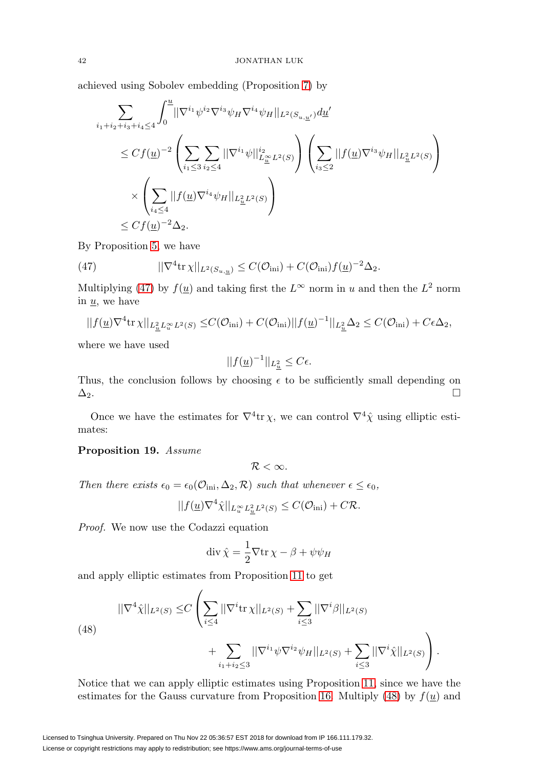achieved using Sobolev embedding (Proposition 7) by

$$
\begin{aligned}
&\sum_{i_1+i_2+i_3+i_4\leq 4}\int_0^{\underline{u}} ||\nabla^{i_1}\psi^{i_2}\nabla^{i_3}\psi_H\nabla^{i_4}\psi_H||_{L^2(S_{u,\underline{u}'})}d\underline{u}'\\
&\leq Cf(\underline{u})^{-2}\left(\sum_{i_1\leq 3}\sum_{i_2\leq 4}||\nabla^{i_1}\psi||^{i_2}_{L^\infty_{\underline{u}}L^2(S)}\right)\left(\sum_{i_3\leq 2}||f(\underline{u})\nabla^{i_3}\psi_H||_{L^2_{\underline{u}}L^2(S)}\right)\\
&\quad\times\left(\sum_{i_4\leq 4}||f(\underline{u})\nabla^{i_4}\psi_H||_{L^2_{\underline{u}}L^2(S)}\right)\\
&\leq Cf(\underline{u})^{-2}\Delta_2.
\end{aligned}
$$

By Proposition 5, we have

$$
||\nabla^4\mathrm{tr}\,\chi||_{L^2(S_{u,\underline{u}})}\leq C(\mathcal{O}_{\mathrm{ini}})+C(\mathcal{O}_{\mathrm{ini}})f(\underline{u})^{-2}\Delta_2. \tag{47}
$$

Multiplying (47) by $f(\underline{u})$ and taking first the $L^\infty$ norm in $u$ and then the $L^2$ norm in $\underline{u}$, we have

$$
||f(\underline{u})\nabla^4\mathrm{tr}\,\chi||_{L^2_{\underline{u}}L^\infty_uL^2(S)}\leq C(\mathcal{O}_{\mathrm{ini}})+C(\mathcal{O}_{\mathrm{ini}})||f(\underline{u})^{-1}||_{L^2_{\underline{u}}}\Delta_2\leq C(\mathcal{O}_{\mathrm{ini}})+C\epsilon\Delta_2,
$$

where we have used

$$
||f(\underline{u})^{-1}||_{L^2_{\underline{u}}}\leq C\epsilon.
$$

Thus, the conclusion follows by choosing $\epsilon$ to be sufficiently small depending on $\Delta_2$. □

Once we have the estimates for $\nabla^4\mathrm{tr}\,\chi$, we can control $\nabla^4\hat{\chi}$ using elliptic estimates:

**Proposition 19.** *Assume*

$$
\mathcal{R}<\infty.
$$

*Then there exists* $\epsilon_0=\epsilon_0(\mathcal{O}_{\mathrm{ini}},\Delta_2,\mathcal{R})$ *such that whenever* $\epsilon\leq\epsilon_0$,

$$
||f(\underline{u})\nabla^4\hat{\chi}||_{L^\infty_uL^2_{\underline{u}}L^2(S)}\leq C(\mathcal{O}_{\mathrm{ini}})+C\mathcal{R}.
$$

*Proof.* We now use the Codazzi equation

$$
\mathrm{div}\,\hat{\chi}=\frac{1}{2}\nabla\mathrm{tr}\,\chi-\beta+\psi\psi_H
$$

and apply elliptic estimates from Proposition 11 to get

$$
\begin{aligned}
||\nabla^4\hat{\chi}||_{L^2(S)}\leq & C\Bigg(\sum_{i\leq 4}||\nabla^i\mathrm{tr}\,\chi||_{L^2(S)}+\sum_{i\leq 3}||\nabla^i\beta||_{L^2(S)}\\
&\qquad+\sum_{i_1+i_2\leq 3}||\nabla^{i_1}\psi\nabla^{i_2}\psi_H||_{L^2(S)}+\sum_{i\leq 3}||\nabla^i\hat{\chi}||_{L^2(S)}\Bigg).
\end{aligned} \tag{48}
$$

Notice that we can apply elliptic estimates using Proposition 11, since we have the estimates for the Gauss curvature from Proposition 16. Multiply (48) by $f(\underline{u})$ and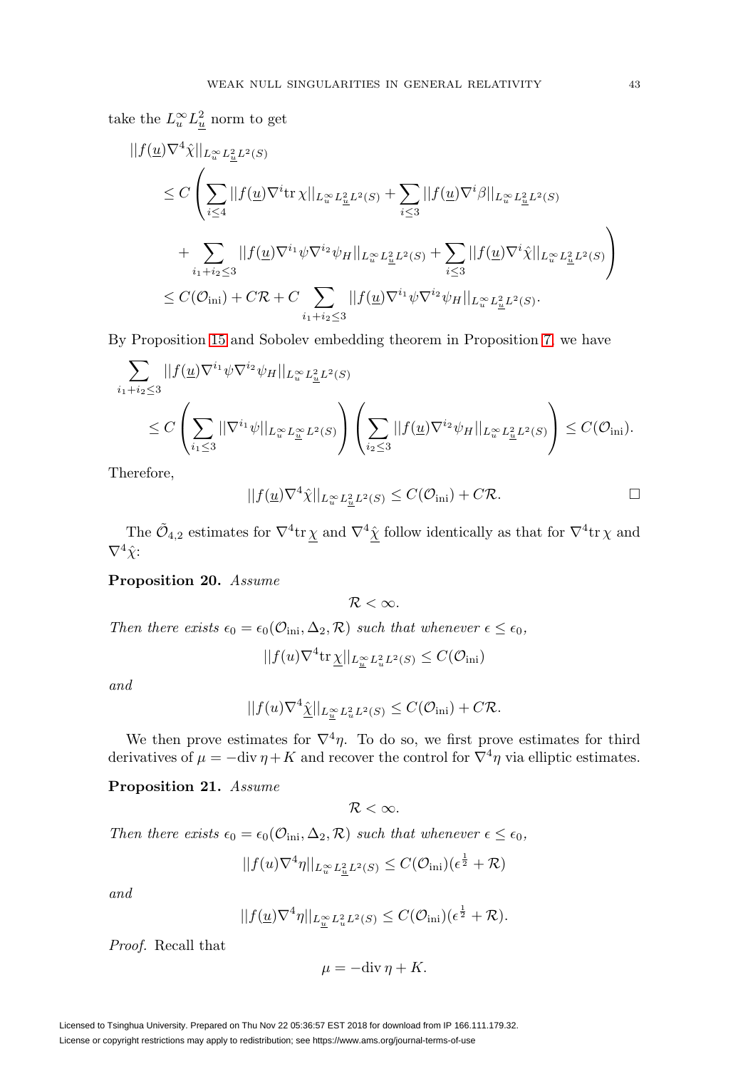take the $L_u^\infty L_{\underline{u}}^2$ norm to get

$$
\begin{aligned}
&||f(\underline{u})\nabla^4\hat{\chi}||_{L_u^\infty L_{\underline{u}}^2 L^2(S)} \\
&\leq C\left(\sum_{i\leq 4}||f(\underline{u})\nabla^i \mathrm{tr}\,\chi||_{L_u^\infty L_{\underline{u}}^2 L^2(S)}+\sum_{i\leq 3}||f(\underline{u})\nabla^i\beta||_{L_u^\infty L_{\underline{u}}^2 L^2(S)}\right. \\
&\qquad\left.+\sum_{i_1+i_2\leq 3}||f(\underline{u})\nabla^{i_1}\psi\nabla^{i_2}\psi_H||_{L_u^\infty L_{\underline{u}}^2 L^2(S)}+\sum_{i\leq 3}||f(\underline{u})\nabla^i\hat{\chi}||_{L_u^\infty L_{\underline{u}}^2 L^2(S)}\right) \\
&\leq C(\mathcal{O}_{\mathrm{ini}})+C\mathcal{R}+C\sum_{i_1+i_2\leq 3}||f(\underline{u})\nabla^{i_1}\psi\nabla^{i_2}\psi_H||_{L_u^\infty L_{\underline{u}}^2 L^2(S)}.
\end{aligned}
$$

By Proposition 15 and Sobolev embedding theorem in Proposition 7, we have

$$
\begin{aligned}
&\sum_{i_1+i_2\leq 3}||f(\underline{u})\nabla^{i_1}\psi\nabla^{i_2}\psi_H||_{L_u^\infty L_{\underline{u}}^2 L^2(S)} \\
&\qquad\leq C\left(\sum_{i_1\leq 3}||\nabla^{i_1}\psi||_{L_u^\infty L_{\underline{u}}^\infty L^2(S)}\right)\left(\sum_{i_2\leq 3}||f(\underline{u})\nabla^{i_2}\psi_H||_{L_u^\infty L_{\underline{u}}^2 L^2(S)}\right)\leq C(\mathcal{O}_{\mathrm{ini}}).
\end{aligned}
$$

Therefore,

$$
||f(\underline{u})\nabla^4\hat{\chi}||_{L_u^\infty L_{\underline{u}}^2 L^2(S)}\leq C(\mathcal{O}_{\mathrm{ini}})+C\mathcal{R}. \qquad \square
$$

The $\tilde{\mathcal{O}}_{4,2}$ estimates for $\nabla^4\mathrm{tr}\,\underline{\chi}$ and $\nabla^4\hat{\underline{\chi}}$ follow identically as that for $\nabla^4\mathrm{tr}\,\chi$ and $\nabla^4\hat{\chi}$:

**Proposition 20.** *Assume*

$$
\mathcal{R}<\infty.
$$

*Then there exists* $\epsilon_0=\epsilon_0(\mathcal{O}_{\mathrm{ini}},\Delta_2,\mathcal{R})$ *such that whenever* $\epsilon\leq\epsilon_0$,

$$
||f(u)\nabla^4\mathrm{tr}\,\underline{\chi}||_{L_{\underline{u}}^\infty L_u^2 L^2(S)}\leq C(\mathcal{O}_{\mathrm{ini}})
$$

*and*

$$
||f(u)\nabla^4\hat{\underline{\chi}}||_{L_{\underline{u}}^\infty L_u^2 L^2(S)}\leq C(\mathcal{O}_{\mathrm{ini}})+C\mathcal{R}.
$$

We then prove estimates for $\nabla^4\eta$. To do so, we first prove estimates for third derivatives of $\mu=-\mathrm{div}\,\eta+K$ and recover the control for $\nabla^4\eta$ via elliptic estimates.

**Proposition 21.** *Assume*

$$
\mathcal{R}<\infty.
$$

*Then there exists* $\epsilon_0=\epsilon_0(\mathcal{O}_{\mathrm{ini}},\Delta_2,\mathcal{R})$ *such that whenever* $\epsilon\leq\epsilon_0$,

$$
||f(u)\nabla^4\eta||_{L_u^\infty L_{\underline{u}}^2 L^2(S)}\leq C(\mathcal{O}_{\mathrm{ini}})(\epsilon^{\frac{1}{2}}+\mathcal{R})
$$

*and*

$$
||f(\underline{u})\nabla^4\eta||_{L_{\underline{u}}^\infty L_u^2 L^2(S)}\leq C(\mathcal{O}_{\mathrm{ini}})(\epsilon^{\frac{1}{2}}+\mathcal{R}).
$$

*Proof.* Recall that

$$
\mu=-\mathrm{div}\,\eta+K.
$$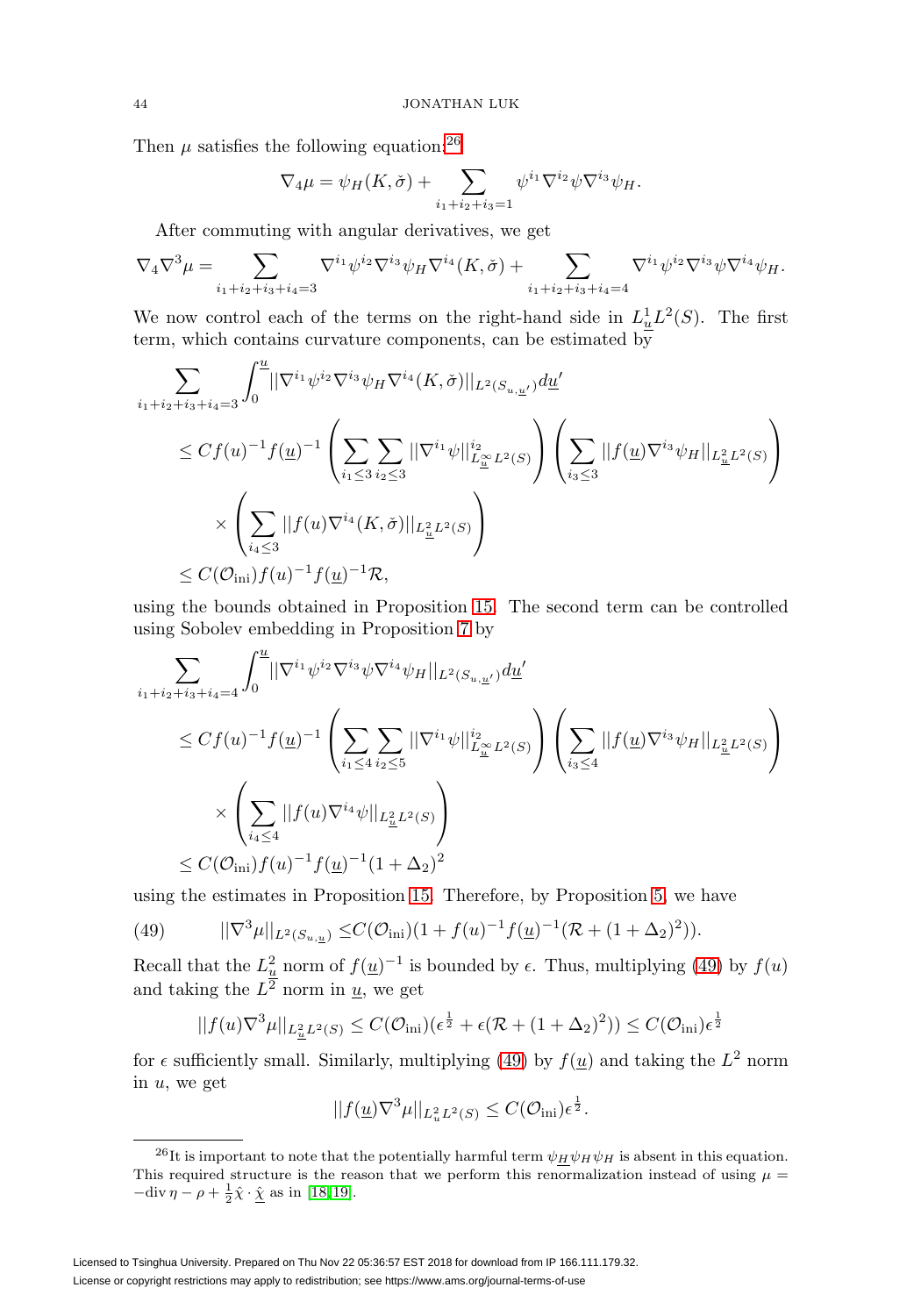Then $\mu$ satisfies the following equation:[26]

$$\nabla_4 \mu = \psi_H (K, \check{\sigma}) + \sum_{i_1+i_2+i_3=1} \psi^{i_1} \nabla^{i_2} \psi \nabla^{i_3} \psi_H.$$

After commuting with angular derivatives, we get

$$\nabla_4 \nabla^3 \mu = \sum_{i_1+i_2+i_3+i_4=3} \nabla^{i_1} \psi^{i_2} \nabla^{i_3} \psi_H \nabla^{i_4} (K, \check{\sigma}) + \sum_{i_1+i_2+i_3+i_4=4} \nabla^{i_1} \psi^{i_2} \nabla^{i_3} \psi \nabla^{i_4} \psi_H.$$

We now control each of the terms on the right-hand side in $L^1_{\underline{u}} L^2(S)$. The first term, which contains curvature components, can be estimated by

$$\begin{aligned}
&\sum_{i_1+i_2+i_3+i_4=3} \int_0^{\underline{u}} ||\nabla^{i_1} \psi^{i_2} \nabla^{i_3} \psi_H \nabla^{i_4} (K, \check{\sigma})||_{L^2(S_{u,\underline{u}'})} d\underline{u}' \\
&\leq C f(u)^{-1} f(\underline{u})^{-1} \left( \sum_{i_1 \leq 3} \sum_{i_2 \leq 3} ||\nabla^{i_1} \psi||^{i_2}_{L^\infty_{\underline{u}} L^2(S)} \right) \left( \sum_{i_3 \leq 3} ||f(\underline{u}) \nabla^{i_3} \psi_H||_{L^2_{\underline{u}} L^2(S)} \right) \\
&\quad \times \left( \sum_{i_4 \leq 3} ||f(u) \nabla^{i_4} (K, \check{\sigma})||_{L^2_{\underline{u}} L^2(S)} \right) \\
&\leq C(\mathcal{O}_{\text{ini}}) f(u)^{-1} f(\underline{u})^{-1} \mathcal{R},
\end{aligned}$$

using the bounds obtained in Proposition 15. The second term can be controlled using Sobolev embedding in Proposition 7 by

$$\begin{aligned}
&\sum_{i_1+i_2+i_3+i_4=4} \int_0^{\underline{u}} ||\nabla^{i_1} \psi^{i_2} \nabla^{i_3} \psi \nabla^{i_4} \psi_H||_{L^2(S_{u,\underline{u}'})} d\underline{u}' \\
&\leq C f(u)^{-1} f(\underline{u})^{-1} \left( \sum_{i_1 \leq 4} \sum_{i_2 \leq 5} ||\nabla^{i_1} \psi||^{i_2}_{L^\infty_{\underline{u}} L^2(S)} \right) \left( \sum_{i_3 \leq 4} ||f(\underline{u}) \nabla^{i_3} \psi_H||_{L^2_{\underline{u}} L^2(S)} \right) \\
&\quad \times \left( \sum_{i_4 \leq 4} ||f(u) \nabla^{i_4} \psi||_{L^2_{\underline{u}} L^2(S)} \right) \\
&\leq C(\mathcal{O}_{\text{ini}}) f(u)^{-1} f(\underline{u})^{-1} (1 + \Delta_2)^2
\end{aligned}$$

using the estimates in Proposition 15. Therefore, by Proposition 5, we have

$$||\nabla^3 \mu||_{L^2(S_{u,\underline{u}})} \leq C(\mathcal{O}_{\text{ini}})(1 + f(u)^{-1} f(\underline{u})^{-1} (\mathcal{R} + (1 + \Delta_2)^2)). \tag{49}$$

Recall that the $L^2_{\underline{u}}$ norm of $f(\underline{u})^{-1}$ is bounded by $\epsilon$. Thus, multiplying (49) by $f(u)$ and taking the $L^2$ norm in $\underline{u}$, we get

$$||f(u) \nabla^3 \mu||_{L^2_{\underline{u}} L^2(S)} \leq C(\mathcal{O}_{\text{ini}})(\epsilon^{\frac{1}{2}} + \epsilon(\mathcal{R} + (1 + \Delta_2)^2)) \leq C(\mathcal{O}_{\text{ini}}) \epsilon^{\frac{1}{2}}$$

for $\epsilon$ sufficiently small. Similarly, multiplying (49) by $f(\underline{u})$ and taking the $L^2$ norm in $u$, we get

$$||f(\underline{u}) \nabla^3 \mu||_{L^2_u L^2(S)} \leq C(\mathcal{O}_{\text{ini}}) \epsilon^{\frac{1}{2}}.$$

---

[26] It is important to note that the potentially harmful term $\psi_{\underline{H}} \psi_H \psi_H$ is absent in this equation. This required structure is the reason that we perform this renormalization instead of using $\mu = -\text{div}\, \eta - \rho + \frac{1}{2} \hat{\chi} \cdot \underline{\hat{\chi}}$ as in [18][19].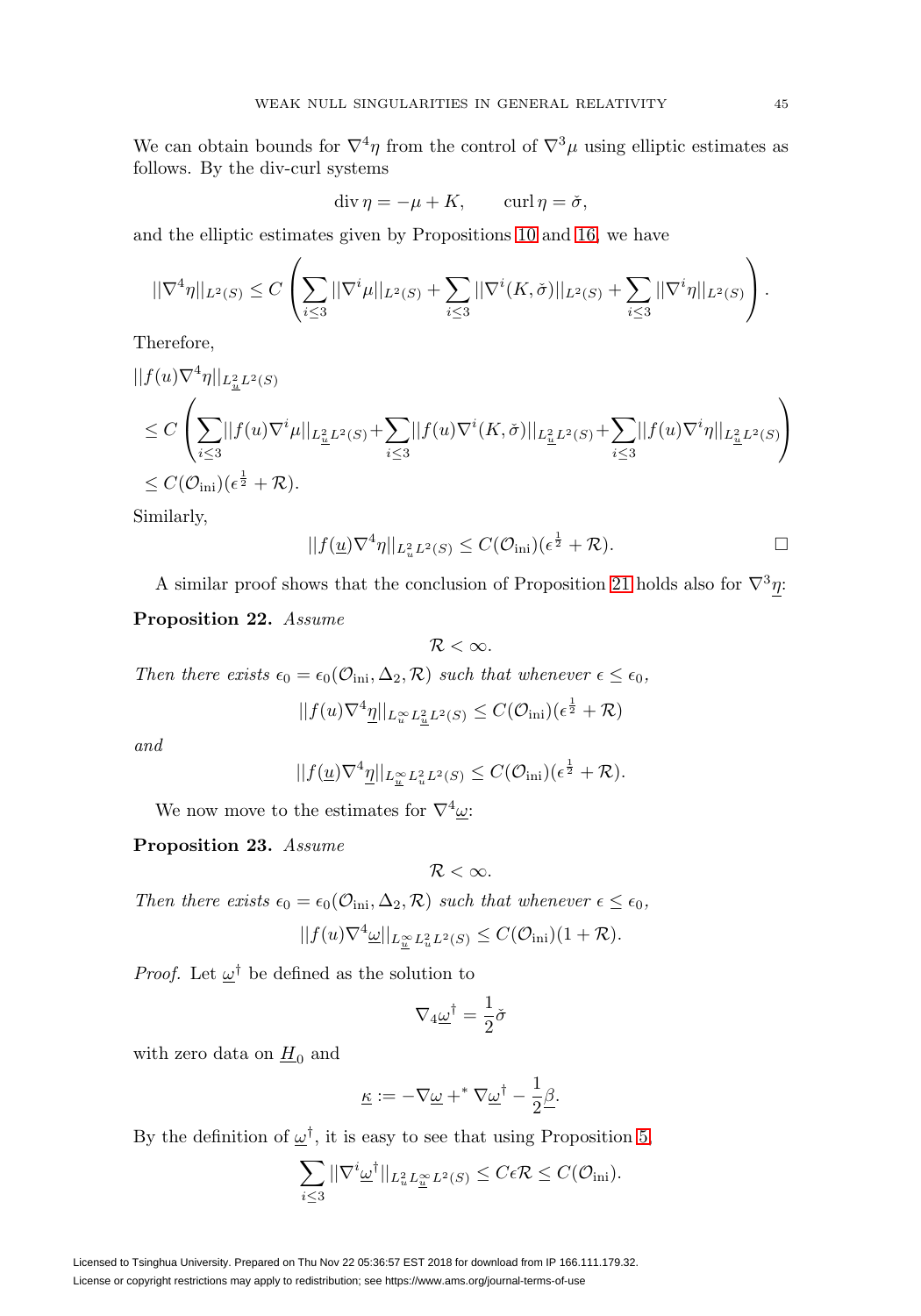We can obtain bounds for $\nabla^4\eta$ from the control of $\nabla^3\mu$ using elliptic estimates as follows. By the div-curl systems

$$\mathrm{div}\,\eta = -\mu + K, \qquad \mathrm{curl}\,\eta = \check{\sigma},$$

and the elliptic estimates given by Propositions 10 and 16, we have

$$||\nabla^4\eta||_{L^2(S)} \leq C\left(\sum_{i\leq 3}||\nabla^i\mu||_{L^2(S)} + \sum_{i\leq 3}||\nabla^i(K,\check{\sigma})||_{L^2(S)} + \sum_{i\leq 3}||\nabla^i\eta||_{L^2(S)}\right).$$

Therefore,

$$\begin{aligned}
&||f(u)\nabla^4\eta||_{L^2_{\underline{u}}L^2(S)}\\
&\leq C\left(\sum_{i\leq 3}||f(u)\nabla^i\mu||_{L^2_{\underline{u}}L^2(S)} + \sum_{i\leq 3}||f(u)\nabla^i(K,\check{\sigma})||_{L^2_{\underline{u}}L^2(S)} + \sum_{i\leq 3}||f(u)\nabla^i\eta||_{L^2_{\underline{u}}L^2(S)}\right)\\
&\leq C(\mathcal{O}_{\mathrm{ini}})(\epsilon^{\frac{1}{2}} + \mathcal{R}).
\end{aligned}$$

Similarly,

$$||f(\underline{u})\nabla^4\eta||_{L^2_u L^2(S)} \leq C(\mathcal{O}_{\mathrm{ini}})(\epsilon^{\frac{1}{2}} + \mathcal{R}). \qquad \square$$

A similar proof shows that the conclusion of Proposition 21 holds also for $\nabla^3\underline{\eta}$:

**Proposition 22.** *Assume*

$$\mathcal{R} < \infty.$$

*Then there exists $\epsilon_0 = \epsilon_0(\mathcal{O}_{\mathrm{ini}}, \Delta_2, \mathcal{R})$ such that whenever $\epsilon \leq \epsilon_0$,*

$$||f(u)\nabla^4\underline{\eta}||_{L^\infty_u L^2_{\underline{u}}L^2(S)} \leq C(\mathcal{O}_{\mathrm{ini}})(\epsilon^{\frac{1}{2}} + \mathcal{R})$$

*and*

$$||f(\underline{u})\nabla^4\underline{\eta}||_{L^\infty_{\underline{u}} L^2_u L^2(S)} \leq C(\mathcal{O}_{\mathrm{ini}})(\epsilon^{\frac{1}{2}} + \mathcal{R}).$$

We now move to the estimates for $\nabla^4\underline{\omega}$:

**Proposition 23.** *Assume*

$$\mathcal{R} < \infty.$$

*Then there exists $\epsilon_0 = \epsilon_0(\mathcal{O}_{\mathrm{ini}}, \Delta_2, \mathcal{R})$ such that whenever $\epsilon \leq \epsilon_0$,*

$$||f(u)\nabla^4\underline{\omega}||_{L^\infty_{\underline{u}} L^2_u L^2(S)} \leq C(\mathcal{O}_{\mathrm{ini}})(1 + \mathcal{R}).$$

*Proof.* Let $\underline{\omega}^\dagger$ be defined as the solution to

$$\nabla_4\underline{\omega}^\dagger = \frac{1}{2}\check{\sigma}$$

with zero data on $\underline{H}_0$ and

$$\underline{\kappa} := -\nabla\underline{\omega} + {}^*\nabla\underline{\omega}^\dagger - \frac{1}{2}\underline{\beta}.$$

By the definition of $\underline{\omega}^\dagger$, it is easy to see that using Proposition 5,

$$\sum_{i\leq 3}||\nabla^i\underline{\omega}^\dagger||_{L^2_u L^\infty_{\underline{u}} L^2(S)} \leq C\epsilon\mathcal{R} \leq C(\mathcal{O}_{\mathrm{ini}}).$$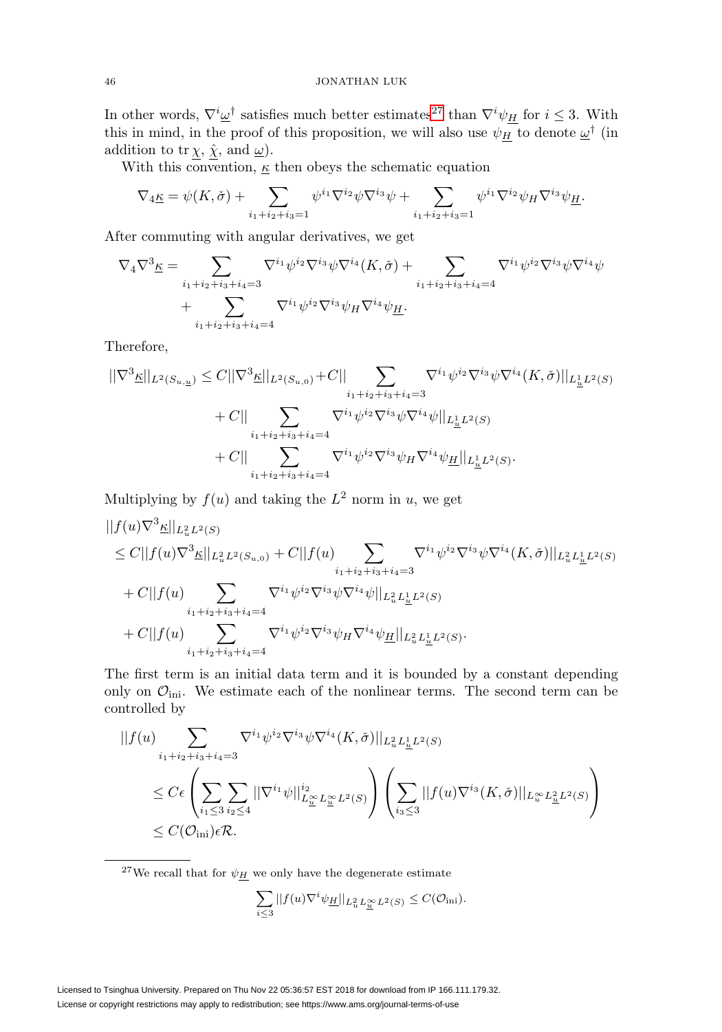In other words, $\nabla^i \underline{\omega}^\dagger$ satisfies much better estimates[27] than $\nabla^i \psi_{\underline{H}}$ for $i \leq 3$. With this in mind, in the proof of this proposition, we will also use $\psi_{\underline{H}}$ to denote $\underline{\omega}^\dagger$ (in addition to $\operatorname{tr}\underline{\chi}$, $\underline{\hat{\chi}}$, and $\underline{\omega}$).

With this convention, $\underline{\kappa}$ then obeys the schematic equation

$$\nabla_4 \underline{\kappa} = \psi(K, \check{\sigma}) + \sum_{i_1+i_2+i_3=1} \psi^{i_1} \nabla^{i_2} \psi \nabla^{i_3} \psi + \sum_{i_1+i_2+i_3=1} \psi^{i_1} \nabla^{i_2} \psi_H \nabla^{i_3} \psi_{\underline{H}}.$$

After commuting with angular derivatives, we get

$$\begin{aligned}
\nabla_4 \nabla^3 \underline{\kappa} = & \sum_{i_1+i_2+i_3+i_4=3} \nabla^{i_1} \psi^{i_2} \nabla^{i_3} \psi \nabla^{i_4} (K, \check{\sigma}) + \sum_{i_1+i_2+i_3+i_4=4} \nabla^{i_1} \psi^{i_2} \nabla^{i_3} \psi \nabla^{i_4} \psi \\
& + \sum_{i_1+i_2+i_3+i_4=4} \nabla^{i_1} \psi^{i_2} \nabla^{i_3} \psi_H \nabla^{i_4} \psi_{\underline{H}}.
\end{aligned}$$

Therefore,

$$\begin{aligned}
||\nabla^3 \underline{\kappa}||_{L^2(S_{u,\underline{u}})} \leq & C||\nabla^3 \underline{\kappa}||_{L^2(S_{u,0})} + C|| \sum_{i_1+i_2+i_3+i_4=3} \nabla^{i_1} \psi^{i_2} \nabla^{i_3} \psi \nabla^{i_4} (K, \check{\sigma})||_{L^1_{\underline{u}} L^2(S)} \\
& + C|| \sum_{i_1+i_2+i_3+i_4=4} \nabla^{i_1} \psi^{i_2} \nabla^{i_3} \psi \nabla^{i_4} \psi||_{L^1_{\underline{u}} L^2(S)} \\
& + C|| \sum_{i_1+i_2+i_3+i_4=4} \nabla^{i_1} \psi^{i_2} \nabla^{i_3} \psi_H \nabla^{i_4} \psi_{\underline{H}}||_{L^1_{\underline{u}} L^2(S)}.
\end{aligned}$$

Multiplying by $f(u)$ and taking the $L^2$ norm in $u$, we get

$$\begin{aligned}
& ||f(u) \nabla^3 \underline{\kappa}||_{L^2_u L^2(S)} \\
& \leq C||f(u) \nabla^3 \underline{\kappa}||_{L^2_u L^2(S_{u,0})} + C||f(u) \sum_{i_1+i_2+i_3+i_4=3} \nabla^{i_1} \psi^{i_2} \nabla^{i_3} \psi \nabla^{i_4} (K, \check{\sigma})||_{L^2_u L^1_{\underline{u}} L^2(S)} \\
& + C||f(u) \sum_{i_1+i_2+i_3+i_4=4} \nabla^{i_1} \psi^{i_2} \nabla^{i_3} \psi \nabla^{i_4} \psi||_{L^2_u L^1_{\underline{u}} L^2(S)} \\
& + C||f(u) \sum_{i_1+i_2+i_3+i_4=4} \nabla^{i_1} \psi^{i_2} \nabla^{i_3} \psi_H \nabla^{i_4} \psi_{\underline{H}}||_{L^2_u L^1_{\underline{u}} L^2(S)}.
\end{aligned}$$

The first term is an initial data term and it is bounded by a constant depending only on $\mathcal{O}_{\text{ini}}$. We estimate each of the nonlinear terms. The second term can be controlled by

$$\begin{aligned}
& ||f(u) \sum_{i_1+i_2+i_3+i_4=3} \nabla^{i_1} \psi^{i_2} \nabla^{i_3} \psi \nabla^{i_4} (K, \check{\sigma})||_{L^2_u L^1_{\underline{u}} L^2(S)} \\
& \leq C\epsilon \left( \sum_{i_1 \leq 3} \sum_{i_2 \leq 4} ||\nabla^{i_1} \psi||^{i_2}_{L^\infty_{\underline{u}} L^\infty_{\underline{u}} L^2(S)} \right) \left( \sum_{i_3 \leq 3} ||f(u) \nabla^{i_3} (K, \check{\sigma})||_{L^\infty_u L^2_{\underline{u}} L^2(S)} \right) \\
& \leq C(\mathcal{O}_{\text{ini}}) \epsilon \mathcal{R}.
\end{aligned}$$

---

[27] We recall that for $\psi_{\underline{H}}$ we only have the degenerate estimate

$$\sum_{i \leq 3} ||f(u) \nabla^i \psi_{\underline{H}}||_{L^2_u L^\infty_{\underline{u}} L^2(S)} \leq C(\mathcal{O}_{\text{ini}}).$$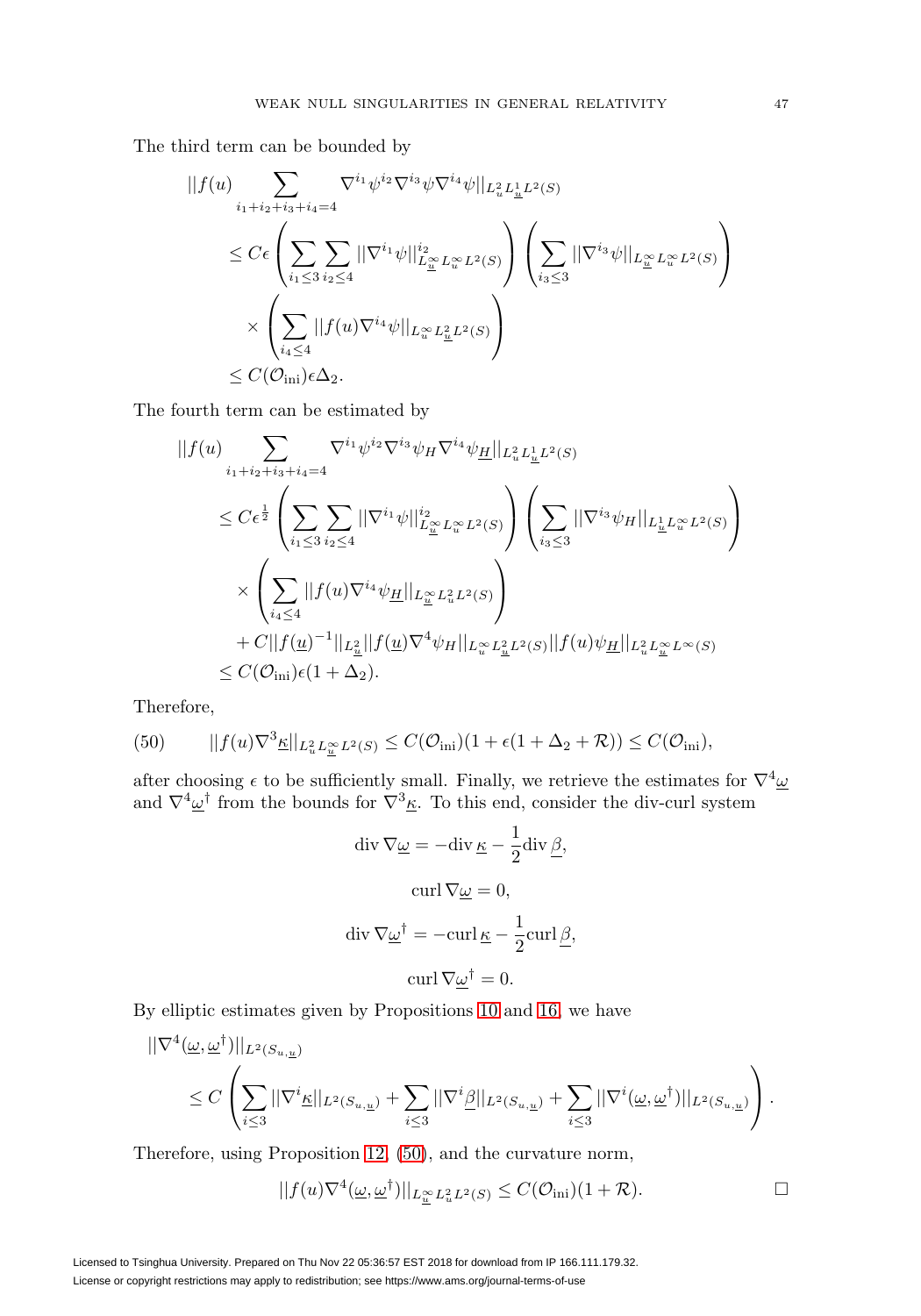The third term can be bounded by

$$
\begin{aligned}
&||f(u)\sum_{i_1+i_2+i_3+i_4=4}\nabla^{i_1}\psi^{i_2}\nabla^{i_3}\psi\nabla^{i_4}\psi||_{L^2_uL^1_{\underline{u}}L^2(S)}\\
&\leq C\epsilon\left(\sum_{i_1\leq 3}\sum_{i_2\leq 4}||\nabla^{i_1}\psi||^{i_2}_{L^\infty_{\underline{u}}L^\infty_uL^2(S)}\right)\left(\sum_{i_3\leq 3}||\nabla^{i_3}\psi||_{L^\infty_{\underline{u}}L^\infty_uL^2(S)}\right)\\
&\quad\times\left(\sum_{i_4\leq 4}||f(u)\nabla^{i_4}\psi||_{L^\infty_uL^2_{\underline{u}}L^2(S)}\right)\\
&\leq C(\mathcal{O}_{\rm ini})\epsilon\Delta_2.
\end{aligned}
$$

The fourth term can be estimated by

$$
\begin{aligned}
&||f(u)\sum_{i_1+i_2+i_3+i_4=4}\nabla^{i_1}\psi^{i_2}\nabla^{i_3}\psi_H\nabla^{i_4}\psi_{\underline{H}}||_{L^2_uL^1_{\underline{u}}L^2(S)}\\
&\leq C\epsilon^{\frac{1}{2}}\left(\sum_{i_1\leq 3}\sum_{i_2\leq 4}||\nabla^{i_1}\psi||^{i_2}_{L^\infty_{\underline{u}}L^\infty_uL^2(S)}\right)\left(\sum_{i_3\leq 3}||\nabla^{i_3}\psi_H||_{L^1_{\underline{u}}L^\infty_uL^2(S)}\right)\\
&\quad\times\left(\sum_{i_4\leq 4}||f(u)\nabla^{i_4}\psi_{\underline{H}}||_{L^\infty_{\underline{u}}L^2_uL^2(S)}\right)\\
&\quad+C||f(\underline{u})^{-1}||_{L^2_{\underline{u}}}||f(\underline{u})\nabla^4\psi_H||_{L^\infty_uL^2_{\underline{u}}L^2(S)}||f(u)\psi_{\underline{H}}||_{L^2_uL^\infty_{\underline{u}}L^\infty(S)}\\
&\leq C(\mathcal{O}_{\rm ini})\epsilon(1+\Delta_2).
\end{aligned}
$$

Therefore,

$$
||f(u)\nabla^3\underline{\kappa}||_{L^2_uL^\infty_{\underline{u}}L^2(S)}\leq C(\mathcal{O}_{\rm ini})(1+\epsilon(1+\Delta_2+\mathcal{R}))\leq C(\mathcal{O}_{\rm ini}), \tag{50}
$$

after choosing $\epsilon$ to be sufficiently small. Finally, we retrieve the estimates for $\nabla^4\underline{\omega}$ and $\nabla^4\underline{\omega}^\dagger$ from the bounds for $\nabla^3\underline{\kappa}$. To this end, consider the div-curl system

$$
\operatorname{div}\nabla\underline{\omega}=-\operatorname{div}\underline{\kappa}-\frac{1}{2}\operatorname{div}\underline{\beta},
$$

$$
\operatorname{curl}\nabla\underline{\omega}=0,
$$

$$
\operatorname{div}\nabla\underline{\omega}^\dagger=-\operatorname{curl}\underline{\kappa}-\frac{1}{2}\operatorname{curl}\underline{\beta},
$$

$$
\operatorname{curl}\nabla\underline{\omega}^\dagger=0.
$$

By elliptic estimates given by Propositions 10 and 16, we have

$$
\begin{aligned}
&||\nabla^4(\underline{\omega},\underline{\omega}^\dagger)||_{L^2(S_{u,\underline{u}})}\\
&\quad\leq C\left(\sum_{i\leq 3}||\nabla^i\underline{\kappa}||_{L^2(S_{u,\underline{u}})}+\sum_{i\leq 3}||\nabla^i\underline{\beta}||_{L^2(S_{u,\underline{u}})}+\sum_{i\leq 3}||\nabla^i(\underline{\omega},\underline{\omega}^\dagger)||_{L^2(S_{u,\underline{u}})}\right).
\end{aligned}
$$

Therefore, using Proposition 12, (50), and the curvature norm,

$$
||f(u)\nabla^4(\underline{\omega},\underline{\omega}^\dagger)||_{L^\infty_{\underline{u}}L^2_uL^2(S)}\leq C(\mathcal{O}_{\rm ini})(1+\mathcal{R}). \qquad \square
$$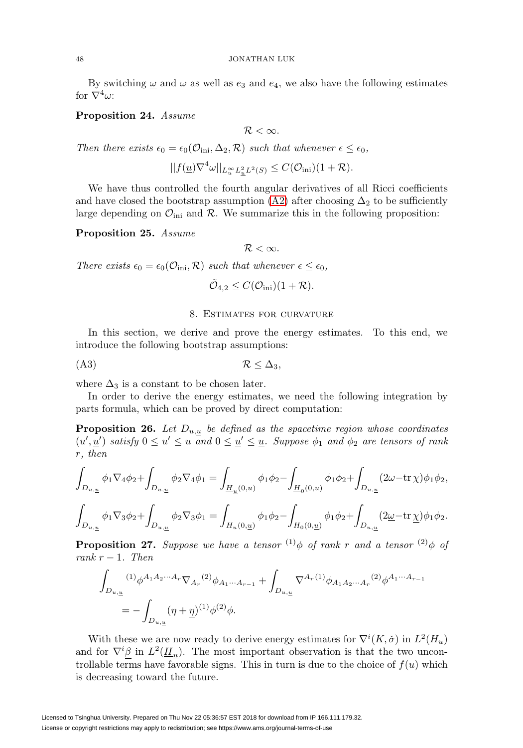By switching $\underline{\omega}$ and $\omega$ as well as $e_3$ and $e_4$, we also have the following estimates for $\nabla^4\omega$:

**Proposition 24.** *Assume*

$$\mathcal{R} < \infty.$$

*Then there exists* $\epsilon_0 = \epsilon_0(\mathcal{O}_{\rm ini}, \Delta_2, \mathcal{R})$ *such that whenever* $\epsilon \leq \epsilon_0$,

$$||f(\underline{u})\nabla^4\omega||_{L^\infty_u L^2_{\underline{u}} L^2(S)} \leq C(\mathcal{O}_{\rm ini})(1+\mathcal{R}).$$

We have thus controlled the fourth angular derivatives of all Ricci coefficients and have closed the bootstrap assumption (A2) after choosing $\Delta_2$ to be sufficiently large depending on $\mathcal{O}_{\rm ini}$ and $\mathcal{R}$. We summarize this in the following proposition:

**Proposition 25.** *Assume*

$$\mathcal{R} < \infty.$$

*There exists* $\epsilon_0 = \epsilon_0(\mathcal{O}_{\rm ini}, \mathcal{R})$ *such that whenever* $\epsilon \leq \epsilon_0$,

$$\tilde{\mathcal{O}}_{4,2} \leq C(\mathcal{O}_{\rm ini})(1+\mathcal{R}).$$

## 8. Estimates for curvature

In this section, we derive and prove the energy estimates. To this end, we introduce the following bootstrap assumptions:

$$\mathcal{R} \leq \Delta_3, \tag{A3}$$

where $\Delta_3$ is a constant to be chosen later.

In order to derive the energy estimates, we need the following integration by parts formula, which can be proved by direct computation:

**Proposition 26.** *Let* $D_{u,\underline{u}}$ *be defined as the spacetime region whose coordinates* $(u',\underline{u}')$ *satisfy* $0 \leq u' \leq u$ *and* $0 \leq \underline{u}' \leq \underline{u}$. *Suppose* $\phi_1$ *and* $\phi_2$ *are tensors of rank* $r$, *then*

$$\int_{D_{u,\underline{u}}} \phi_1 \nabla_4 \phi_2 + \int_{D_{u,\underline{u}}} \phi_2 \nabla_4 \phi_1 = \int_{\underline{H}_{\underline{u}}(0,u)} \phi_1\phi_2 - \int_{\underline{H}_0(0,u)} \phi_1\phi_2 + \int_{D_{u,\underline{u}}} (2\omega - \mathrm{tr}\,\chi)\phi_1\phi_2,$$

$$\int_{D_{u,\underline{u}}} \phi_1 \nabla_3 \phi_2 + \int_{D_{u,\underline{u}}} \phi_2 \nabla_3 \phi_1 = \int_{H_u(0,\underline{u})} \phi_1\phi_2 - \int_{H_0(0,\underline{u})} \phi_1\phi_2 + \int_{D_{u,\underline{u}}} (2\underline{\omega} - \mathrm{tr}\,\underline{\chi})\phi_1\phi_2.$$

**Proposition 27.** *Suppose we have a tensor* ${}^{(1)}\phi$ *of rank* $r$ *and a tensor* ${}^{(2)}\phi$ *of rank* $r-1$. *Then*

$$\begin{aligned}\int_{D_{u,\underline{u}}} {}^{(1)}\phi^{A_1A_2\cdots A_r}\nabla_{A_r}{}^{(2)}\phi_{A_1\cdots A_{r-1}} + \int_{D_{u,\underline{u}}} \nabla^{A_r}{}^{(1)}\phi_{A_1A_2\cdots A_r}{}^{(2)}\phi^{A_1\cdots A_{r-1}} \\ = -\int_{D_{u,\underline{u}}} (\eta+\underline{\eta})^{(1)}\phi^{(2)}\phi.\end{aligned}$$

With these we are now ready to derive energy estimates for $\nabla^i(K,\check{\sigma})$ in $L^2(H_u)$ and for $\nabla^i\underline{\beta}$ in $L^2(\underline{H}_{\underline{u}})$. The most important observation is that the two uncontrollable terms have favorable signs. This in turn is due to the choice of $f(u)$ which is decreasing toward the future.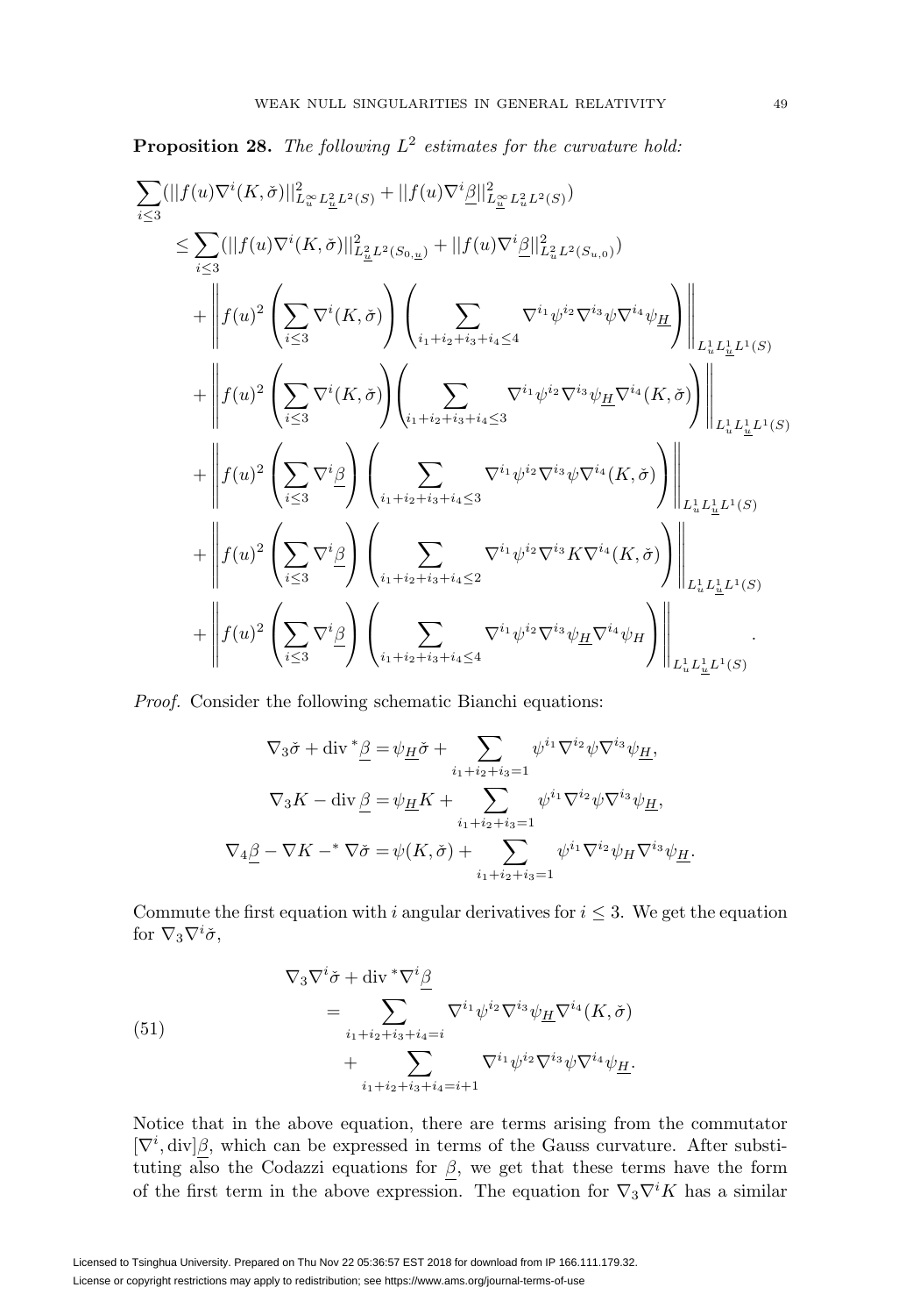**Proposition 28.** *The following $L^2$ estimates for the curvature hold:*

$$
\begin{aligned}
&\sum_{i\leq 3}(||f(u)\nabla^i(K,\check{\sigma})||^2_{L^\infty_u L^2_{\underline{u}} L^2(S)}+||f(u)\nabla^i\underline{\beta}||^2_{L^\infty_{\underline{u}} L^2_u L^2(S)})\\
&\leq \sum_{i\leq 3}(||f(u)\nabla^i(K,\check{\sigma})||^2_{L^2_{\underline{u}} L^2(S_{0,\underline{u}})}+||f(u)\nabla^i\underline{\beta}||^2_{L^2_u L^2(S_{u,0})})\\
&\quad+\left\|f(u)^2\left(\sum_{i\leq 3}\nabla^i(K,\check{\sigma})\right)\left(\sum_{i_1+i_2+i_3+i_4\leq 4}\nabla^{i_1}\psi^{i_2}\nabla^{i_3}\psi\nabla^{i_4}\psi_{\underline{H}}\right)\right\|_{L^1_u L^1_{\underline{u}} L^1(S)}\\
&\quad+\left\|f(u)^2\left(\sum_{i\leq 3}\nabla^i(K,\check{\sigma})\right)\left(\sum_{i_1+i_2+i_3+i_4\leq 3}\nabla^{i_1}\psi^{i_2}\nabla^{i_3}\psi_{\underline{H}}\nabla^{i_4}(K,\check{\sigma})\right)\right\|_{L^1_u L^1_{\underline{u}} L^1(S)}\\
&\quad+\left\|f(u)^2\left(\sum_{i\leq 3}\nabla^i\underline{\beta}\right)\left(\sum_{i_1+i_2+i_3+i_4\leq 3}\nabla^{i_1}\psi^{i_2}\nabla^{i_3}\psi\nabla^{i_4}(K,\check{\sigma})\right)\right\|_{L^1_u L^1_{\underline{u}} L^1(S)}\\
&\quad+\left\|f(u)^2\left(\sum_{i\leq 3}\nabla^i\underline{\beta}\right)\left(\sum_{i_1+i_2+i_3+i_4\leq 2}\nabla^{i_1}\psi^{i_2}\nabla^{i_3}K\nabla^{i_4}(K,\check{\sigma})\right)\right\|_{L^1_u L^1_{\underline{u}} L^1(S)}\\
&\quad+\left\|f(u)^2\left(\sum_{i\leq 3}\nabla^i\underline{\beta}\right)\left(\sum_{i_1+i_2+i_3+i_4\leq 4}\nabla^{i_1}\psi^{i_2}\nabla^{i_3}\psi_{\underline{H}}\nabla^{i_4}\psi_H\right)\right\|_{L^1_u L^1_{\underline{u}} L^1(S)}.
\end{aligned}
$$

*Proof.* Consider the following schematic Bianchi equations:

$$
\begin{aligned}
\nabla_3\check{\sigma}+\operatorname{div}{}^*\underline{\beta}&=\psi_{\underline{H}}\check{\sigma}+\sum_{i_1+i_2+i_3=1}\psi^{i_1}\nabla^{i_2}\psi\nabla^{i_3}\psi_{\underline{H}},\\
\nabla_3K-\operatorname{div}\underline{\beta}&=\psi_{\underline{H}}K+\sum_{i_1+i_2+i_3=1}\psi^{i_1}\nabla^{i_2}\psi\nabla^{i_3}\psi_{\underline{H}},\\
\nabla_4\underline{\beta}-\nabla K-{}^*\nabla\check{\sigma}&=\psi(K,\check{\sigma})+\sum_{i_1+i_2+i_3=1}\psi^{i_1}\nabla^{i_2}\psi_H\nabla^{i_3}\psi_{\underline{H}}.
\end{aligned}
$$

Commute the first equation with $i$ angular derivatives for $i\leq 3$. We get the equation for $\nabla_3\nabla^i\check{\sigma}$,

$$
\begin{aligned}
&\nabla_3\nabla^i\check{\sigma}+\operatorname{div}{}^*\nabla^i\underline{\beta}\\
&\quad=\sum_{i_1+i_2+i_3+i_4=i}\nabla^{i_1}\psi^{i_2}\nabla^{i_3}\psi_{\underline{H}}\nabla^{i_4}(K,\check{\sigma})\\
&\qquad+\sum_{i_1+i_2+i_3+i_4=i+1}\nabla^{i_1}\psi^{i_2}\nabla^{i_3}\psi\nabla^{i_4}\psi_{\underline{H}}.
\end{aligned}
\tag{51}
$$

Notice that in the above equation, there are terms arising from the commutator $[\nabla^i,\operatorname{div}]\underline{\beta}$, which can be expressed in terms of the Gauss curvature. After substituting also the Codazzi equations for $\underline{\beta}$, we get that these terms have the form of the first term in the above expression. The equation for $\nabla_3\nabla^iK$ has a similar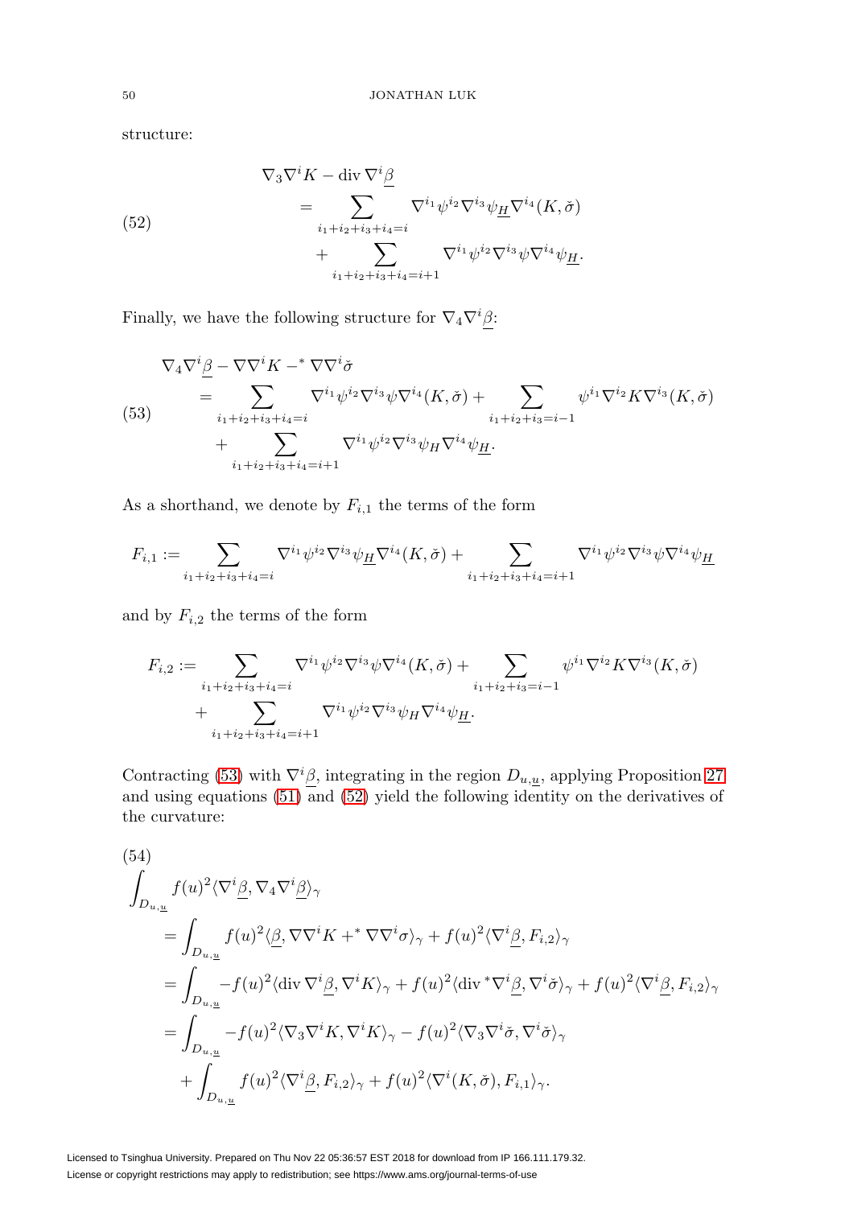structure:

$$
\begin{aligned}
&\nabla_3 \nabla^i K - \operatorname{div} \nabla^i \underline{\beta} \\
&\quad = \sum_{i_1+i_2+i_3+i_4=i} \nabla^{i_1} \psi^{i_2} \nabla^{i_3} \psi_{\underline{H}} \nabla^{i_4} (K, \check{\sigma}) \\
&\qquad + \sum_{i_1+i_2+i_3+i_4=i+1} \nabla^{i_1} \psi^{i_2} \nabla^{i_3} \psi \nabla^{i_4} \psi_{\underline{H}}.
\end{aligned} \tag{52}
$$

Finally, we have the following structure for $\nabla_4 \nabla^i \underline{\beta}$:

$$
\begin{aligned}
&\nabla_4 \nabla^i \underline{\beta} - \nabla \nabla^i K -^* \nabla \nabla^i \check{\sigma} \\
&\quad = \sum_{i_1+i_2+i_3+i_4=i} \nabla^{i_1} \psi^{i_2} \nabla^{i_3} \psi \nabla^{i_4} (K, \check{\sigma}) + \sum_{i_1+i_2+i_3=i-1} \psi^{i_1} \nabla^{i_2} K \nabla^{i_3} (K, \check{\sigma}) \\
&\qquad + \sum_{i_1+i_2+i_3+i_4=i+1} \nabla^{i_1} \psi^{i_2} \nabla^{i_3} \psi_H \nabla^{i_4} \psi_{\underline{H}}.
\end{aligned} \tag{53}
$$

As a shorthand, we denote by $F_{i,1}$ the terms of the form

$$
F_{i,1} := \sum_{i_1+i_2+i_3+i_4=i} \nabla^{i_1} \psi^{i_2} \nabla^{i_3} \psi_{\underline{H}} \nabla^{i_4} (K, \check{\sigma}) + \sum_{i_1+i_2+i_3+i_4=i+1} \nabla^{i_1} \psi^{i_2} \nabla^{i_3} \psi \nabla^{i_4} \psi_{\underline{H}}
$$

and by $F_{i,2}$ the terms of the form

$$
\begin{aligned}
F_{i,2} := &\sum_{i_1+i_2+i_3+i_4=i} \nabla^{i_1} \psi^{i_2} \nabla^{i_3} \psi \nabla^{i_4} (K, \check{\sigma}) + \sum_{i_1+i_2+i_3=i-1} \psi^{i_1} \nabla^{i_2} K \nabla^{i_3} (K, \check{\sigma}) \\
&+ \sum_{i_1+i_2+i_3+i_4=i+1} \nabla^{i_1} \psi^{i_2} \nabla^{i_3} \psi_H \nabla^{i_4} \psi_{\underline{H}}.
\end{aligned}
$$

Contracting (53) with $\nabla^i \underline{\beta}$, integrating in the region $D_{u,\underline{u}}$, applying Proposition 27 and using equations (51) and (52) yield the following identity on the derivatives of the curvature:

$$
\begin{aligned}
&\int_{D_{u,\underline{u}}} f(u)^2 \langle \nabla^i \underline{\beta}, \nabla_4 \nabla^i \underline{\beta} \rangle_\gamma \\
&\quad = \int_{D_{u,\underline{u}}} f(u)^2 \langle \underline{\beta}, \nabla \nabla^i K +^* \nabla \nabla^i \sigma \rangle_\gamma + f(u)^2 \langle \nabla^i \underline{\beta}, F_{i,2} \rangle_\gamma \\
&\quad = \int_{D_{u,\underline{u}}} -f(u)^2 \langle \operatorname{div} \nabla^i \underline{\beta}, \nabla^i K \rangle_\gamma + f(u)^2 \langle \operatorname{div}{}^* \nabla^i \underline{\beta}, \nabla^i \check{\sigma} \rangle_\gamma + f(u)^2 \langle \nabla^i \underline{\beta}, F_{i,2} \rangle_\gamma \\
&\quad = \int_{D_{u,\underline{u}}} -f(u)^2 \langle \nabla_3 \nabla^i K, \nabla^i K \rangle_\gamma - f(u)^2 \langle \nabla_3 \nabla^i \check{\sigma}, \nabla^i \check{\sigma} \rangle_\gamma \\
&\qquad + \int_{D_{u,\underline{u}}} f(u)^2 \langle \nabla^i \underline{\beta}, F_{i,2} \rangle_\gamma + f(u)^2 \langle \nabla^i (K, \check{\sigma}), F_{i,1} \rangle_\gamma.
\end{aligned} \tag{54}
$$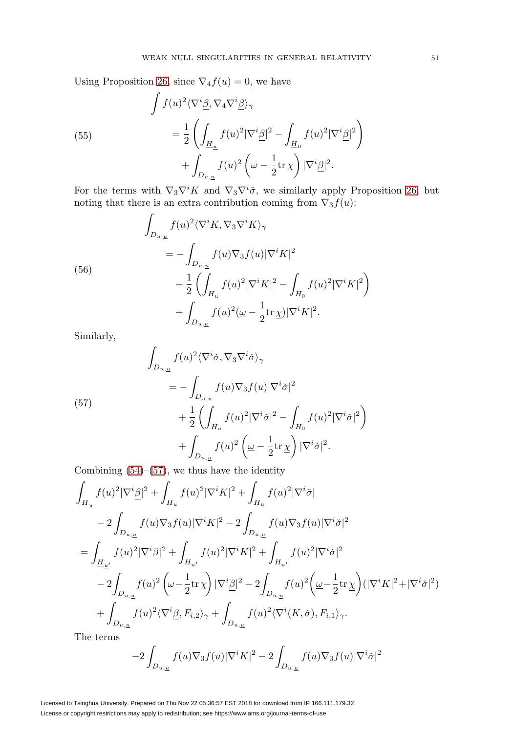Using Proposition 26, since $\nabla_4 f(u) = 0$, we have

$$
\begin{aligned}
\int f(u)^2 \langle \nabla^i \underline{\beta}, \nabla_4 \nabla^i \underline{\beta} \rangle_\gamma
&= \frac{1}{2} \left( \int_{\underline{H}_{\underline{u}}} f(u)^2 |\nabla^i \underline{\beta}|^2 - \int_{\underline{H}_0} f(u)^2 |\nabla^i \underline{\beta}|^2 \right) \\
&\quad + \int_{D_{u,\underline{u}}} f(u)^2 \left( \omega - \frac{1}{2} \mathrm{tr}\, \chi \right) |\nabla^i \underline{\beta}|^2.
\end{aligned}
\tag{55}
$$

For the terms with $\nabla_3 \nabla^i K$ and $\nabla_3 \nabla^i \check{\sigma}$, we similarly apply Proposition 26, but noting that there is an extra contribution coming from $\nabla_3 f(u)$:

$$
\begin{aligned}
\int_{D_{u,\underline{u}}} f(u)^2 \langle \nabla^i K, \nabla_3 \nabla^i K \rangle_\gamma
&= - \int_{D_{u,\underline{u}}} f(u) \nabla_3 f(u) |\nabla^i K|^2 \\
&\quad + \frac{1}{2} \left( \int_{H_u} f(u)^2 |\nabla^i K|^2 - \int_{H_0} f(u)^2 |\nabla^i K|^2 \right) \\
&\quad + \int_{D_{u,\underline{u}}} f(u)^2 (\underline{\omega} - \frac{1}{2} \mathrm{tr}\, \underline{\chi}) |\nabla^i K|^2.
\end{aligned}
\tag{56}
$$

Similarly,

$$
\begin{aligned}
\int_{D_{u,\underline{u}}} f(u)^2 \langle \nabla^i \check{\sigma}, \nabla_3 \nabla^i \check{\sigma} \rangle_\gamma
&= - \int_{D_{u,\underline{u}}} f(u) \nabla_3 f(u) |\nabla^i \check{\sigma}|^2 \\
&\quad + \frac{1}{2} \left( \int_{H_u} f(u)^2 |\nabla^i \check{\sigma}|^2 - \int_{H_0} f(u)^2 |\nabla^i \check{\sigma}|^2 \right) \\
&\quad + \int_{D_{u,\underline{u}}} f(u)^2 \left( \underline{\omega} - \frac{1}{2} \mathrm{tr}\, \underline{\chi} \right) |\nabla^i \check{\sigma}|^2.
\end{aligned}
\tag{57}
$$

Combining (54)–(57), we thus have the identity

$$
\begin{aligned}
&\int_{\underline{H}_{\underline{u}}} f(u)^2 |\nabla^i \underline{\beta}|^2 + \int_{H_u} f(u)^2 |\nabla^i K|^2 + \int_{H_u} f(u)^2 |\nabla^i \check{\sigma}| \\
&\quad - 2 \int_{D_{u,\underline{u}}} f(u) \nabla_3 f(u) |\nabla^i K|^2 - 2 \int_{D_{u,\underline{u}}} f(u) \nabla_3 f(u) |\nabla^i \check{\sigma}|^2 \\
&= \int_{\underline{H}_{\underline{u}'}} f(u)^2 |\nabla^i \beta|^2 + \int_{H_{u'}} f(u)^2 |\nabla^i K|^2 + \int_{H_{u'}} f(u)^2 |\nabla^i \check{\sigma}|^2 \\
&\quad - 2 \int_{D_{u,\underline{u}}} f(u)^2 \left( \omega - \frac{1}{2} \mathrm{tr}\, \chi \right) |\nabla^i \underline{\beta}|^2 - 2 \int_{D_{u,\underline{u}}} f(u)^2 \left( \underline{\omega} - \frac{1}{2} \mathrm{tr}\, \underline{\chi} \right) (|\nabla^i K|^2 + |\nabla^i \check{\sigma}|^2) \\
&\quad + \int_{D_{u,\underline{u}}} f(u)^2 \langle \nabla^i \underline{\beta}, F_{i,2} \rangle_\gamma + \int_{D_{u,\underline{u}}} f(u)^2 \langle \nabla^i (K, \check{\sigma}), F_{i,1} \rangle_\gamma.
\end{aligned}
$$

The terms

$$
-2 \int_{D_{u,\underline{u}}} f(u) \nabla_3 f(u) |\nabla^i K|^2 - 2 \int_{D_{u,\underline{u}}} f(u) \nabla_3 f(u) |\nabla^i \check{\sigma}|^2
$$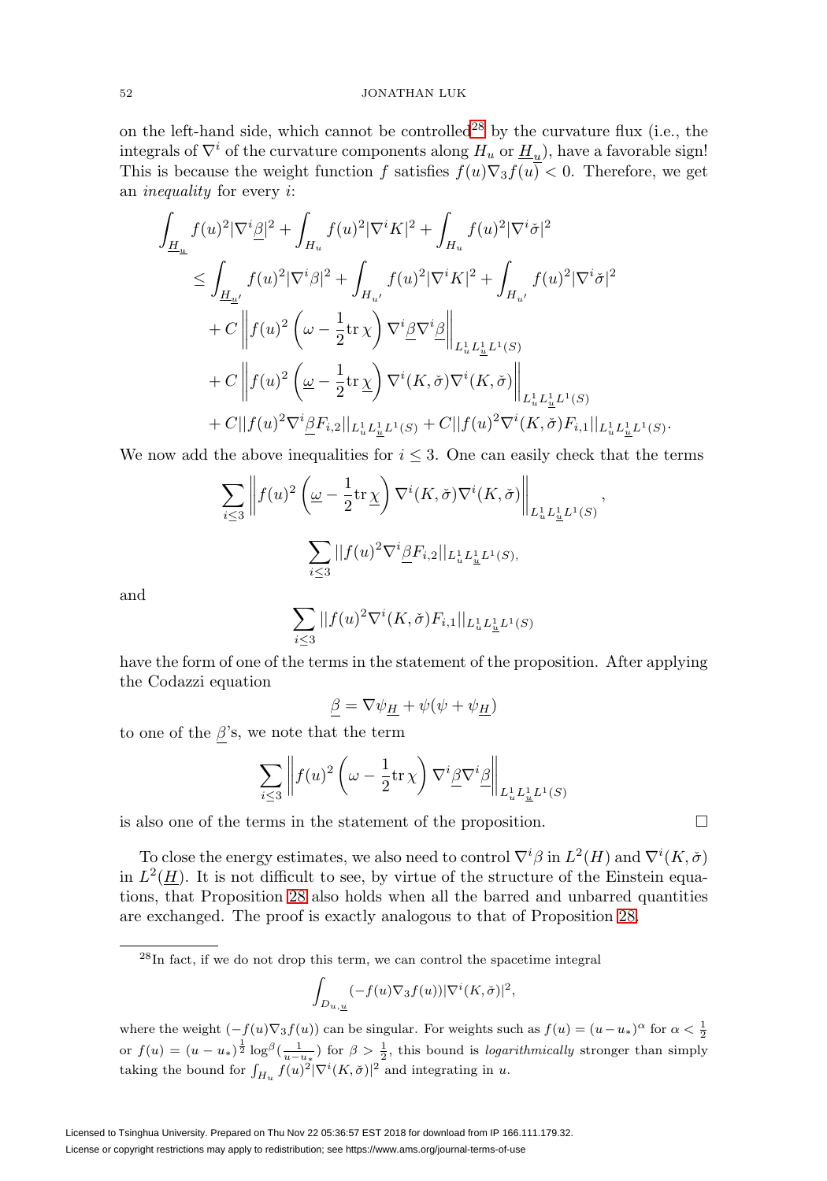on the left-hand side, which cannot be controlled[28] by the curvature flux (i.e., the integrals of $\nabla^i$ of the curvature components along $H_u$ or $\underline{H}_{\underline{u}}$), have a favorable sign! This is because the weight function $f$ satisfies $f(u)\nabla_3 f(u) < 0$. Therefore, we get an *inequality* for every $i$:

$$
\begin{aligned}
\int_{\underline{H}_{\underline{u}}} f(u)^2|\nabla^i\underline{\beta}|^2 &+ \int_{H_u} f(u)^2|\nabla^i K|^2 + \int_{H_u} f(u)^2|\nabla^i\check{\sigma}|^2 \\
&\leq \int_{\underline{H}_{\underline{u}'}} f(u)^2|\nabla^i\beta|^2 + \int_{H_{u'}} f(u)^2|\nabla^i K|^2 + \int_{H_{u'}} f(u)^2|\nabla^i\check{\sigma}|^2 \\
&\quad + C\left\|f(u)^2\left(\omega - \frac{1}{2}\mathrm{tr}\,\chi\right)\nabla^i\underline{\beta}\nabla^i\underline{\beta}\right\|_{L^1_u L^1_{\underline{u}} L^1(S)} \\
&\quad + C\left\|f(u)^2\left(\underline{\omega} - \frac{1}{2}\mathrm{tr}\,\underline{\chi}\right)\nabla^i(K,\check{\sigma})\nabla^i(K,\check{\sigma})\right\|_{L^1_u L^1_{\underline{u}} L^1(S)} \\
&\quad + C||f(u)^2\nabla^i\underline{\beta}F_{i,2}||_{L^1_u L^1_{\underline{u}} L^1(S)} + C||f(u)^2\nabla^i(K,\check{\sigma})F_{i,1}||_{L^1_u L^1_{\underline{u}} L^1(S)}.
\end{aligned}
$$

We now add the above inequalities for $i \leq 3$. One can easily check that the terms

$$
\sum_{i\leq 3}\left\|f(u)^2\left(\underline{\omega} - \frac{1}{2}\mathrm{tr}\,\underline{\chi}\right)\nabla^i(K,\check{\sigma})\nabla^i(K,\check{\sigma})\right\|_{L^1_u L^1_{\underline{u}} L^1(S)},
$$

$$
\sum_{i\leq 3}||f(u)^2\nabla^i\underline{\beta}F_{i,2}||_{L^1_u L^1_{\underline{u}} L^1(S)},
$$

and

$$
\sum_{i\leq 3}||f(u)^2\nabla^i(K,\check{\sigma})F_{i,1}||_{L^1_u L^1_{\underline{u}} L^1(S)}
$$

have the form of one of the terms in the statement of the proposition. After applying the Codazzi equation

$$
\underline{\beta} = \nabla\psi_{\underline{H}} + \psi(\psi + \psi_{\underline{H}})
$$

to one of the $\underline{\beta}$'s, we note that the term

$$
\sum_{i\leq 3}\left\|f(u)^2\left(\omega - \frac{1}{2}\mathrm{tr}\,\chi\right)\nabla^i\underline{\beta}\nabla^i\underline{\beta}\right\|_{L^1_u L^1_{\underline{u}} L^1(S)}
$$

is also one of the terms in the statement of the proposition. □

To close the energy estimates, we also need to control $\nabla^i\beta$ in $L^2(H)$ and $\nabla^i(K,\check{\sigma})$ in $L^2(\underline{H})$. It is not difficult to see, by virtue of the structure of the Einstein equations, that Proposition 28 also holds when all the barred and unbarred quantities are exchanged. The proof is exactly analogous to that of Proposition 28.

---

[28] In fact, if we do not drop this term, we can control the spacetime integral

$$
\int_{D_{u,\underline{u}}}(-f(u)\nabla_3 f(u))|\nabla^i(K,\check{\sigma})|^2,
$$

where the weight $(-f(u)\nabla_3 f(u))$ can be singular. For weights such as $f(u) = (u-u_*)^\alpha$ for $\alpha < \frac{1}{2}$ or $f(u) = (u-u_*)^{\frac{1}{2}}\log^\beta(\frac{1}{u-u_*})$ for $\beta > \frac{1}{2}$, this bound is *logarithmically* stronger than simply taking the bound for $\int_{H_u} f(u)^2|\nabla^i(K,\check{\sigma})|^2$ and integrating in $u$.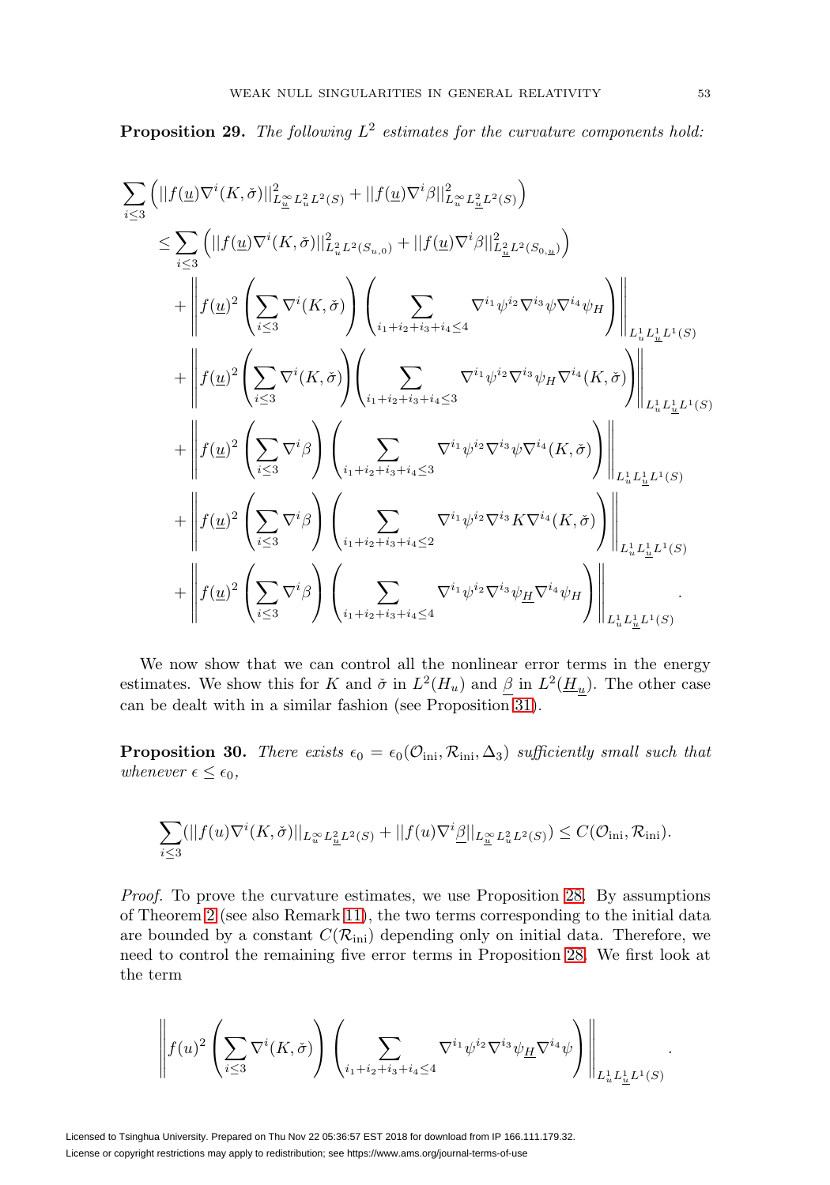**Proposition 29.** *The following $L^2$ estimates for the curvature components hold:*

$$
\begin{aligned}
&\sum_{i\leq 3}\left(||f(\underline{u})\nabla^i(K,\check{\sigma})||^2_{L^\infty_{\underline{u}}L^2_uL^2(S)}+||f(\underline{u})\nabla^i\beta||^2_{L^\infty_uL^2_{\underline{u}}L^2(S)}\right)\\
&\leq \sum_{i\leq 3}\left(||f(\underline{u})\nabla^i(K,\check{\sigma})||^2_{L^2_uL^2(S_{u,0})}+||f(\underline{u})\nabla^i\beta||^2_{L^2_{\underline{u}}L^2(S_{0,\underline{u}})}\right)\\
&\quad+\left\|f(\underline{u})^2\left(\sum_{i\leq 3}\nabla^i(K,\check{\sigma})\right)\left(\sum_{i_1+i_2+i_3+i_4\leq 4}\nabla^{i_1}\psi^{i_2}\nabla^{i_3}\psi\nabla^{i_4}\psi_H\right)\right\|_{L^1_uL^1_{\underline{u}}L^1(S)}\\
&\quad+\left\|f(\underline{u})^2\left(\sum_{i\leq 3}\nabla^i(K,\check{\sigma})\right)\left(\sum_{i_1+i_2+i_3+i_4\leq 3}\nabla^{i_1}\psi^{i_2}\nabla^{i_3}\psi_H\nabla^{i_4}(K,\check{\sigma})\right)\right\|_{L^1_uL^1_{\underline{u}}L^1(S)}\\
&\quad+\left\|f(\underline{u})^2\left(\sum_{i\leq 3}\nabla^i\beta\right)\left(\sum_{i_1+i_2+i_3+i_4\leq 3}\nabla^{i_1}\psi^{i_2}\nabla^{i_3}\psi\nabla^{i_4}(K,\check{\sigma})\right)\right\|_{L^1_uL^1_{\underline{u}}L^1(S)}\\
&\quad+\left\|f(\underline{u})^2\left(\sum_{i\leq 3}\nabla^i\beta\right)\left(\sum_{i_1+i_2+i_3+i_4\leq 2}\nabla^{i_1}\psi^{i_2}\nabla^{i_3}K\nabla^{i_4}(K,\check{\sigma})\right)\right\|_{L^1_uL^1_{\underline{u}}L^1(S)}\\
&\quad+\left\|f(\underline{u})^2\left(\sum_{i\leq 3}\nabla^i\beta\right)\left(\sum_{i_1+i_2+i_3+i_4\leq 4}\nabla^{i_1}\psi^{i_2}\nabla^{i_3}\psi_{\underline{H}}\nabla^{i_4}\psi_H\right)\right\|_{L^1_uL^1_{\underline{u}}L^1(S)}.
\end{aligned}
$$

We now show that we can control all the nonlinear error terms in the energy estimates. We show this for $K$ and $\check{\sigma}$ in $L^2(H_u)$ and $\underline{\beta}$ in $L^2(\underline{H}_{\underline{u}})$. The other case can be dealt with in a similar fashion (see Proposition 31).

**Proposition 30.** *There exists $\epsilon_0=\epsilon_0(\mathcal{O}_{\text{ini}},\mathcal{R}_{\text{ini}},\Delta_3)$ sufficiently small such that whenever $\epsilon\leq\epsilon_0$,*

$$
\sum_{i\leq 3}(||f(u)\nabla^i(K,\check{\sigma})||_{L^\infty_uL^2_{\underline{u}}L^2(S)}+||f(u)\nabla^i\underline{\beta}||_{L^\infty_{\underline{u}}L^2_uL^2(S)})\leq C(\mathcal{O}_{\text{ini}},\mathcal{R}_{\text{ini}}).
$$

*Proof.* To prove the curvature estimates, we use Proposition 28. By assumptions of Theorem 2 (see also Remark 11), the two terms corresponding to the initial data are bounded by a constant $C(\mathcal{R}_{\text{ini}})$ depending only on initial data. Therefore, we need to control the remaining five error terms in Proposition 28. We first look at the term

$$
\left\|f(u)^2\left(\sum_{i\leq 3}\nabla^i(K,\check{\sigma})\right)\left(\sum_{i_1+i_2+i_3+i_4\leq 4}\nabla^{i_1}\psi^{i_2}\nabla^{i_3}\psi_{\underline{H}}\nabla^{i_4}\psi\right)\right\|_{L^1_uL^1_{\underline{u}}L^1(S)}.
$$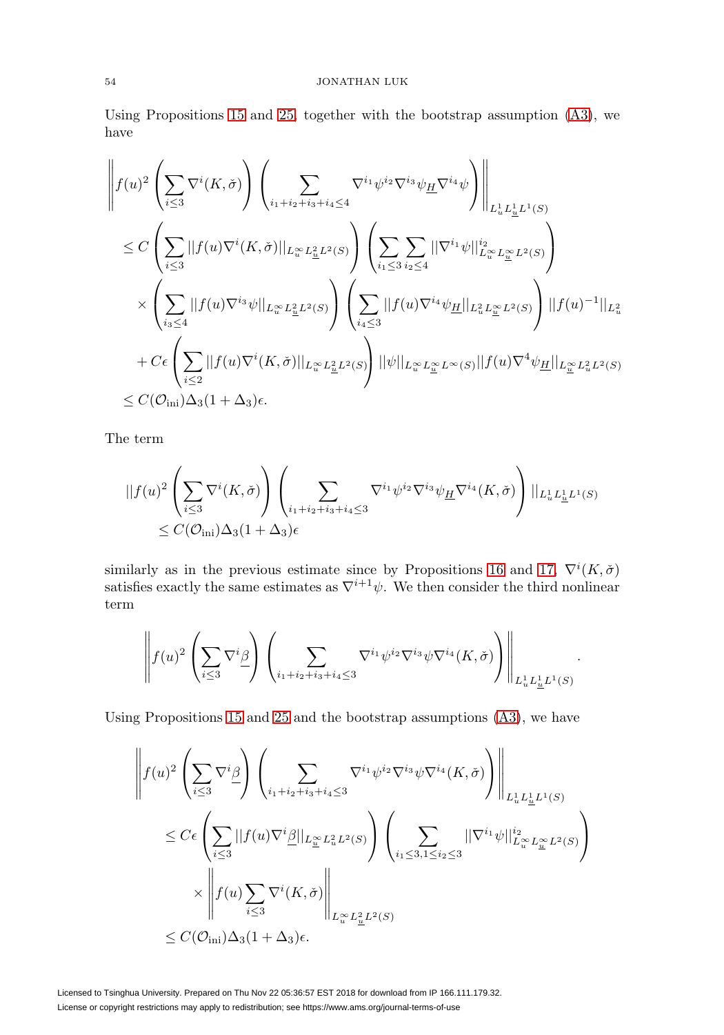Using Propositions 15 and 25, together with the bootstrap assumption (A3), we have

$$
\begin{aligned}
&\left\| f(u)^2 \left( \sum_{i\leq 3} \nabla^i (K,\check{\sigma}) \right) \left( \sum_{i_1+i_2+i_3+i_4\leq 4} \nabla^{i_1}\psi^{i_2}\nabla^{i_3}\psi_{\underline{H}}\nabla^{i_4}\psi \right) \right\|_{L^1_u L^1_{\underline{u}} L^1(S)} \\
&\leq C \left( \sum_{i\leq 3} ||f(u)\nabla^i(K,\check{\sigma})||_{L^\infty_u L^2_{\underline{u}} L^2(S)} \right) \left( \sum_{i_1\leq 3} \sum_{i_2\leq 4} ||\nabla^{i_1}\psi||^{i_2}_{L^\infty_u L^\infty_{\underline{u}} L^2(S)} \right) \\
&\quad \times \left( \sum_{i_3\leq 4} ||f(u)\nabla^{i_3}\psi||_{L^\infty_u L^2_{\underline{u}} L^2(S)} \right) \left( \sum_{i_4\leq 3} ||f(u)\nabla^{i_4}\psi_{\underline{H}}||_{L^2_u L^\infty_{\underline{u}} L^2(S)} \right) ||f(u)^{-1}||_{L^2_u} \\
&\quad + C\epsilon \left( \sum_{i\leq 2} ||f(u)\nabla^i(K,\check{\sigma})||_{L^\infty_u L^2_{\underline{u}} L^2(S)} \right) ||\psi||_{L^\infty_u L^\infty_{\underline{u}} L^\infty(S)} ||f(u)\nabla^4\psi_{\underline{H}}||_{L^\infty_{\underline{u}} L^2_u L^2(S)} \\
&\leq C(\mathcal{O}_{\mathrm{ini}})\Delta_3(1+\Delta_3)\epsilon.
\end{aligned}
$$

The term

$$
\begin{aligned}
&||f(u)^2 \left( \sum_{i\leq 3} \nabla^i (K,\check{\sigma}) \right) \left( \sum_{i_1+i_2+i_3+i_4\leq 3} \nabla^{i_1}\psi^{i_2}\nabla^{i_3}\psi_{\underline{H}}\nabla^{i_4}(K,\check{\sigma}) \right) ||_{L^1_u L^1_{\underline{u}} L^1(S)} \\
&\quad \leq C(\mathcal{O}_{\mathrm{ini}})\Delta_3(1+\Delta_3)\epsilon
\end{aligned}
$$

similarly as in the previous estimate since by Propositions 16 and 17, $\nabla^i(K,\check{\sigma})$ satisfies exactly the same estimates as $\nabla^{i+1}\psi$. We then consider the third nonlinear term

$$
\left\| f(u)^2 \left( \sum_{i\leq 3} \nabla^i \underline{\beta} \right) \left( \sum_{i_1+i_2+i_3+i_4\leq 3} \nabla^{i_1}\psi^{i_2}\nabla^{i_3}\psi\nabla^{i_4}(K,\check{\sigma}) \right) \right\|_{L^1_u L^1_{\underline{u}} L^1(S)}.
$$

Using Propositions 15 and 25 and the bootstrap assumptions (A3), we have

$$
\begin{aligned}
&\left\| f(u)^2 \left( \sum_{i\leq 3} \nabla^i \underline{\beta} \right) \left( \sum_{i_1+i_2+i_3+i_4\leq 3} \nabla^{i_1}\psi^{i_2}\nabla^{i_3}\psi\nabla^{i_4}(K,\check{\sigma}) \right) \right\|_{L^1_u L^1_{\underline{u}} L^1(S)} \\
&\leq C\epsilon \left( \sum_{i\leq 3} ||f(u)\nabla^i\underline{\beta}||_{L^\infty_{\underline{u}} L^2_u L^2(S)} \right) \left( \sum_{i_1\leq 3, 1\leq i_2\leq 3} ||\nabla^{i_1}\psi||^{i_2}_{L^\infty_u L^\infty_{\underline{u}} L^2(S)} \right) \\
&\quad \times \left\| f(u) \sum_{i\leq 3} \nabla^i (K,\check{\sigma}) \right\|_{L^\infty_u L^2_{\underline{u}} L^2(S)} \\
&\leq C(\mathcal{O}_{\mathrm{ini}})\Delta_3(1+\Delta_3)\epsilon.
\end{aligned}
$$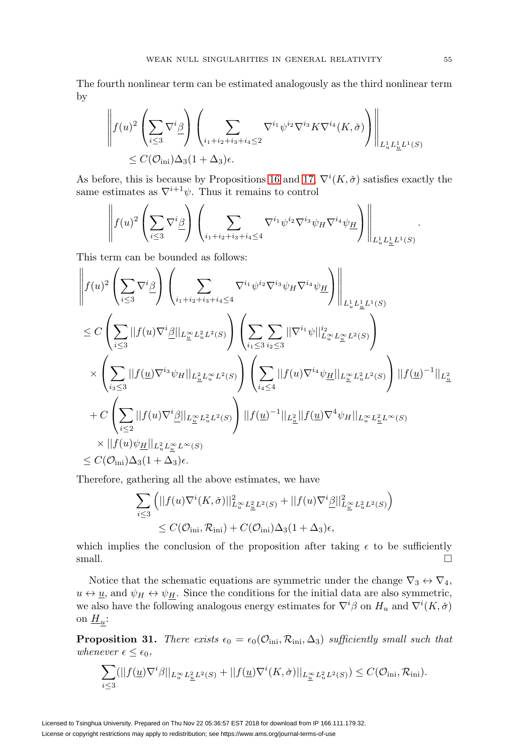The fourth nonlinear term can be estimated analogously as the third nonlinear term by

$$\left\|f(u)^2 \left(\sum_{i\leq 3} \nabla^i \underline{\beta}\right) \left(\sum_{i_1+i_2+i_3+i_4\leq 2} \nabla^{i_1}\psi^{i_2}\nabla^{i_3}K\nabla^{i_4}(K,\check{\sigma})\right)\right\|_{L^1_u L^1_{\underline{u}} L^1(S)}$$
$$\leq C(\mathcal{O}_{\rm ini})\Delta_3(1+\Delta_3)\epsilon.$$

As before, this is because by Propositions 16 and 17, $\nabla^i(K,\check{\sigma})$ satisfies exactly the same estimates as $\nabla^{i+1}\psi$. Thus it remains to control

$$\left\|f(u)^2 \left(\sum_{i\leq 3} \nabla^i \underline{\beta}\right) \left(\sum_{i_1+i_2+i_3+i_4\leq 4} \nabla^{i_1}\psi^{i_2}\nabla^{i_3}\psi_H\nabla^{i_4}\psi_{\underline{H}}\right)\right\|_{L^1_u L^1_{\underline{u}} L^1(S)}.$$

This term can be bounded as follows:

$$\begin{aligned}
&\left\|f(u)^2 \left(\sum_{i\leq 3} \nabla^i \underline{\beta}\right) \left(\sum_{i_1+i_2+i_3+i_4\leq 4} \nabla^{i_1}\psi^{i_2}\nabla^{i_3}\psi_H\nabla^{i_4}\psi_{\underline{H}}\right)\right\|_{L^1_u L^1_{\underline{u}} L^1(S)}\\
&\leq C\left(\sum_{i\leq 3}||f(u)\nabla^i\underline{\beta}||_{L^\infty_{\underline{u}}L^2_u L^2(S)}\right)\left(\sum_{i_1\leq 3}\sum_{i_2\leq 3}||\nabla^{i_1}\psi||^{i_2}_{L^\infty_u L^\infty_{\underline{u}} L^2(S)}\right)\\
&\quad\times\left(\sum_{i_3\leq 3}||f(\underline{u})\nabla^{i_3}\psi_H||_{L^2_{\underline{u}}L^\infty_u L^2(S)}\right)\left(\sum_{i_4\leq 4}||f(u)\nabla^{i_4}\psi_{\underline{H}}||_{L^\infty_{\underline{u}}L^2_u L^2(S)}\right)||f(\underline{u})^{-1}||_{L^2_{\underline{u}}}\\
&\quad+C\left(\sum_{i\leq 2}||f(u)\nabla^i\underline{\beta}||_{L^\infty_{\underline{u}}L^2_u L^2(S)}\right)||f(\underline{u})^{-1}||_{L^2_{\underline{u}}}||f(\underline{u})\nabla^4\psi_H||_{L^\infty_u L^2_{\underline{u}} L^\infty(S)}\\
&\quad\times||f(u)\psi_{\underline{H}}||_{L^2_u L^\infty_{\underline{u}} L^\infty(S)}\\
&\leq C(\mathcal{O}_{\rm ini})\Delta_3(1+\Delta_3)\epsilon.
\end{aligned}$$

Therefore, gathering all the above estimates, we have

$$\sum_{i\leq 3}\left(||f(u)\nabla^i(K,\check{\sigma})||^2_{L^\infty_u L^2_{\underline{u}} L^2(S)}+||f(u)\nabla^i\underline{\beta}||^2_{L^\infty_{\underline{u}} L^2_u L^2(S)}\right)$$
$$\leq C(\mathcal{O}_{\rm ini},\mathcal{R}_{\rm ini})+C(\mathcal{O}_{\rm ini})\Delta_3(1+\Delta_3)\epsilon,$$

which implies the conclusion of the proposition after taking $\epsilon$ to be sufficiently small. $\square$

Notice that the schematic equations are symmetric under the change $\nabla_3\leftrightarrow\nabla_4$, $u\leftrightarrow\underline{u}$, and $\psi_H\leftrightarrow\psi_{\underline{H}}$. Since the conditions for the initial data are also symmetric, we also have the following analogous energy estimates for $\nabla^i\beta$ on $H_u$ and $\nabla^i(K,\check{\sigma})$ on $\underline{H}_{\underline{u}}$:

**Proposition 31.** *There exists $\epsilon_0=\epsilon_0(\mathcal{O}_{\rm ini},\mathcal{R}_{\rm ini},\Delta_3)$ sufficiently small such that whenever $\epsilon\leq\epsilon_0$,*

$$\sum_{i\leq 3}(||f(\underline{u})\nabla^i\beta||_{L^\infty_u L^2_{\underline{u}} L^2(S)}+||f(\underline{u})\nabla^i(K,\check{\sigma})||_{L^\infty_{\underline{u}} L^2_u L^2(S)})\leq C(\mathcal{O}_{\rm ini},\mathcal{R}_{\rm ini}).$$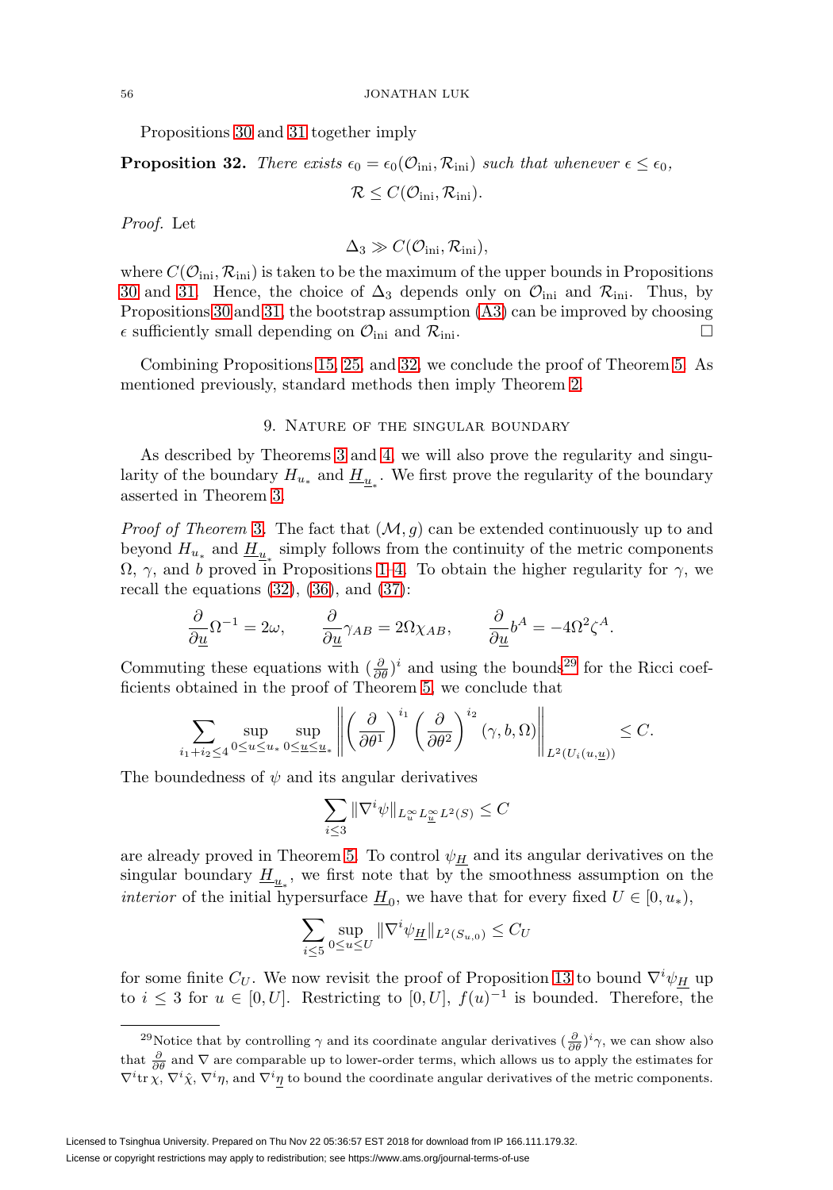Propositions 30 and 31 together imply

**Proposition 32.** *There exists $\epsilon_0 = \epsilon_0(\mathcal{O}_{\text{ini}}, \mathcal{R}_{\text{ini}})$ such that whenever $\epsilon \leq \epsilon_0$,*

$$\mathcal{R} \leq C(\mathcal{O}_{\text{ini}}, \mathcal{R}_{\text{ini}}).$$

*Proof.* Let

$$\Delta_3 \gg C(\mathcal{O}_{\text{ini}}, \mathcal{R}_{\text{ini}}),$$

where $C(\mathcal{O}_{\text{ini}}, \mathcal{R}_{\text{ini}})$ is taken to be the maximum of the upper bounds in Propositions 30 and 31. Hence, the choice of $\Delta_3$ depends only on $\mathcal{O}_{\text{ini}}$ and $\mathcal{R}_{\text{ini}}$. Thus, by Propositions 30 and 31, the bootstrap assumption (A3) can be improved by choosing $\epsilon$ sufficiently small depending on $\mathcal{O}_{\text{ini}}$ and $\mathcal{R}_{\text{ini}}$. □

Combining Propositions 15, 25, and 32, we conclude the proof of Theorem 5. As mentioned previously, standard methods then imply Theorem 2.

## 9. Nature of the singular boundary

As described by Theorems 3 and 4, we will also prove the regularity and singularity of the boundary $H_{u_*}$ and $\underline{H}_{\underline{u}_*}$. We first prove the regularity of the boundary asserted in Theorem 3.

*Proof of Theorem 3.* The fact that $(\mathcal{M}, g)$ can be extended continuously up to and beyond $H_{u_*}$ and $\underline{H}_{\underline{u}_*}$ simply follows from the continuity of the metric components $\Omega$, $\gamma$, and $b$ proved in Propositions 1–4. To obtain the higher regularity for $\gamma$, we recall the equations (32), (36), and (37):

$$\frac{\partial}{\partial \underline{u}} \Omega^{-1} = 2\omega, \qquad \frac{\partial}{\partial \underline{u}} \gamma_{AB} = 2\Omega \chi_{AB}, \qquad \frac{\partial}{\partial \underline{u}} b^A = -4\Omega^2 \zeta^A.$$

Commuting these equations with $(\frac{\partial}{\partial \theta})^i$ and using the bounds[29] for the Ricci coefficients obtained in the proof of Theorem 5, we conclude that

$$\sum_{i_1+i_2 \leq 4} \sup_{0 \leq u \leq u_*} \sup_{0 \leq \underline{u} \leq \underline{u}_*} \left\| \left(\frac{\partial}{\partial \theta^1}\right)^{i_1} \left(\frac{\partial}{\partial \theta^2}\right)^{i_2} (\gamma, b, \Omega) \right\|_{L^2(U_i(u,\underline{u}))} \leq C.$$

The boundedness of $\psi$ and its angular derivatives

$$\sum_{i \leq 3} \|\nabla^i \psi\|_{L^\infty_u L^\infty_{\underline{u}} L^2(S)} \leq C$$

are already proved in Theorem 5. To control $\psi_{\underline{H}}$ and its angular derivatives on the singular boundary $\underline{H}_{\underline{u}_*}$, we first note that by the smoothness assumption on the *interior* of the initial hypersurface $\underline{H}_0$, we have that for every fixed $U \in [0, u_*)$,

$$\sum_{i \leq 5} \sup_{0 \leq u \leq U} \|\nabla^i \psi_{\underline{H}}\|_{L^2(S_{u,0})} \leq C_U$$

for some finite $C_U$. We now revisit the proof of Proposition 13 to bound $\nabla^i \psi_{\underline{H}}$ up to $i \leq 3$ for $u \in [0, U]$. Restricting to $[0, U]$, $f(u)^{-1}$ is bounded. Therefore, the

[29] Notice that by controlling $\gamma$ and its coordinate angular derivatives $(\frac{\partial}{\partial \theta})^i \gamma$, we can show also that $\frac{\partial}{\partial \theta}$ and $\nabla$ are comparable up to lower-order terms, which allows us to apply the estimates for $\nabla^i \mathrm{tr}\, \chi$, $\nabla^i \hat{\chi}$, $\nabla^i \eta$, and $\nabla^i \underline{\eta}$ to bound the coordinate angular derivatives of the metric components.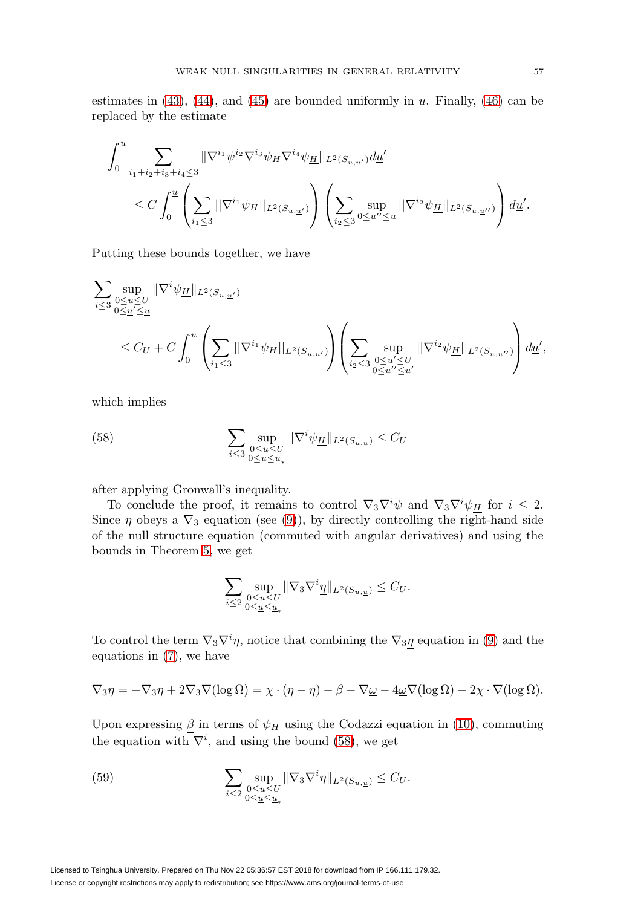estimates in (43), (44), and (45) are bounded uniformly in $u$. Finally, (46) can be replaced by the estimate

$$
\begin{aligned}
&\int_0^{\underline{u}} \sum_{i_1+i_2+i_3+i_4\leq 3} \|\nabla^{i_1}\psi^{i_2}\nabla^{i_3}\psi_H\nabla^{i_4}\psi_{\underline{H}}\|_{L^2(S_{u,\underline{u}'})}d\underline{u}' \\
&\qquad \leq C\int_0^{\underline{u}}\left(\sum_{i_1\leq 3}\|\nabla^{i_1}\psi_H\|_{L^2(S_{u,\underline{u}'})}\right)\left(\sum_{i_2\leq 3}\sup_{0\leq\underline{u}''\leq\underline{u}}\|\nabla^{i_2}\psi_{\underline{H}}\|_{L^2(S_{u,\underline{u}''})}\right)d\underline{u}'.
\end{aligned}
$$

Putting these bounds together, we have

$$
\begin{aligned}
&\sum_{i\leq 3}\sup_{\substack{0\leq u\leq U\\ 0\leq\underline{u}'\leq\underline{u}}}\|\nabla^i\psi_{\underline{H}}\|_{L^2(S_{u,\underline{u}'})} \\
&\qquad \leq C_U + C\int_0^{\underline{u}}\left(\sum_{i_1\leq 3}\|\nabla^{i_1}\psi_H\|_{L^2(S_{u,\underline{u}'})}\right)\left(\sum_{i_2\leq 3}\sup_{\substack{0\leq u'\leq U\\ 0\leq\underline{u}''\leq\underline{u}'}}\|\nabla^{i_2}\psi_{\underline{H}}\|_{L^2(S_{u,\underline{u}''})}\right)d\underline{u}',
\end{aligned}
$$

which implies

$$
\sum_{i\leq 3}\sup_{\substack{0\leq u\leq U\\ 0\leq\underline{u}\leq\underline{u}_*}}\|\nabla^i\psi_{\underline{H}}\|_{L^2(S_{u,\underline{u}})}\leq C_U \tag{58}
$$

after applying Gronwall's inequality.

To conclude the proof, it remains to control $\nabla_3\nabla^i\psi$ and $\nabla_3\nabla^i\psi_{\underline{H}}$ for $i\leq 2$. Since $\underline{\eta}$ obeys a $\nabla_3$ equation (see (9)), by directly controlling the right-hand side of the null structure equation (commuted with angular derivatives) and using the bounds in Theorem 5, we get

$$
\sum_{i\leq 2}\sup_{\substack{0\leq u\leq U\\ 0\leq\underline{u}\leq\underline{u}_*}}\|\nabla_3\nabla^i\underline{\eta}\|_{L^2(S_{u,\underline{u}})}\leq C_U.
$$

To control the term $\nabla_3\nabla^i\eta$, notice that combining the $\nabla_3\underline{\eta}$ equation in (9) and the equations in (7), we have

$$
\nabla_3\eta = -\nabla_3\underline{\eta}+2\nabla_3\nabla(\log\Omega) = \underline{\chi}\cdot(\underline{\eta}-\eta)-\underline{\beta}-\nabla\underline{\omega}-4\underline{\omega}\nabla(\log\Omega)-2\underline{\chi}\cdot\nabla(\log\Omega).
$$

Upon expressing $\underline{\beta}$ in terms of $\psi_{\underline{H}}$ using the Codazzi equation in (10), commuting the equation with $\nabla^i$, and using the bound (58), we get

$$
\sum_{i\leq 2}\sup_{\substack{0\leq u\leq U\\ 0\leq\underline{u}\leq\underline{u}_*}}\|\nabla_3\nabla^i\eta\|_{L^2(S_{u,\underline{u}})}\leq C_U. \tag{59}
$$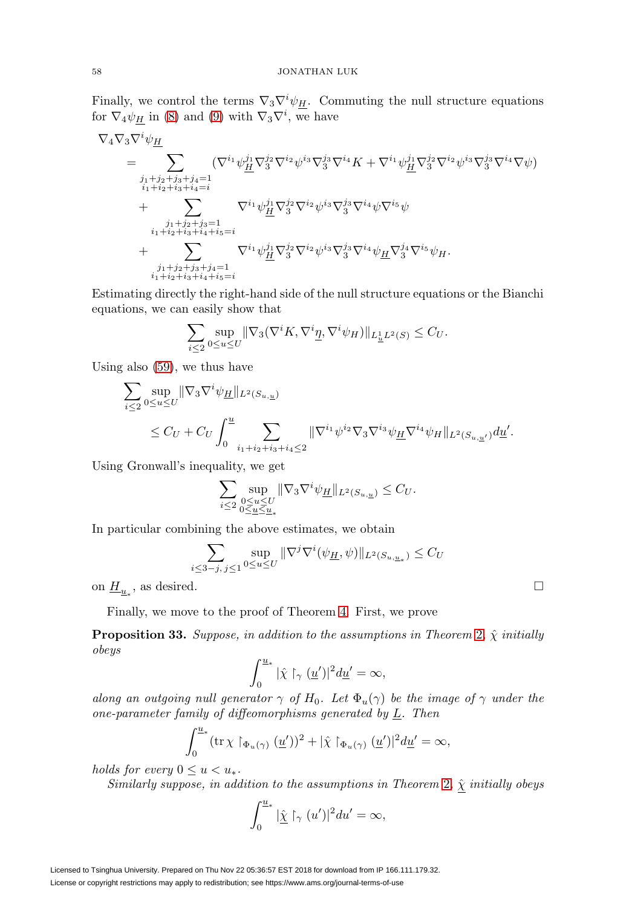Finally, we control the terms $\nabla_3\nabla^i\psi_{\underline{H}}$. Commuting the null structure equations for $\nabla_4\psi_{\underline{H}}$ in (8) and (9) with $\nabla_3\nabla^i$, we have

$$
\begin{aligned}
\nabla_4\nabla_3\nabla^i\psi_{\underline{H}} &= \sum_{\substack{j_1+j_2+j_3+j_4=1\\ i_1+i_2+i_3+i_4=i}} (\nabla^{i_1}\psi_{\underline{H}}^{j_1}\nabla_3^{j_2}\nabla^{i_2}\psi^{i_3}\nabla_3^{j_3}\nabla^{i_4}K + \nabla^{i_1}\psi_{\underline{H}}^{j_1}\nabla_3^{j_2}\nabla^{i_2}\psi^{i_3}\nabla_3^{j_3}\nabla^{i_4}\nabla\psi)\\
&\quad + \sum_{\substack{j_1+j_2+j_3=1\\ i_1+i_2+i_3+i_4+i_5=i}} \nabla^{i_1}\psi_{\underline{H}}^{j_1}\nabla_3^{j_2}\nabla^{i_2}\psi^{i_3}\nabla_3^{j_3}\nabla^{i_4}\psi\nabla^{i_5}\psi\\
&\quad + \sum_{\substack{j_1+j_2+j_3+j_4=1\\ i_1+i_2+i_3+i_4+i_5=i}} \nabla^{i_1}\psi_{\underline{H}}^{j_1}\nabla_3^{j_2}\nabla^{i_2}\psi^{i_3}\nabla_3^{j_3}\nabla^{i_4}\psi_{\underline{H}}\nabla_3^{j_4}\nabla^{i_5}\psi_H.
\end{aligned}
$$

Estimating directly the right-hand side of the null structure equations or the Bianchi equations, we can easily show that

$$
\sum_{i\leq 2}\sup_{0\leq u\leq U}\|\nabla_3(\nabla^i K, \nabla^i\underline{\eta}, \nabla^i\psi_H)\|_{L^1_{\underline{u}}L^2(S)} \leq C_U.
$$

Using also (59), we thus have

$$
\begin{aligned}
&\sum_{i\leq 2}\sup_{0\leq u\leq U}\|\nabla_3\nabla^i\psi_{\underline{H}}\|_{L^2(S_{u,\underline{u}})}\\
&\qquad \leq C_U + C_U\int_0^{\underline{u}}\sum_{i_1+i_2+i_3+i_4\leq 2}\|\nabla^{i_1}\psi^{i_2}\nabla_3\nabla^{i_3}\psi_{\underline{H}}\nabla^{i_4}\psi_H\|_{L^2(S_{u,\underline{u}'})}d\underline{u}'.
\end{aligned}
$$

Using Gronwall's inequality, we get

$$
\sum_{i\leq 2}\sup_{\substack{0\leq u\leq U\\ 0\leq\underline{u}\leq\underline{u}_*}}\|\nabla_3\nabla^i\psi_{\underline{H}}\|_{L^2(S_{u,\underline{u}})} \leq C_U.
$$

In particular combining the above estimates, we obtain

$$
\sum_{i\leq 3-j,\, j\leq 1}\sup_{0\leq u\leq U}\|\nabla^j\nabla^i(\psi_{\underline{H}},\psi)\|_{L^2(S_{u,\underline{u}_*})} \leq C_U
$$

on $\underline{H}_{\underline{u}_*}$, as desired. $\square$

Finally, we move to the proof of Theorem 4. First, we prove

**Proposition 33.** *Suppose, in addition to the assumptions in Theorem 2, $\hat{\chi}$ initially obeys*

$$
\int_0^{\underline{u}_*}|\hat{\chi}\restriction_\gamma(\underline{u}')|^2 d\underline{u}' = \infty,
$$

*along an outgoing null generator $\gamma$ of $H_0$. Let $\Phi_u(\gamma)$ be the image of $\gamma$ under the one-parameter family of diffeomorphisms generated by $\underline{L}$. Then*

$$
\int_0^{\underline{u}_*}(\operatorname{tr}\chi\restriction_{\Phi_u(\gamma)}(\underline{u}'))^2 + |\hat{\chi}\restriction_{\Phi_u(\gamma)}(\underline{u}')|^2 d\underline{u}' = \infty,
$$

*holds for every $0\leq u < u_*$.*

*Similarly suppose, in addition to the assumptions in Theorem 2, $\underline{\hat{\chi}}$ initially obeys*

$$
\int_0^{u_*}|\underline{\hat{\chi}}\restriction_\gamma(u')|^2 du' = \infty,
$$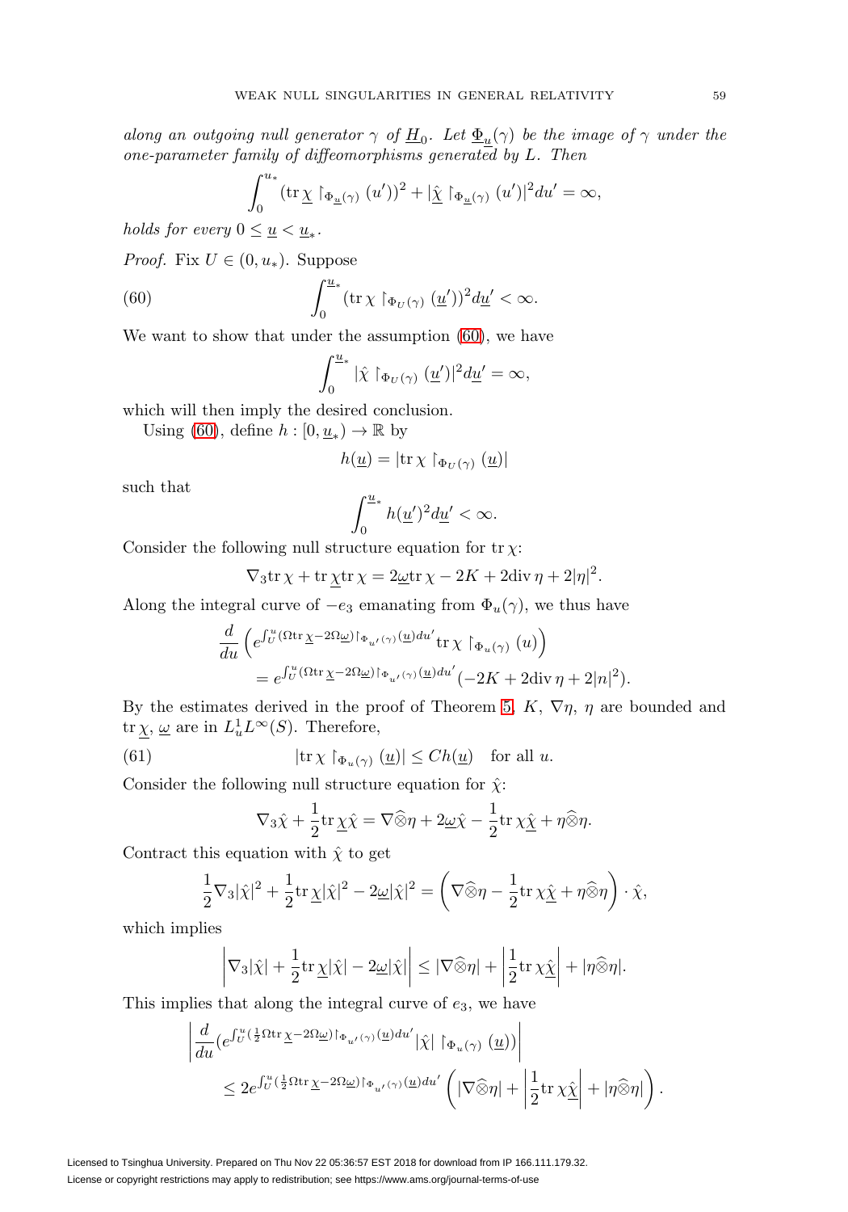*along an outgoing null generator $\gamma$ of $\underline{H}_0$. Let $\underline{\Phi}_{\underline{u}}(\gamma)$ be the image of $\gamma$ under the one-parameter family of diffeomorphisms generated by $L$. Then*

$$\int_0^{u_*} (\mathrm{tr}\,\underline{\chi} \restriction_{\Phi_{\underline{u}}(\gamma)} (u'))^2 + |\hat{\underline{\chi}} \restriction_{\Phi_{\underline{u}}(\gamma)} (u')|^2 du' = \infty,$$

*holds for every $0 \leq \underline{u} < \underline{u}_*$.*

*Proof.* Fix $U \in (0, u_*)$. Suppose

$$\int_0^{\underline{u}_*} (\mathrm{tr}\,\chi \restriction_{\Phi_U(\gamma)} (\underline{u}'))^2 d\underline{u}' < \infty. \tag{60}$$

We want to show that under the assumption (60), we have

$$\int_0^{\underline{u}_*} |\hat{\chi} \restriction_{\Phi_U(\gamma)} (\underline{u}')|^2 d\underline{u}' = \infty,$$

which will then imply the desired conclusion.

Using (60), define $h : [0, \underline{u}_*) \to \mathbb{R}$ by

$$h(\underline{u}) = |\mathrm{tr}\,\chi \restriction_{\Phi_U(\gamma)} (\underline{u})|$$

such that

$$\int_0^{\underline{u}_*} h(\underline{u}')^2 d\underline{u}' < \infty.$$

Consider the following null structure equation for $\mathrm{tr}\,\chi$:

$$\nabla_3 \mathrm{tr}\,\chi + \mathrm{tr}\,\underline{\chi} \mathrm{tr}\,\chi = 2\underline{\omega} \mathrm{tr}\,\chi - 2K + 2\mathrm{div}\,\eta + 2|\eta|^2.$$

Along the integral curve of $-e_3$ emanating from $\Phi_u(\gamma)$, we thus have

$$\begin{aligned}
&\frac{d}{du}\left(e^{\int_U^u (\Omega \mathrm{tr}\,\underline{\chi} - 2\Omega\underline{\omega})\restriction_{\Phi_{u'}(\gamma)}(\underline{u}) du'} \mathrm{tr}\,\chi \restriction_{\Phi_u(\gamma)} (u)\right) \\
&\quad = e^{\int_U^u (\Omega \mathrm{tr}\,\underline{\chi} - 2\Omega\underline{\omega})\restriction_{\Phi_{u'}(\gamma)}(\underline{u}) du'} (-2K + 2\mathrm{div}\,\eta + 2|n|^2).
\end{aligned}$$

By the estimates derived in the proof of Theorem 5, $K$, $\nabla\eta$, $\eta$ are bounded and $\mathrm{tr}\,\underline{\chi}$, $\underline{\omega}$ are in $L^1_u L^\infty(S)$. Therefore,

$$|\mathrm{tr}\,\chi \restriction_{\Phi_u(\gamma)} (\underline{u})| \leq Ch(\underline{u}) \quad \text{for all } u. \tag{61}$$

Consider the following null structure equation for $\hat{\chi}$:

$$\nabla_3 \hat{\chi} + \frac{1}{2}\mathrm{tr}\,\underline{\chi}\hat{\chi} = \nabla\widehat{\otimes}\eta + 2\underline{\omega}\hat{\chi} - \frac{1}{2}\mathrm{tr}\,\chi\hat{\underline{\chi}} + \eta\widehat{\otimes}\eta.$$

Contract this equation with $\hat{\chi}$ to get

$$\frac{1}{2}\nabla_3|\hat{\chi}|^2 + \frac{1}{2}\mathrm{tr}\,\underline{\chi}|\hat{\chi}|^2 - 2\underline{\omega}|\hat{\chi}|^2 = \left(\nabla\widehat{\otimes}\eta - \frac{1}{2}\mathrm{tr}\,\chi\hat{\underline{\chi}} + \eta\widehat{\otimes}\eta\right) \cdot \hat{\chi},$$

which implies

$$\left|\nabla_3|\hat{\chi}| + \frac{1}{2}\mathrm{tr}\,\underline{\chi}|\hat{\chi}| - 2\underline{\omega}|\hat{\chi}|\right| \leq |\nabla\widehat{\otimes}\eta| + \left|\frac{1}{2}\mathrm{tr}\,\chi\hat{\underline{\chi}}\right| + |\eta\widehat{\otimes}\eta|.$$

This implies that along the integral curve of $e_3$, we have

$$\begin{aligned}
&\left|\frac{d}{du}(e^{\int_U^u (\frac{1}{2}\Omega \mathrm{tr}\,\underline{\chi} - 2\Omega\underline{\omega})\restriction_{\Phi_{u'}(\gamma)}(\underline{u}) du'} |\hat{\chi}| \restriction_{\Phi_u(\gamma)} (\underline{u}))\right| \\
&\quad \leq 2e^{\int_U^u (\frac{1}{2}\Omega \mathrm{tr}\,\underline{\chi} - 2\Omega\underline{\omega})\restriction_{\Phi_{u'}(\gamma)}(\underline{u}) du'} \left(|\nabla\widehat{\otimes}\eta| + \left|\frac{1}{2}\mathrm{tr}\,\chi\hat{\underline{\chi}}\right| + |\eta\widehat{\otimes}\eta|\right).
\end{aligned}$$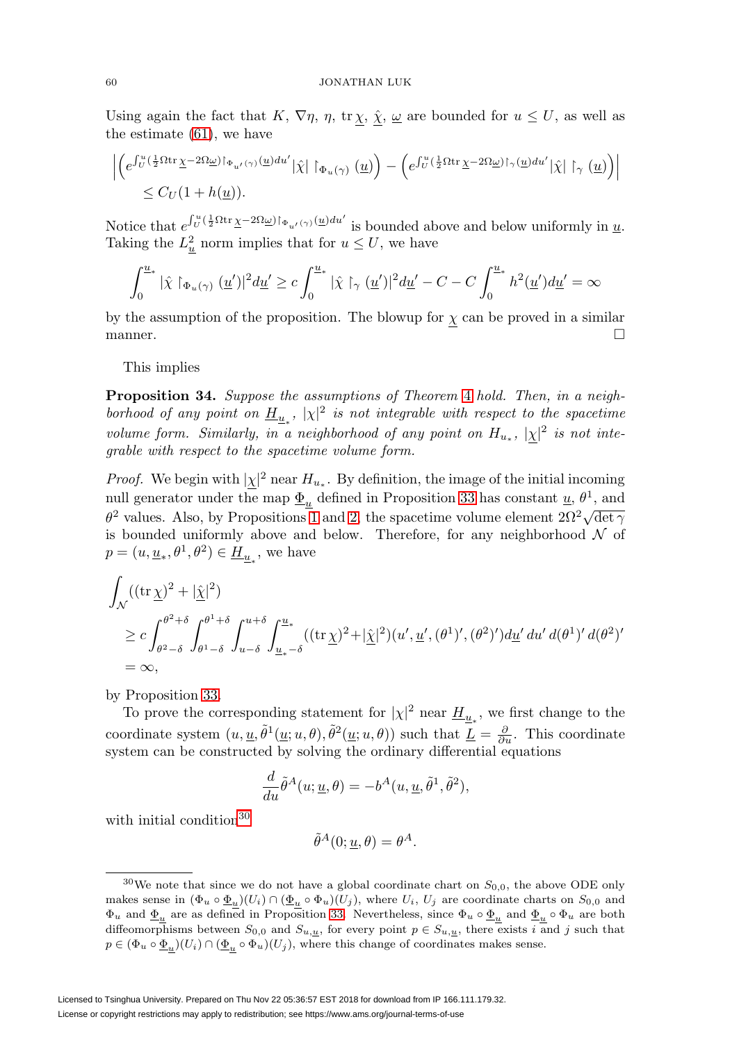Using again the fact that $K$, $\nabla\eta$, $\eta$, $\operatorname{tr}\underline{\chi}$, $\hat{\underline{\chi}}$, $\underline{\omega}$ are bounded for $u \leq U$, as well as the estimate (61), we have

$$\left| \left( e^{\int_U^u (\frac{1}{2}\Omega \operatorname{tr}\underline{\chi} - 2\Omega\underline{\omega})\restriction_{\Phi_{u'}(\gamma)}(\underline{u})du'} |\hat{\chi}| \restriction_{\Phi_u(\gamma)} (\underline{u}) \right) - \left( e^{\int_U^u (\frac{1}{2}\Omega \operatorname{tr}\underline{\chi} - 2\Omega\underline{\omega})\restriction_{\gamma}(\underline{u})du'} |\hat{\chi}| \restriction_{\gamma} (\underline{u}) \right) \right|$$
$$\leq C_U(1 + h(\underline{u})).$$

Notice that $e^{\int_U^u (\frac{1}{2}\Omega \operatorname{tr}\underline{\chi} - 2\Omega\underline{\omega})\restriction_{\Phi_{u'}(\gamma)}(\underline{u})du'}$ is bounded above and below uniformly in $\underline{u}$. Taking the $L^2_{\underline{u}}$ norm implies that for $u \leq U$, we have

$$\int_0^{\underline{u}_*} |\hat{\chi} \restriction_{\Phi_u(\gamma)} (\underline{u}')|^2 d\underline{u}' \geq c \int_0^{\underline{u}_*} |\hat{\chi} \restriction_{\gamma} (\underline{u}')|^2 d\underline{u}' - C - C \int_0^{\underline{u}_*} h^2(\underline{u}') d\underline{u}' = \infty$$

by the assumption of the proposition. The blowup for $\underline{\chi}$ can be proved in a similar manner. $\square$

This implies

**Proposition 34.** *Suppose the assumptions of Theorem 4 hold. Then, in a neighborhood of any point on $\underline{H}_{\underline{u}_*}$, $|\chi|^2$ is not integrable with respect to the spacetime volume form. Similarly, in a neighborhood of any point on $H_{u_*}$, $|\underline{\chi}|^2$ is not integrable with respect to the spacetime volume form.*

*Proof.* We begin with $|\underline{\chi}|^2$ near $H_{u_*}$. By definition, the image of the initial incoming null generator under the map $\underline{\Phi}_{\underline{u}}$ defined in Proposition 33 has constant $\underline{u}$, $\theta^1$, and $\theta^2$ values. Also, by Propositions 1 and 2, the spacetime volume element $2\Omega^2\sqrt{\det\gamma}$ is bounded uniformly above and below. Therefore, for any neighborhood $\mathcal{N}$ of $p = (u, \underline{u}_*, \theta^1, \theta^2) \in \underline{H}_{\underline{u}_*}$, we have

$$\begin{aligned}
&\int_{\mathcal{N}} ((\operatorname{tr}\underline{\chi})^2 + |\hat{\underline{\chi}}|^2) \\
&\geq c \int_{\theta^2-\delta}^{\theta^2+\delta} \int_{\theta^1-\delta}^{\theta^1+\delta} \int_{u-\delta}^{u+\delta} \int_{\underline{u}_*-\delta}^{\underline{u}_*} ((\operatorname{tr}\underline{\chi})^2 + |\hat{\underline{\chi}}|^2)(u', \underline{u}', (\theta^1)', (\theta^2)') d\underline{u}' \, du' \, d(\theta^1)' \, d(\theta^2)' \\
&= \infty,
\end{aligned}$$

by Proposition 33.

To prove the corresponding statement for $|\chi|^2$ near $\underline{H}_{\underline{u}_*}$, we first change to the coordinate system $(u, \underline{u}, \tilde{\theta}^1(\underline{u}; u, \theta), \tilde{\theta}^2(\underline{u}; u, \theta))$ such that $\underline{L} = \frac{\partial}{\partial u}$. This coordinate system can be constructed by solving the ordinary differential equations

$$\frac{d}{du}\tilde{\theta}^A(u; \underline{u}, \theta) = -b^A(u, \underline{u}, \tilde{\theta}^1, \tilde{\theta}^2),$$

with initial condition[30]

$$\tilde{\theta}^A(0; \underline{u}, \theta) = \theta^A.$$

[30] We note that since we do not have a global coordinate chart on $S_{0,0}$, the above ODE only makes sense in $(\Phi_u \circ \underline{\Phi}_{\underline{u}})(U_i) \cap (\underline{\Phi}_{\underline{u}} \circ \Phi_u)(U_j)$, where $U_i$, $U_j$ are coordinate charts on $S_{0,0}$ and $\Phi_u$ and $\underline{\Phi}_{\underline{u}}$ are as defined in Proposition 33. Nevertheless, since $\Phi_u \circ \underline{\Phi}_{\underline{u}}$ and $\underline{\Phi}_{\underline{u}} \circ \Phi_u$ are both diffeomorphisms between $S_{0,0}$ and $S_{u,\underline{u}}$, for every point $p \in S_{u,\underline{u}}$, there exists $i$ and $j$ such that $p \in (\Phi_u \circ \underline{\Phi}_{\underline{u}})(U_i) \cap (\underline{\Phi}_{\underline{u}} \circ \Phi_u)(U_j)$, where this change of coordinates makes sense.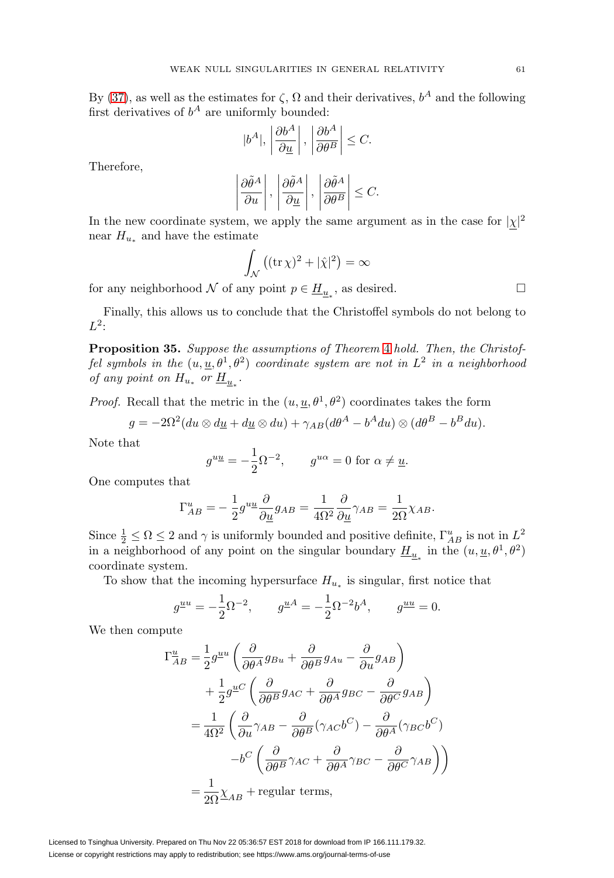By (37), as well as the estimates for $\zeta$, $\Omega$ and their derivatives, $b^A$ and the following first derivatives of $b^A$ are uniformly bounded:

$$|b^A|, \left|\frac{\partial b^A}{\partial \underline{u}}\right|, \left|\frac{\partial b^A}{\partial \theta^B}\right| \leq C.$$

Therefore,

$$\left|\frac{\partial \tilde{\theta}^A}{\partial u}\right|, \left|\frac{\partial \tilde{\theta}^A}{\partial \underline{u}}\right|, \left|\frac{\partial \tilde{\theta}^A}{\partial \theta^B}\right| \leq C.$$

In the new coordinate system, we apply the same argument as in the case for $|\underline{\chi}|^2$ near $H_{u_*}$ and have the estimate

$$\int_{\mathcal{N}} \left((\operatorname{tr}\chi)^2 + |\hat{\chi}|^2\right) = \infty$$

for any neighborhood $\mathcal{N}$ of any point $p \in \underline{H}_{\underline{u}_*}$, as desired. $\square$

Finally, this allows us to conclude that the Christoffel symbols do not belong to $L^2$:

**Proposition 35.** *Suppose the assumptions of Theorem 4 hold. Then, the Christoffel symbols in the $(u, \underline{u}, \theta^1, \theta^2)$ coordinate system are not in $L^2$ in a neighborhood of any point on $H_{u_*}$ or $\underline{H}_{\underline{u}_*}$.*

*Proof.* Recall that the metric in the $(u, \underline{u}, \theta^1, \theta^2)$ coordinates takes the form

$$g = -2\Omega^2(du \otimes d\underline{u} + d\underline{u} \otimes du) + \gamma_{AB}(d\theta^A - b^A du) \otimes (d\theta^B - b^B du).$$

Note that

$$g^{u\underline{u}} = -\frac{1}{2}\Omega^{-2}, \qquad g^{u\alpha} = 0 \text{ for } \alpha \neq \underline{u}.$$

One computes that

$$\Gamma^u_{AB} = -\frac{1}{2}g^{u\underline{u}}\frac{\partial}{\partial \underline{u}}g_{AB} = \frac{1}{4\Omega^2}\frac{\partial}{\partial \underline{u}}\gamma_{AB} = \frac{1}{2\Omega}\chi_{AB}.$$

Since $\frac{1}{2} \leq \Omega \leq 2$ and $\gamma$ is uniformly bounded and positive definite, $\Gamma^u_{AB}$ is not in $L^2$ in a neighborhood of any point on the singular boundary $\underline{H}_{\underline{u}_*}$ in the $(u, \underline{u}, \theta^1, \theta^2)$ coordinate system.

To show that the incoming hypersurface $H_{u_*}$ is singular, first notice that

$$g^{\underline{u}u} = -\frac{1}{2}\Omega^{-2}, \qquad g^{\underline{u}A} = -\frac{1}{2}\Omega^{-2}b^A, \qquad g^{\underline{u}\underline{u}} = 0.$$

We then compute

$$\begin{aligned}
\Gamma^{\underline{u}}_{AB} &= \frac{1}{2}g^{\underline{u}u}\left(\frac{\partial}{\partial \theta^A}g_{Bu} + \frac{\partial}{\partial \theta^B}g_{Au} - \frac{\partial}{\partial u}g_{AB}\right) \\
&\quad + \frac{1}{2}g^{\underline{u}C}\left(\frac{\partial}{\partial \theta^B}g_{AC} + \frac{\partial}{\partial \theta^A}g_{BC} - \frac{\partial}{\partial \theta^C}g_{AB}\right) \\
&= \frac{1}{4\Omega^2}\left(\frac{\partial}{\partial u}\gamma_{AB} - \frac{\partial}{\partial \theta^B}(\gamma_{AC}b^C) - \frac{\partial}{\partial \theta^A}(\gamma_{BC}b^C)\right. \\
&\qquad \left. - b^C\left(\frac{\partial}{\partial \theta^B}\gamma_{AC} + \frac{\partial}{\partial \theta^A}\gamma_{BC} - \frac{\partial}{\partial \theta^C}\gamma_{AB}\right)\right) \\
&= \frac{1}{2\Omega}\underline{\chi}_{AB} + \text{regular terms},
\end{aligned}$$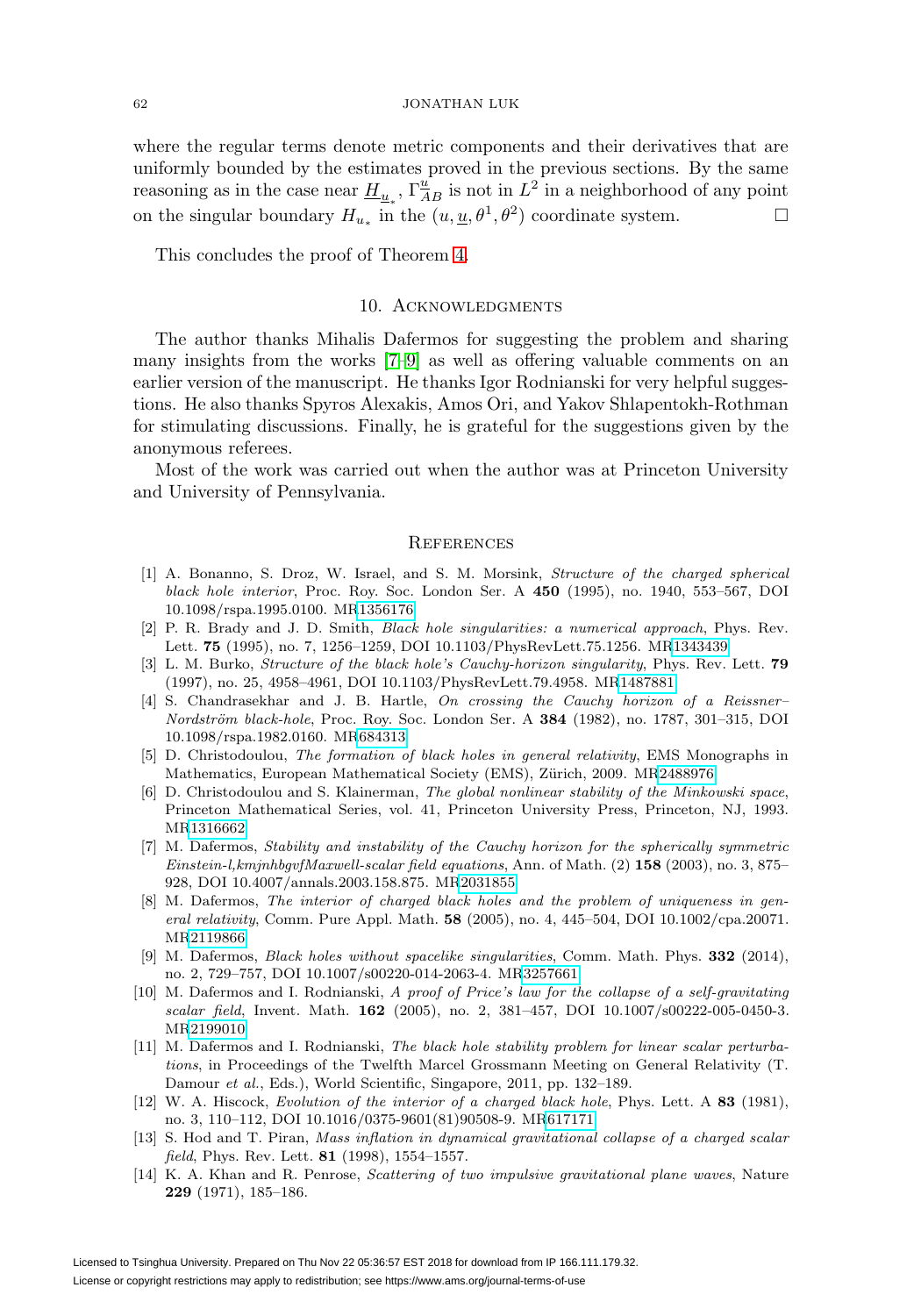where the regular terms denote metric components and their derivatives that are uniformly bounded by the estimates proved in the previous sections. By the same reasoning as in the case near $\underline{H}_{\underline{u}_*}$, $\Gamma^{\underline{u}}_{AB}$ is not in $L^2$ in a neighborhood of any point on the singular boundary $H_{u_*}$ in the $(u, \underline{u}, \theta^1, \theta^2)$ coordinate system. □

This concludes the proof of Theorem 4.

## 10. Acknowledgments

The author thanks Mihalis Dafermos for suggesting the problem and sharing many insights from the works [7–9] as well as offering valuable comments on an earlier version of the manuscript. He thanks Igor Rodnianski for very helpful suggestions. He also thanks Spyros Alexakis, Amos Ori, and Yakov Shlapentokh-Rothman for stimulating discussions. Finally, he is grateful for the suggestions given by the anonymous referees.

Most of the work was carried out when the author was at Princeton University and University of Pennsylvania.

## References

[1] A. Bonanno, S. Droz, W. Israel, and S. M. Morsink, *Structure of the charged spherical black hole interior*, Proc. Roy. Soc. London Ser. A **450** (1995), no. 1940, 553–567, DOI 10.1098/rspa.1995.0100. MR1356176

[2] P. R. Brady and J. D. Smith, *Black hole singularities: a numerical approach*, Phys. Rev. Lett. **75** (1995), no. 7, 1256–1259, DOI 10.1103/PhysRevLett.75.1256. MR1343439

[3] L. M. Burko, *Structure of the black hole's Cauchy-horizon singularity*, Phys. Rev. Lett. **79** (1997), no. 25, 4958–4961, DOI 10.1103/PhysRevLett.79.4958. MR1487881

[4] S. Chandrasekhar and J. B. Hartle, *On crossing the Cauchy horizon of a Reissner–Nordström black-hole*, Proc. Roy. Soc. London Ser. A **384** (1982), no. 1787, 301–315, DOI 10.1098/rspa.1982.0160. MR684313

[5] D. Christodoulou, *The formation of black holes in general relativity*, EMS Monographs in Mathematics, European Mathematical Society (EMS), Zürich, 2009. MR2488976

[6] D. Christodoulou and S. Klainerman, *The global nonlinear stability of the Minkowski space*, Princeton Mathematical Series, vol. 41, Princeton University Press, Princeton, NJ, 1993. MR1316662

[7] M. Dafermos, *Stability and instability of the Cauchy horizon for the spherically symmetric Einstein-l,kmjnhbgvfMaxwell-scalar field equations*, Ann. of Math. (2) **158** (2003), no. 3, 875–928, DOI 10.4007/annals.2003.158.875. MR2031855

[8] M. Dafermos, *The interior of charged black holes and the problem of uniqueness in general relativity*, Comm. Pure Appl. Math. **58** (2005), no. 4, 445–504, DOI 10.1002/cpa.20071. MR2119866

[9] M. Dafermos, *Black holes without spacelike singularities*, Comm. Math. Phys. **332** (2014), no. 2, 729–757, DOI 10.1007/s00220-014-2063-4. MR3257661

[10] M. Dafermos and I. Rodnianski, *A proof of Price's law for the collapse of a self-gravitating scalar field*, Invent. Math. **162** (2005), no. 2, 381–457, DOI 10.1007/s00222-005-0450-3. MR2199010

[11] M. Dafermos and I. Rodnianski, *The black hole stability problem for linear scalar perturbations*, in Proceedings of the Twelfth Marcel Grossmann Meeting on General Relativity (T. Damour *et al.*, Eds.), World Scientific, Singapore, 2011, pp. 132–189.

[12] W. A. Hiscock, *Evolution of the interior of a charged black hole*, Phys. Lett. A **83** (1981), no. 3, 110–112, DOI 10.1016/0375-9601(81)90508-9. MR617171

[13] S. Hod and T. Piran, *Mass inflation in dynamical gravitational collapse of a charged scalar field*, Phys. Rev. Lett. **81** (1998), 1554–1557.

[14] K. A. Khan and R. Penrose, *Scattering of two impulsive gravitational plane waves*, Nature **229** (1971), 185–186.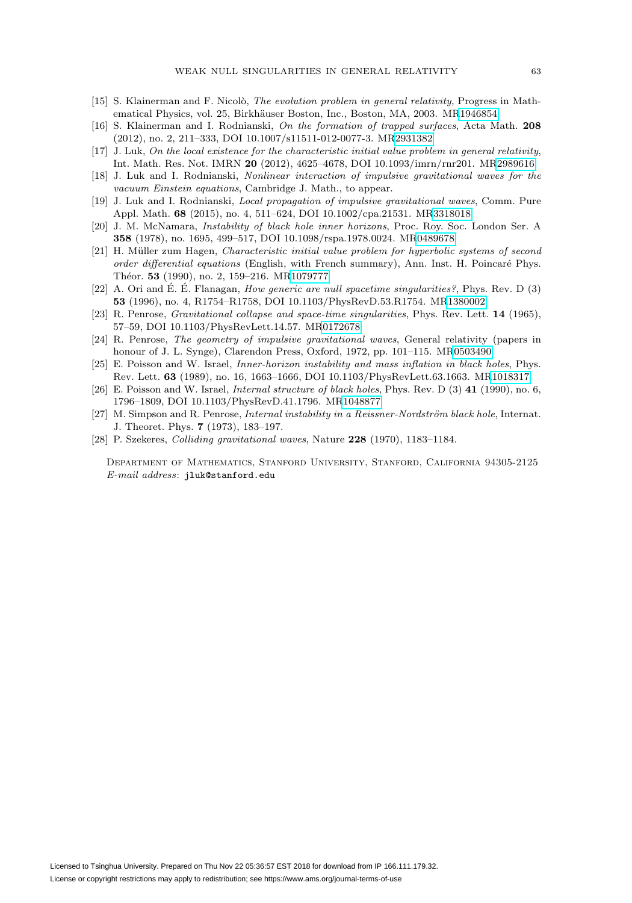[15] S. Klainerman and F. Nicolò, *The evolution problem in general relativity*, Progress in Mathematical Physics, vol. 25, Birkhäuser Boston, Inc., Boston, MA, 2003. MR1946854

[16] S. Klainerman and I. Rodnianski, *On the formation of trapped surfaces*, Acta Math. **208** (2012), no. 2, 211–333, DOI 10.1007/s11511-012-0077-3. MR2931382

[17] J. Luk, *On the local existence for the characteristic initial value problem in general relativity*, Int. Math. Res. Not. IMRN **20** (2012), 4625–4678, DOI 10.1093/imrn/rnr201. MR2989616

[18] J. Luk and I. Rodnianski, *Nonlinear interaction of impulsive gravitational waves for the vacuum Einstein equations*, Cambridge J. Math., to appear.

[19] J. Luk and I. Rodnianski, *Local propagation of impulsive gravitational waves*, Comm. Pure Appl. Math. **68** (2015), no. 4, 511–624, DOI 10.1002/cpa.21531. MR3318018

[20] J. M. McNamara, *Instability of black hole inner horizons*, Proc. Roy. Soc. London Ser. A **358** (1978), no. 1695, 499–517, DOI 10.1098/rspa.1978.0024. MR0489678

[21] H. Müller zum Hagen, *Characteristic initial value problem for hyperbolic systems of second order differential equations* (English, with French summary), Ann. Inst. H. Poincaré Phys. Théor. **53** (1990), no. 2, 159–216. MR1079777

[22] A. Ori and É. É. Flanagan, *How generic are null spacetime singularities?*, Phys. Rev. D (3) **53** (1996), no. 4, R1754–R1758, DOI 10.1103/PhysRevD.53.R1754. MR1380002

[23] R. Penrose, *Gravitational collapse and space-time singularities*, Phys. Rev. Lett. **14** (1965), 57–59, DOI 10.1103/PhysRevLett.14.57. MR0172678

[24] R. Penrose, *The geometry of impulsive gravitational waves*, General relativity (papers in honour of J. L. Synge), Clarendon Press, Oxford, 1972, pp. 101–115. MR0503490

[25] E. Poisson and W. Israel, *Inner-horizon instability and mass inflation in black holes*, Phys. Rev. Lett. **63** (1989), no. 16, 1663–1666, DOI 10.1103/PhysRevLett.63.1663. MR1018317

[26] E. Poisson and W. Israel, *Internal structure of black holes*, Phys. Rev. D (3) **41** (1990), no. 6, 1796–1809, DOI 10.1103/PhysRevD.41.1796. MR1048877

[27] M. Simpson and R. Penrose, *Internal instability in a Reissner-Nordström black hole*, Internat. J. Theoret. Phys. **7** (1973), 183–197.

[28] P. Szekeres, *Colliding gravitational waves*, Nature **228** (1970), 1183–1184.

Department of Mathematics, Stanford University, Stanford, California 94305-2125
*E-mail address*: jluk@stanford.edu